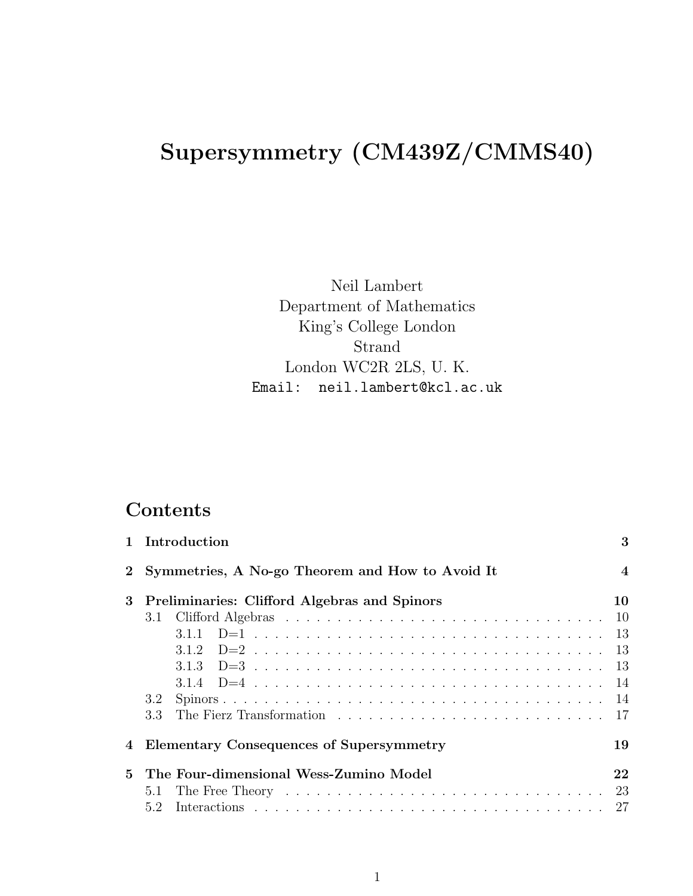# Supersymmetry (CM439Z/CMMS40)

Neil Lambert
Department of Mathematics
King's College London
Strand
London WC2R 2LS, U. K.
Email: `neil.lambert@kcl.ac.uk`

## Contents

**1 Introduction** — **3**

**2 Symmetries, A No-go Theorem and How to Avoid It** — **4**

**3 Preliminaries: Clifford Algebras and Spinors** — **10**

- 3.1 Clifford Algebras — 10
  - 3.1.1 D=1 — 13
  - 3.1.2 D=2 — 13
  - 3.1.3 D=3 — 13
  - 3.1.4 D=4 — 14
- 3.2 Spinors — 14
- 3.3 The Fierz Transformation — 17

**4 Elementary Consequences of Supersymmetry** — **19**

**5 The Four-dimensional Wess-Zumino Model** — **22**

- 5.1 The Free Theory — 23
- 5.2 Interactions — 27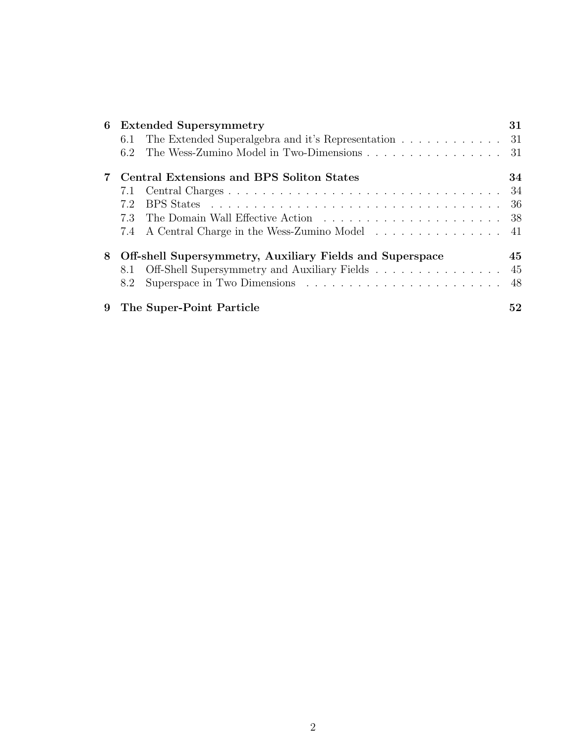**6 Extended Supersymmetry** 31

- 6.1 The Extended Superalgebra and it's Representation . . . . . . . . . . . . 31
- 6.2 The Wess-Zumino Model in Two-Dimensions . . . . . . . . . . . . . . . . 31

**7 Central Extensions and BPS Soliton States** 34

- 7.1 Central Charges . . . . . . . . . . . . . . . . . . . . . . . . . . . . . . . . . . 34
- 7.2 BPS States . . . . . . . . . . . . . . . . . . . . . . . . . . . . . . . . . . . . 36
- 7.3 The Domain Wall Effective Action . . . . . . . . . . . . . . . . . . . . . 38
- 7.4 A Central Charge in the Wess-Zumino Model . . . . . . . . . . . . . . . 41

**8 Off-shell Supersymmetry, Auxiliary Fields and Superspace** 45

- 8.1 Off-Shell Supersymmetry and Auxiliary Fields . . . . . . . . . . . . . . . 45
- 8.2 Superspace in Two Dimensions . . . . . . . . . . . . . . . . . . . . . . . 48

**9 The Super-Point Particle** 52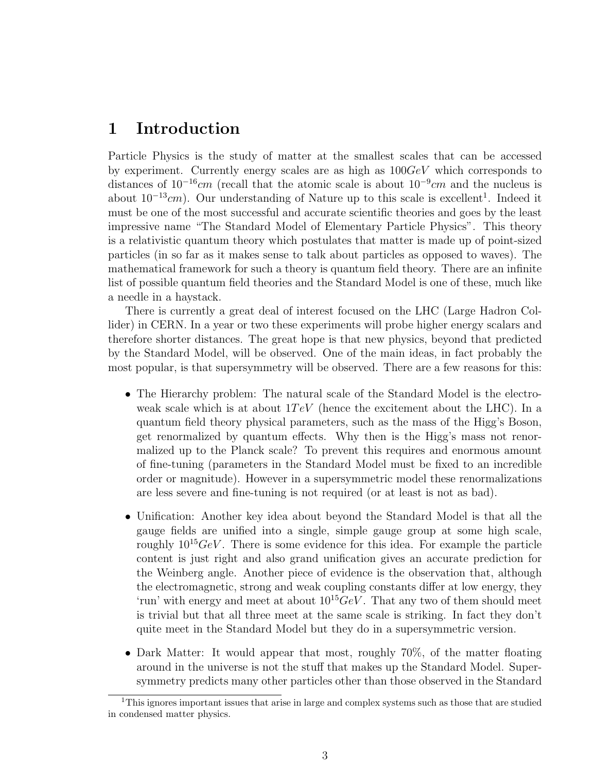# 1 Introduction

Particle Physics is the study of matter at the smallest scales that can be accessed by experiment. Currently energy scales are as high as $100GeV$ which corresponds to distances of $10^{-16}cm$ (recall that the atomic scale is about $10^{-9}cm$ and the nucleus is about $10^{-13}cm$). Our understanding of Nature up to this scale is excellent[1]. Indeed it must be one of the most successful and accurate scientific theories and goes by the least impressive name "The Standard Model of Elementary Particle Physics". This theory is a relativistic quantum theory which postulates that matter is made up of point-sized particles (in so far as it makes sense to talk about particles as opposed to waves). The mathematical framework for such a theory is quantum field theory. There are an infinite list of possible quantum field theories and the Standard Model is one of these, much like a needle in a haystack.

There is currently a great deal of interest focused on the LHC (Large Hadron Collider) in CERN. In a year or two these experiments will probe higher energy scalars and therefore shorter distances. The great hope is that new physics, beyond that predicted by the Standard Model, will be observed. One of the main ideas, in fact probably the most popular, is that supersymmetry will be observed. There are a few reasons for this:

- The Hierarchy problem: The natural scale of the Standard Model is the electroweak scale which is at about $1TeV$ (hence the excitement about the LHC). In a quantum field theory physical parameters, such as the mass of the Higg's Boson, get renormalized by quantum effects. Why then is the Higg's mass not renormalized up to the Planck scale? To prevent this requires and enormous amount of fine-tuning (parameters in the Standard Model must be fixed to an incredible order or magnitude). However in a supersymmetric model these renormalizations are less severe and fine-tuning is not required (or at least is not as bad).

- Unification: Another key idea about beyond the Standard Model is that all the gauge fields are unified into a single, simple gauge group at some high scale, roughly $10^{15}GeV$. There is some evidence for this idea. For example the particle content is just right and also grand unification gives an accurate prediction for the Weinberg angle. Another piece of evidence is the observation that, although the electromagnetic, strong and weak coupling constants differ at low energy, they 'run' with energy and meet at about $10^{15}GeV$. That any two of them should meet is trivial but that all three meet at the same scale is striking. In fact they don't quite meet in the Standard Model but they do in a supersymmetric version.

- Dark Matter: It would appear that most, roughly 70%, of the matter floating around in the universe is not the stuff that makes up the Standard Model. Supersymmetry predicts many other particles other than those observed in the Standard

[1] This ignores important issues that arise in large and complex systems such as those that are studied in condensed matter physics.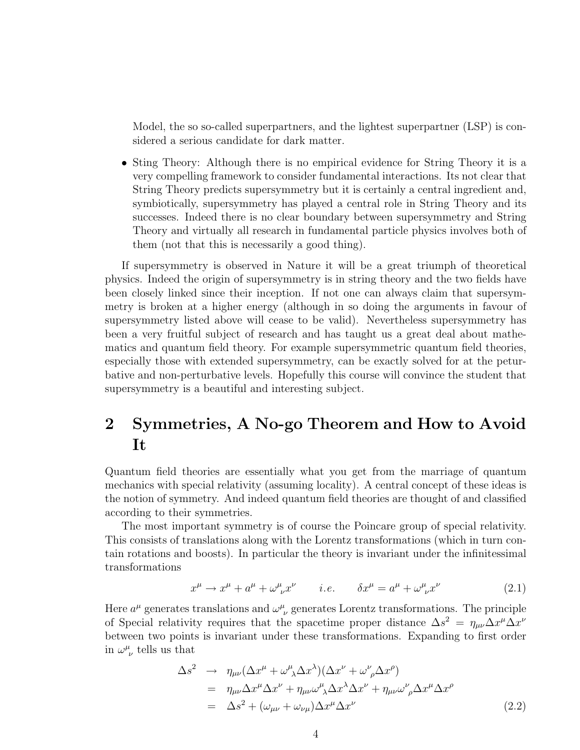Model, the so so-called superpartners, and the lightest superpartner (LSP) is considered a serious candidate for dark matter.

- Sting Theory: Although there is no empirical evidence for String Theory it is a very compelling framework to consider fundamental interactions. Its not clear that String Theory predicts supersymmetry but it is certainly a central ingredient and, symbiotically, supersymmetry has played a central role in String Theory and its successes. Indeed there is no clear boundary between supersymmetry and String Theory and virtually all research in fundamental particle physics involves both of them (not that this is necessarily a good thing).

If supersymmetry is observed in Nature it will be a great triumph of theoretical physics. Indeed the origin of supersymmetry is in string theory and the two fields have been closely linked since their inception. If not one can always claim that supersymmetry is broken at a higher energy (although in so doing the arguments in favour of supersymmetry listed above will cease to be valid). Nevertheless supersymmetry has been a very fruitful subject of research and has taught us a great deal about mathematics and quantum field theory. For example supersymmetric quantum field theories, especially those with extended supersymmetry, can be exactly solved for at the peturbative and non-perturbative levels. Hopefully this course will convince the student that supersymmetry is a beautiful and interesting subject.

# 2 Symmetries, A No-go Theorem and How to Avoid It

Quantum field theories are essentially what you get from the marriage of quantum mechanics with special relativity (assuming locality). A central concept of these ideas is the notion of symmetry. And indeed quantum field theories are thought of and classified according to their symmetries.

The most important symmetry is of course the Poincare group of special relativity. This consists of translations along with the Lorentz transformations (which in turn contain rotations and boosts). In particular the theory is invariant under the infinitessimal transformations

$$x^\mu \to x^\mu + a^\mu + \omega^\mu{}_\nu x^\nu \qquad i.e. \qquad \delta x^\mu = a^\mu + \omega^\mu{}_\nu x^\nu \tag{2.1}$$

Here $a^\mu$ generates translations and $\omega^\mu{}_\nu$ generates Lorentz transformations. The principle of Special relativity requires that the spacetime proper distance $\Delta s^2 = \eta_{\mu\nu}\Delta x^\mu \Delta x^\nu$ between two points is invariant under these transformations. Expanding to first order in $\omega^\mu{}_\nu$ tells us that

$$\begin{aligned}
\Delta s^2 &\to \eta_{\mu\nu}(\Delta x^\mu + \omega^\mu{}_\lambda \Delta x^\lambda)(\Delta x^\nu + \omega^\nu{}_\rho \Delta x^\rho) \\
&= \eta_{\mu\nu}\Delta x^\mu \Delta x^\nu + \eta_{\mu\nu}\omega^\mu{}_\lambda \Delta x^\lambda \Delta x^\nu + \eta_{\mu\nu}\omega^\nu{}_\rho \Delta x^\mu \Delta x^\rho \\
&= \Delta s^2 + (\omega_{\mu\nu} + \omega_{\nu\mu})\Delta x^\mu \Delta x^\nu
\end{aligned} \tag{2.2}$$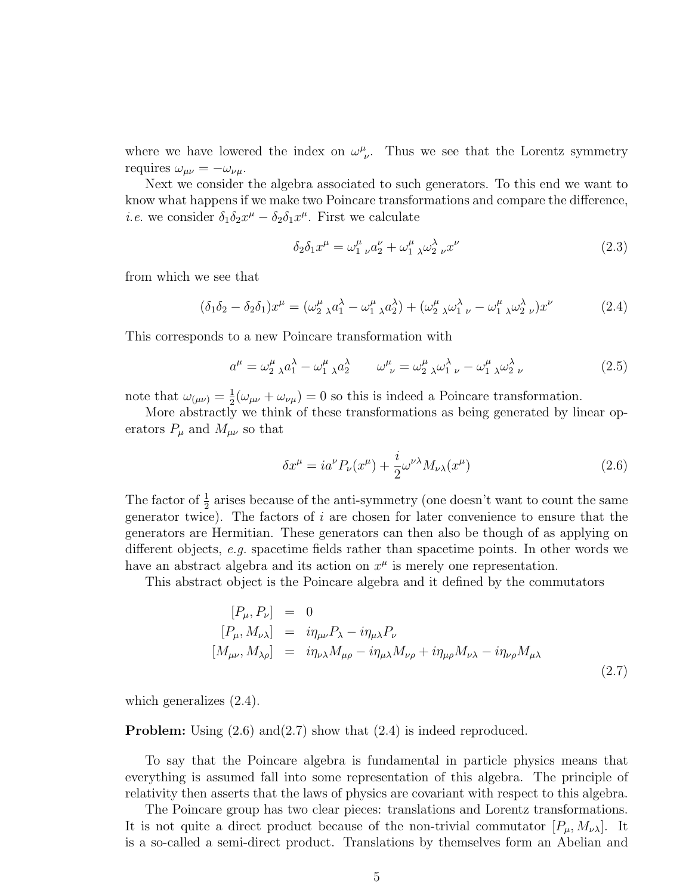where we have lowered the index on $\omega^\mu{}_\nu$. Thus we see that the Lorentz symmetry requires $\omega_{\mu\nu} = -\omega_{\nu\mu}$.

Next we consider the algebra associated to such generators. To this end we want to know what happens if we make two Poincare transformations and compare the difference, *i.e.* we consider $\delta_1\delta_2 x^\mu - \delta_2\delta_1 x^\mu$. First we calculate

$$\delta_2\delta_1 x^\mu = \omega_1^\mu{}_\nu a_2^\nu + \omega_1^\mu{}_\lambda \omega_2^\lambda{}_\nu x^\nu \tag{2.3}$$

from which we see that

$$(\delta_1\delta_2 - \delta_2\delta_1)x^\mu = (\omega_2^\mu{}_\lambda a_1^\lambda - \omega_1^\mu{}_\lambda a_2^\lambda) + (\omega_2^\mu{}_\lambda \omega_1^\lambda{}_\nu - \omega_1^\mu{}_\lambda \omega_2^\lambda{}_\nu)x^\nu \tag{2.4}$$

This corresponds to a new Poincare transformation with

$$a^\mu = \omega_2^\mu{}_\lambda a_1^\lambda - \omega_1^\mu{}_\lambda a_2^\lambda \qquad \omega^\mu{}_\nu = \omega_2^\mu{}_\lambda \omega_1^\lambda{}_\nu - \omega_1^\mu{}_\lambda \omega_2^\lambda{}_\nu \tag{2.5}$$

note that $\omega_{(\mu\nu)} = \frac{1}{2}(\omega_{\mu\nu} + \omega_{\nu\mu}) = 0$ so this is indeed a Poincare transformation.

More abstractly we think of these transformations as being generated by linear operators $P_\mu$ and $M_{\mu\nu}$ so that

$$\delta x^\mu = i a^\nu P_\nu(x^\mu) + \frac{i}{2}\omega^{\nu\lambda} M_{\nu\lambda}(x^\mu) \tag{2.6}$$

The factor of $\frac{1}{2}$ arises because of the anti-symmetry (one doesn't want to count the same generator twice). The factors of $i$ are chosen for later convenience to ensure that the generators are Hermitian. These generators can then also be though of as applying on different objects, *e.g.* spacetime fields rather than spacetime points. In other words we have an abstract algebra and its action on $x^\mu$ is merely one representation.

This abstract object is the Poincare algebra and it defined by the commutators

$$\begin{aligned}
[P_\mu, P_\nu] &= 0 \\
[P_\mu, M_{\nu\lambda}] &= i\eta_{\mu\nu} P_\lambda - i\eta_{\mu\lambda} P_\nu \\
[M_{\mu\nu}, M_{\lambda\rho}] &= i\eta_{\nu\lambda} M_{\mu\rho} - i\eta_{\mu\lambda} M_{\nu\rho} + i\eta_{\mu\rho} M_{\nu\lambda} - i\eta_{\nu\rho} M_{\mu\lambda}
\end{aligned} \tag{2.7}$$

which generalizes (2.4).

**Problem:** Using (2.6) and(2.7) show that (2.4) is indeed reproduced.

To say that the Poincare algebra is fundamental in particle physics means that everything is assumed fall into some representation of this algebra. The principle of relativity then asserts that the laws of physics are covariant with respect to this algebra.

The Poincare group has two clear pieces: translations and Lorentz transformations. It is not quite a direct product because of the non-trivial commutator $[P_\mu, M_{\nu\lambda}]$. It is a so-called a semi-direct product. Translations by themselves form an Abelian and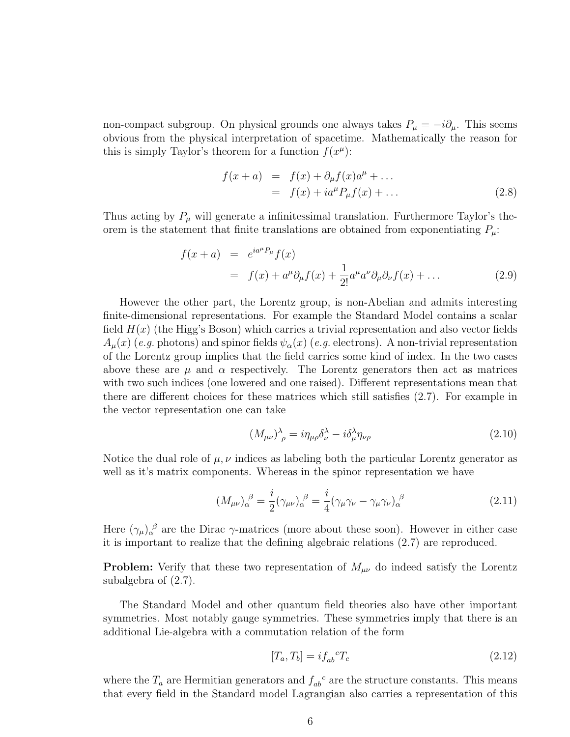non-compact subgroup. On physical grounds one always takes $P_\mu = -i\partial_\mu$. This seems obvious from the physical interpretation of spacetime. Mathematically the reason for this is simply Taylor's theorem for a function $f(x^\mu)$:

$$
\begin{aligned}
f(x+a) &= f(x) + \partial_\mu f(x) a^\mu + \ldots \\
&= f(x) + i a^\mu P_\mu f(x) + \ldots
\end{aligned}
\tag{2.8}
$$

Thus acting by $P_\mu$ will generate a infinitessimal translation. Furthermore Taylor's theorem is the statement that finite translations are obtained from exponentiating $P_\mu$:

$$
\begin{aligned}
f(x+a) &= e^{ia^\mu P_\mu} f(x) \\
&= f(x) + a^\mu \partial_\mu f(x) + \frac{1}{2!} a^\mu a^\nu \partial_\mu \partial_\nu f(x) + \ldots
\end{aligned}
\tag{2.9}
$$

However the other part, the Lorentz group, is non-Abelian and admits interesting finite-dimensional representations. For example the Standard Model contains a scalar field $H(x)$ (the Higg's Boson) which carries a trivial representation and also vector fields $A_\mu(x)$ (*e.g.* photons) and spinor fields $\psi_\alpha(x)$ (*e.g.* electrons). A non-trivial representation of the Lorentz group implies that the field carries some kind of index. In the two cases above these are $\mu$ and $\alpha$ respectively. The Lorentz generators then act as matrices with two such indices (one lowered and one raised). Different representations mean that there are different choices for these matrices which still satisfies (2.7). For example in the vector representation one can take

$$
(M_{\mu\nu})^\lambda{}_\rho = i\eta_{\mu\rho}\delta^\lambda_\nu - i\delta^\lambda_\mu \eta_{\nu\rho}
\tag{2.10}
$$

Notice the dual role of $\mu, \nu$ indices as labeling both the particular Lorentz generator as well as it's matrix components. Whereas in the spinor representation we have

$$
(M_{\mu\nu})_\alpha{}^\beta = \frac{i}{2}(\gamma_{\mu\nu})_\alpha{}^\beta = \frac{i}{4}(\gamma_\mu\gamma_\nu - \gamma_\mu\gamma_\nu)_\alpha{}^\beta
\tag{2.11}
$$

Here $(\gamma_\mu)_\alpha{}^\beta$ are the Dirac $\gamma$-matrices (more about these soon). However in either case it is important to realize that the defining algebraic relations (2.7) are reproduced.

**Problem:** Verify that these two representation of $M_{\mu\nu}$ do indeed satisfy the Lorentz subalgebra of (2.7).

The Standard Model and other quantum field theories also have other important symmetries. Most notably gauge symmetries. These symmetries imply that there is an additional Lie-algebra with a commutation relation of the form

$$
[T_a, T_b] = i f_{ab}{}^c T_c
\tag{2.12}
$$

where the $T_a$ are Hermitian generators and $f_{ab}{}^c$ are the structure constants. This means that every field in the Standard model Lagrangian also carries a representation of this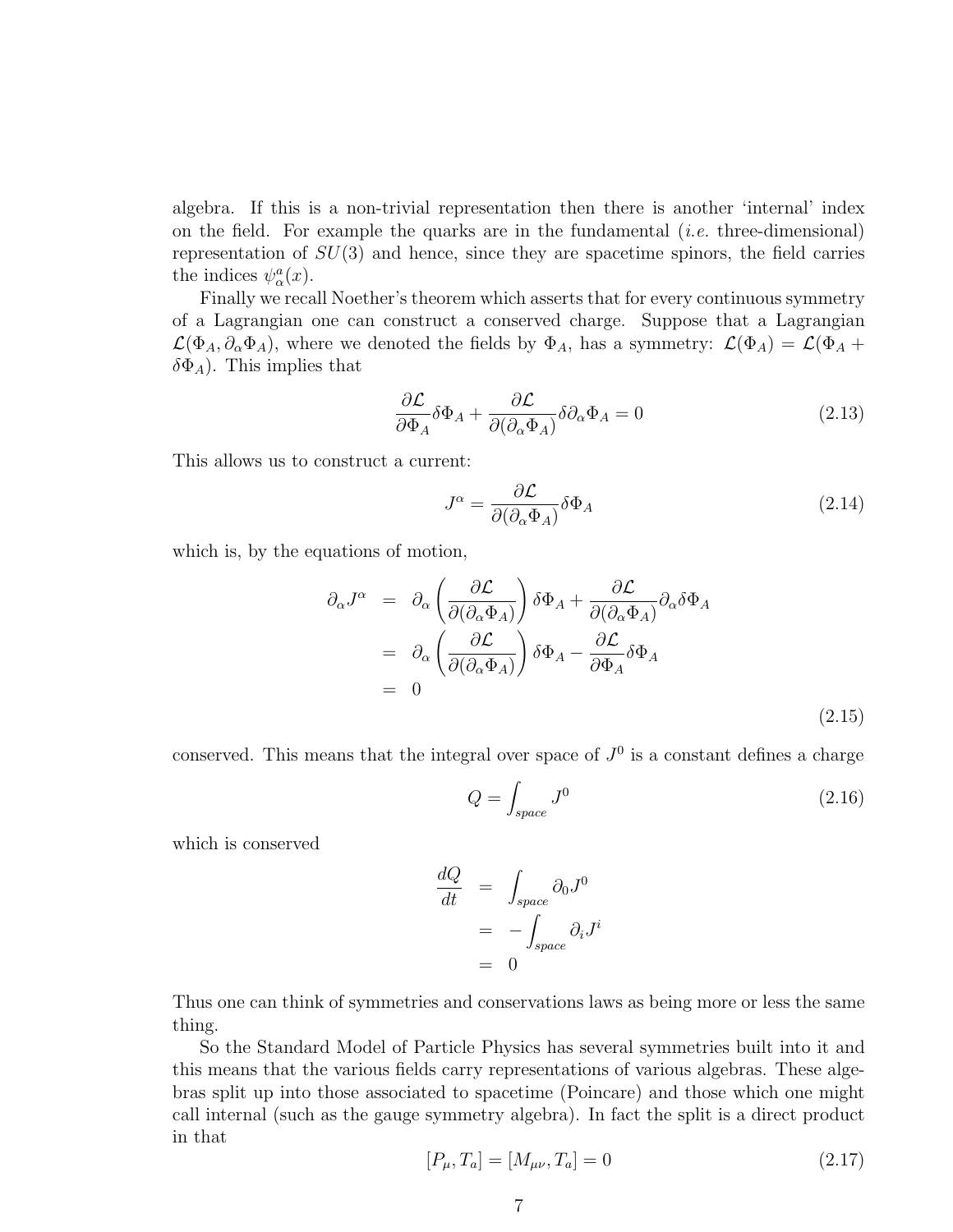algebra. If this is a non-trivial representation then there is another 'internal' index on the field. For example the quarks are in the fundamental (*i.e.* three-dimensional) representation of $SU(3)$ and hence, since they are spacetime spinors, the field carries the indices $\psi^a_\alpha(x)$.

Finally we recall Noether's theorem which asserts that for every continuous symmetry of a Lagrangian one can construct a conserved charge. Suppose that a Lagrangian $\mathcal{L}(\Phi_A, \partial_\alpha\Phi_A)$, where we denoted the fields by $\Phi_A$, has a symmetry: $\mathcal{L}(\Phi_A) = \mathcal{L}(\Phi_A + \delta\Phi_A)$. This implies that

$$\frac{\partial\mathcal{L}}{\partial\Phi_A}\delta\Phi_A + \frac{\partial\mathcal{L}}{\partial(\partial_\alpha\Phi_A)}\delta\partial_\alpha\Phi_A = 0 \tag{2.13}$$

This allows us to construct a current:

$$J^\alpha = \frac{\partial\mathcal{L}}{\partial(\partial_\alpha\Phi_A)}\delta\Phi_A \tag{2.14}$$

which is, by the equations of motion,

$$\begin{aligned}
\partial_\alpha J^\alpha &= \partial_\alpha\left(\frac{\partial\mathcal{L}}{\partial(\partial_\alpha\Phi_A)}\right)\delta\Phi_A + \frac{\partial\mathcal{L}}{\partial(\partial_\alpha\Phi_A)}\partial_\alpha\delta\Phi_A \\
&= \partial_\alpha\left(\frac{\partial\mathcal{L}}{\partial(\partial_\alpha\Phi_A)}\right)\delta\Phi_A - \frac{\partial\mathcal{L}}{\partial\Phi_A}\delta\Phi_A \\
&= 0
\end{aligned} \tag{2.15}$$

conserved. This means that the integral over space of $J^0$ is a constant defines a charge

$$Q = \int_{space} J^0 \tag{2.16}$$

which is conserved

$$\begin{aligned}
\frac{dQ}{dt} &= \int_{space}\partial_0 J^0 \\
&= -\int_{space}\partial_i J^i \\
&= 0
\end{aligned}$$

Thus one can think of symmetries and conservations laws as being more or less the same thing.

So the Standard Model of Particle Physics has several symmetries built into it and this means that the various fields carry representations of various algebras. These algebras split up into those associated to spacetime (Poincare) and those which one might call internal (such as the gauge symmetry algebra). In fact the split is a direct product in that

$$[P_\mu, T_a] = [M_{\mu\nu}, T_a] = 0 \tag{2.17}$$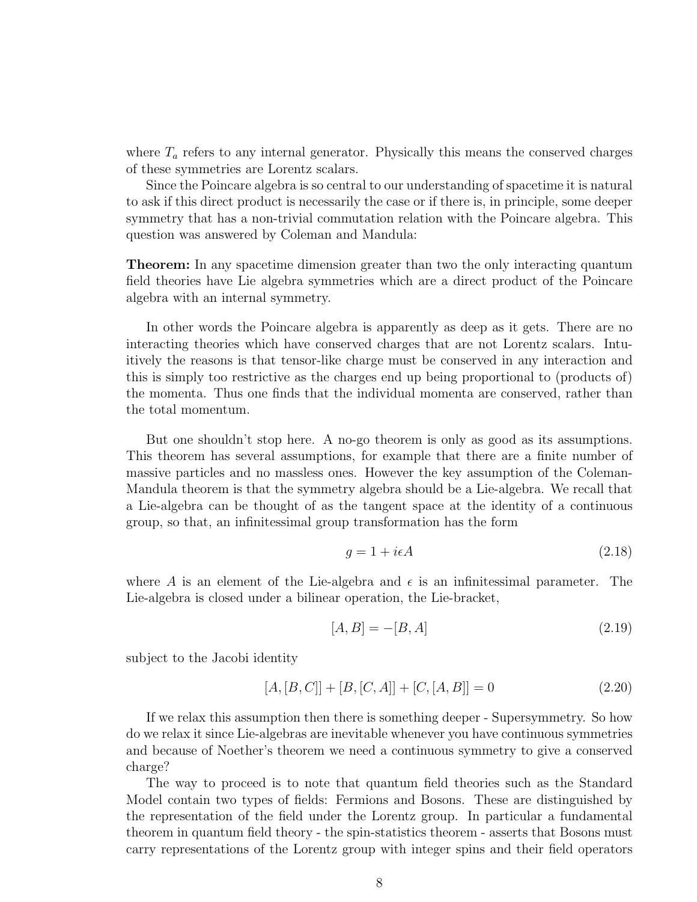where $T_a$ refers to any internal generator. Physically this means the conserved charges of these symmetries are Lorentz scalars.

Since the Poincare algebra is so central to our understanding of spacetime it is natural to ask if this direct product is necessarily the case or if there is, in principle, some deeper symmetry that has a non-trivial commutation relation with the Poincare algebra. This question was answered by Coleman and Mandula:

**Theorem:** In any spacetime dimension greater than two the only interacting quantum field theories have Lie algebra symmetries which are a direct product of the Poincare algebra with an internal symmetry.

In other words the Poincare algebra is apparently as deep as it gets. There are no interacting theories which have conserved charges that are not Lorentz scalars. Intuitively the reasons is that tensor-like charge must be conserved in any interaction and this is simply too restrictive as the charges end up being proportional to (products of) the momenta. Thus one finds that the individual momenta are conserved, rather than the total momentum.

But one shouldn't stop here. A no-go theorem is only as good as its assumptions. This theorem has several assumptions, for example that there are a finite number of massive particles and no massless ones. However the key assumption of the Coleman-Mandula theorem is that the symmetry algebra should be a Lie-algebra. We recall that a Lie-algebra can be thought of as the tangent space at the identity of a continuous group, so that, an infinitessimal group transformation has the form

$$g = 1 + i\epsilon A \tag{2.18}$$

where $A$ is an element of the Lie-algebra and $\epsilon$ is an infinitessimal parameter. The Lie-algebra is closed under a bilinear operation, the Lie-bracket,

$$[A, B] = -[B, A] \tag{2.19}$$

subject to the Jacobi identity

$$[A, [B, C]] + [B, [C, A]] + [C, [A, B]] = 0 \tag{2.20}$$

If we relax this assumption then there is something deeper - Supersymmetry. So how do we relax it since Lie-algebras are inevitable whenever you have continuous symmetries and because of Noether's theorem we need a continuous symmetry to give a conserved charge?

The way to proceed is to note that quantum field theories such as the Standard Model contain two types of fields: Fermions and Bosons. These are distinguished by the representation of the field under the Lorentz group. In particular a fundamental theorem in quantum field theory - the spin-statistics theorem - asserts that Bosons must carry representations of the Lorentz group with integer spins and their field operators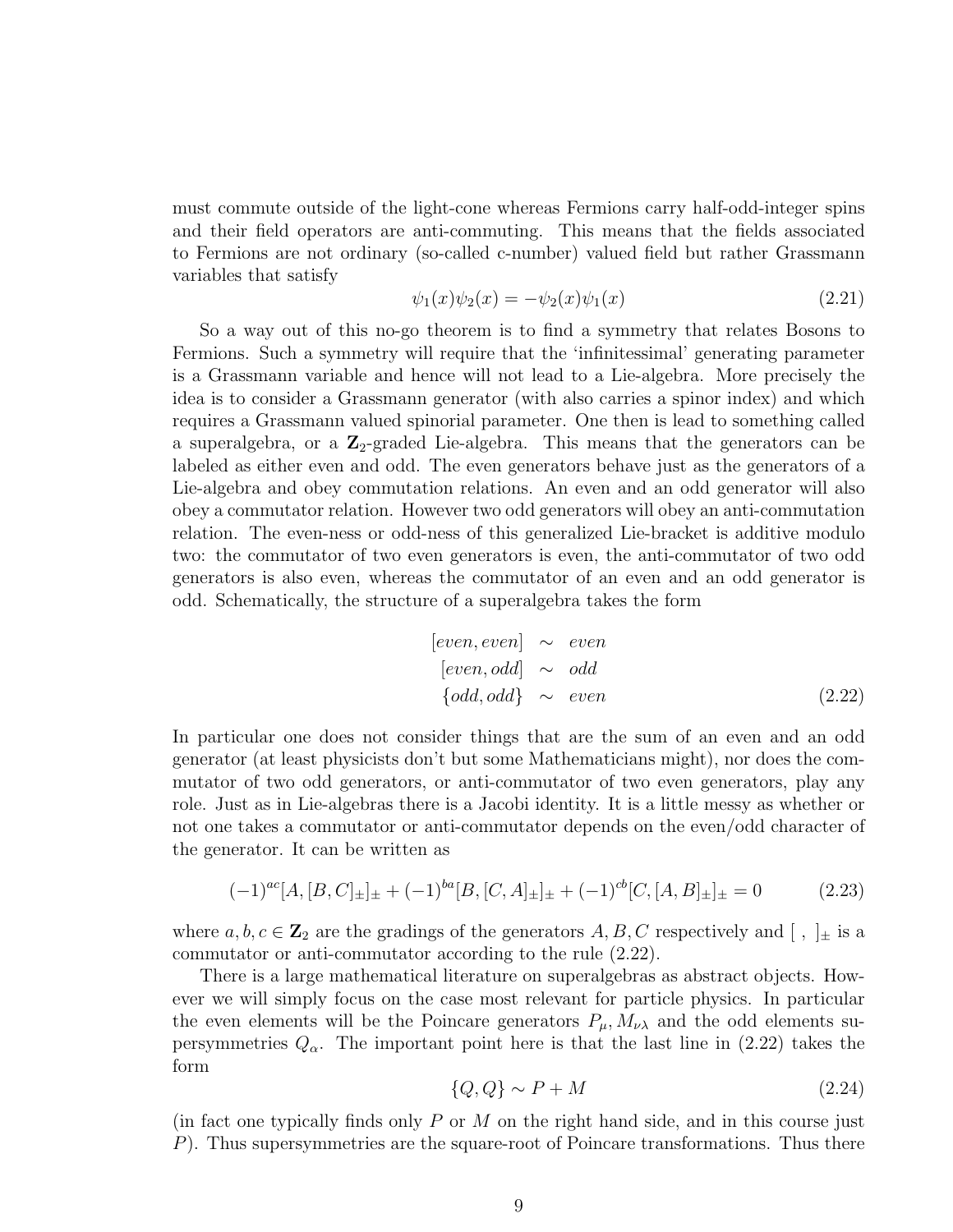must commute outside of the light-cone whereas Fermions carry half-odd-integer spins and their field operators are anti-commuting. This means that the fields associated to Fermions are not ordinary (so-called c-number) valued field but rather Grassmann variables that satisfy

$$\psi_1(x)\psi_2(x) = -\psi_2(x)\psi_1(x) \tag{2.21}$$

So a way out of this no-go theorem is to find a symmetry that relates Bosons to Fermions. Such a symmetry will require that the 'infinitessimal' generating parameter is a Grassmann variable and hence will not lead to a Lie-algebra. More precisely the idea is to consider a Grassmann generator (with also carries a spinor index) and which requires a Grassmann valued spinorial parameter. One then is lead to something called a superalgebra, or a $\mathbf{Z}_2$-graded Lie-algebra. This means that the generators can be labeled as either even and odd. The even generators behave just as the generators of a Lie-algebra and obey commutation relations. An even and an odd generator will also obey a commutator relation. However two odd generators will obey an anti-commutation relation. The even-ness or odd-ness of this generalized Lie-bracket is additive modulo two: the commutator of two even generators is even, the anti-commutator of two odd generators is also even, whereas the commutator of an even and an odd generator is odd. Schematically, the structure of a superalgebra takes the form

$$\begin{aligned}
[even, even] &\sim even \\
[even, odd] &\sim odd \\
\{odd, odd\} &\sim even
\end{aligned} \tag{2.22}$$

In particular one does not consider things that are the sum of an even and an odd generator (at least physicists don't but some Mathematicians might), nor does the commutator of two odd generators, or anti-commutator of two even generators, play any role. Just as in Lie-algebras there is a Jacobi identity. It is a little messy as whether or not one takes a commutator or anti-commutator depends on the even/odd character of the generator. It can be written as

$$(-1)^{ac}[A, [B, C]_\pm]_\pm + (-1)^{ba}[B, [C, A]_\pm]_\pm + (-1)^{cb}[C, [A, B]_\pm]_\pm = 0 \tag{2.23}$$

where $a, b, c \in \mathbf{Z}_2$ are the gradings of the generators $A, B, C$ respectively and $[\ ,\ ]_\pm$ is a commutator or anti-commutator according to the rule (2.22).

There is a large mathematical literature on superalgebras as abstract objects. However we will simply focus on the case most relevant for particle physics. In particular the even elements will be the Poincare generators $P_\mu, M_{\nu\lambda}$ and the odd elements supersymmetries $Q_\alpha$. The important point here is that the last line in (2.22) takes the form

$$\{Q, Q\} \sim P + M \tag{2.24}$$

(in fact one typically finds only $P$ or $M$ on the right hand side, and in this course just $P$). Thus supersymmetries are the square-root of Poincare transformations. Thus there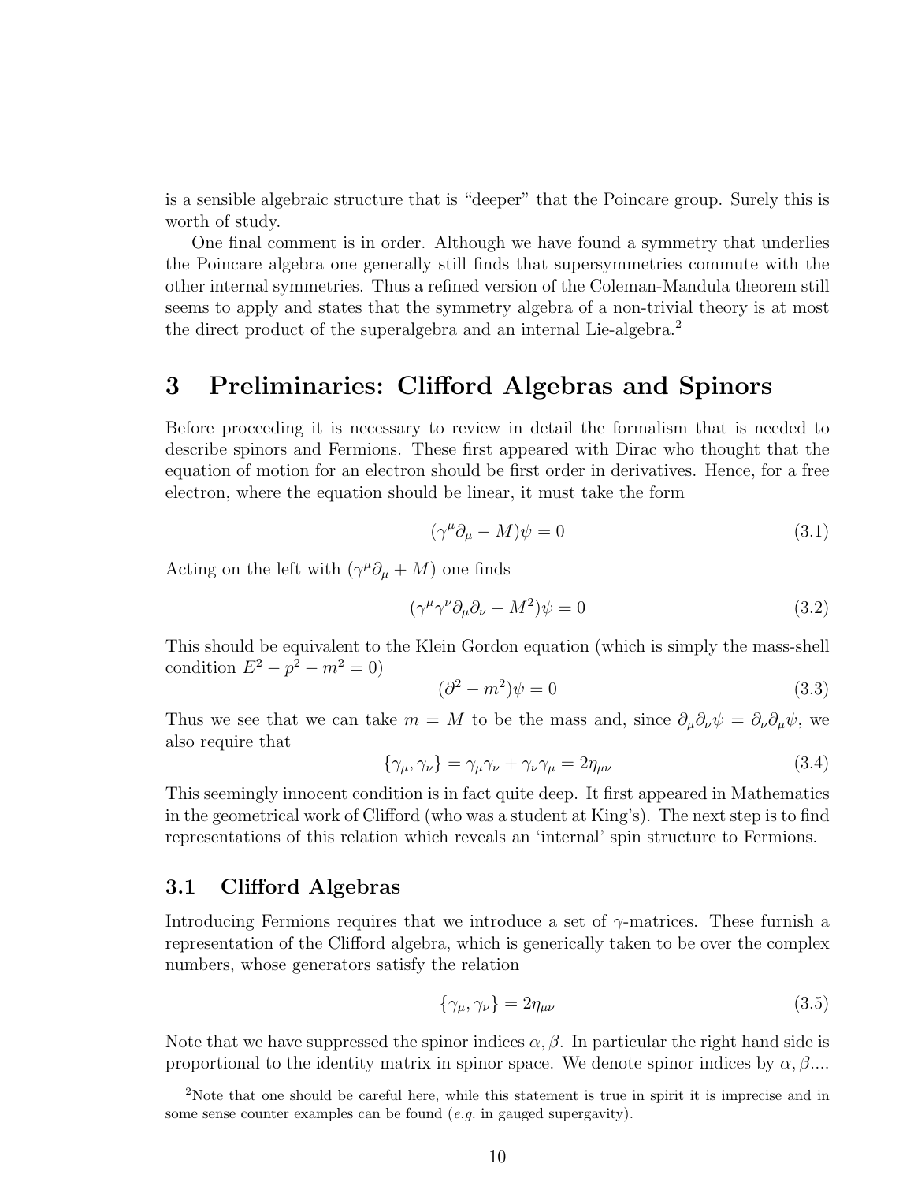is a sensible algebraic structure that is "deeper" that the Poincare group. Surely this is worth of study.

One final comment is in order. Although we have found a symmetry that underlies the Poincare algebra one generally still finds that supersymmetries commute with the other internal symmetries. Thus a refined version of the Coleman-Mandula theorem still seems to apply and states that the symmetry algebra of a non-trivial theory is at most the direct product of the superalgebra and an internal Lie-algebra.[2]

# 3 Preliminaries: Clifford Algebras and Spinors

Before proceeding it is necessary to review in detail the formalism that is needed to describe spinors and Fermions. These first appeared with Dirac who thought that the equation of motion for an electron should be first order in derivatives. Hence, for a free electron, where the equation should be linear, it must take the form

$$(\gamma^\mu \partial_\mu - M)\psi = 0 \tag{3.1}$$

Acting on the left with $(\gamma^\mu \partial_\mu + M)$ one finds

$$(\gamma^\mu \gamma^\nu \partial_\mu \partial_\nu - M^2)\psi = 0 \tag{3.2}$$

This should be equivalent to the Klein Gordon equation (which is simply the mass-shell condition $E^2 - p^2 - m^2 = 0$)

$$(\partial^2 - m^2)\psi = 0 \tag{3.3}$$

Thus we see that we can take $m = M$ to be the mass and, since $\partial_\mu \partial_\nu \psi = \partial_\nu \partial_\mu \psi$, we also require that

$$\{\gamma_\mu, \gamma_\nu\} = \gamma_\mu \gamma_\nu + \gamma_\nu \gamma_\mu = 2\eta_{\mu\nu} \tag{3.4}$$

This seemingly innocent condition is in fact quite deep. It first appeared in Mathematics in the geometrical work of Clifford (who was a student at King's). The next step is to find representations of this relation which reveals an 'internal' spin structure to Fermions.

## 3.1 Clifford Algebras

Introducing Fermions requires that we introduce a set of $\gamma$-matrices. These furnish a representation of the Clifford algebra, which is generically taken to be over the complex numbers, whose generators satisfy the relation

$$\{\gamma_\mu, \gamma_\nu\} = 2\eta_{\mu\nu} \tag{3.5}$$

Note that we have suppressed the spinor indices $\alpha, \beta$. In particular the right hand side is proportional to the identity matrix in spinor space. We denote spinor indices by $\alpha, \beta$....

[2]Note that one should be careful here, while this statement is true in spirit it is imprecise and in some sense counter examples can be found (*e.g.* in gauged supergavity).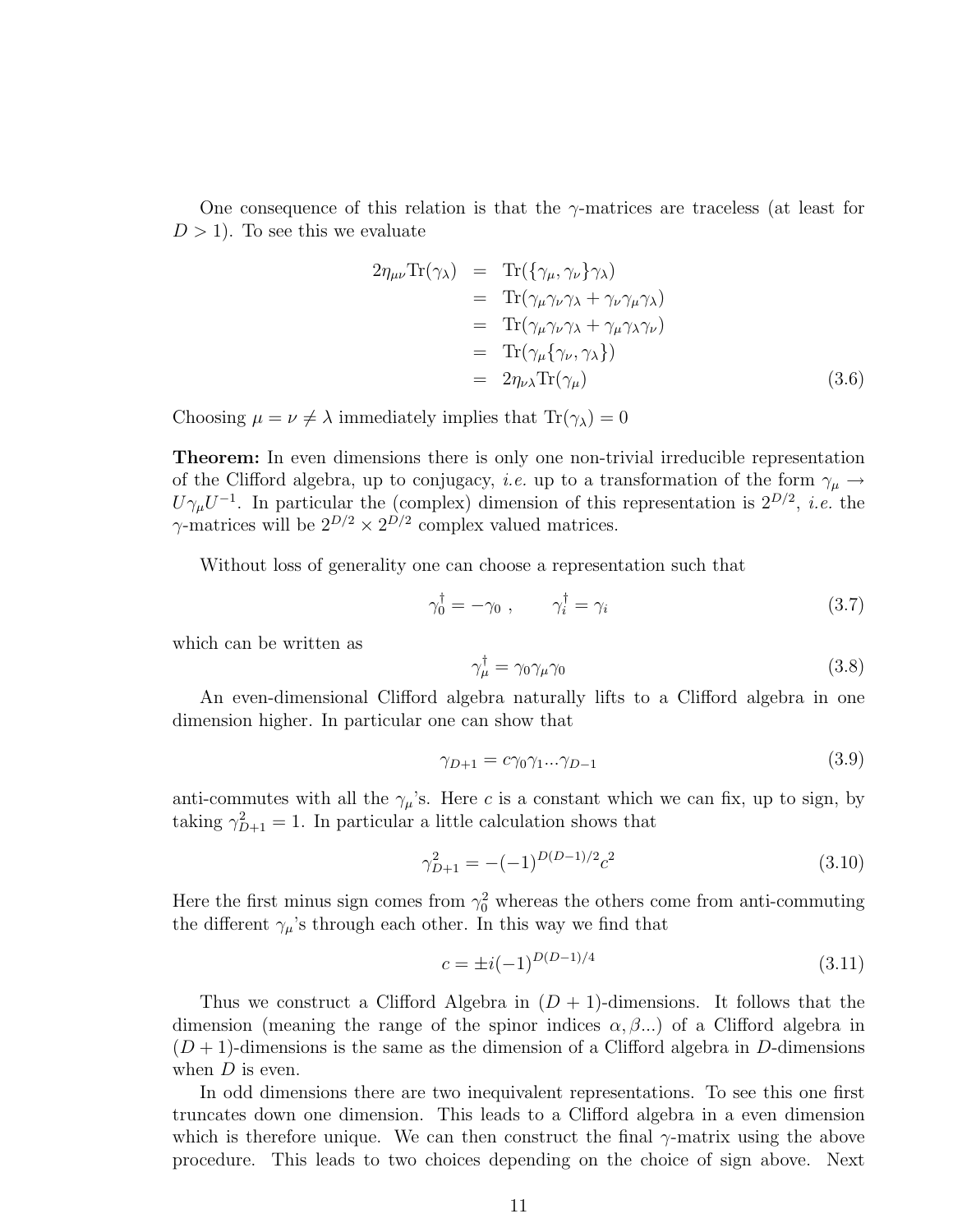One consequence of this relation is that the $\gamma$-matrices are traceless (at least for $D > 1$). To see this we evaluate

$$
\begin{aligned}
2\eta_{\mu\nu}\mathrm{Tr}(\gamma_\lambda) &= \mathrm{Tr}(\{\gamma_\mu, \gamma_\nu\}\gamma_\lambda) \\
&= \mathrm{Tr}(\gamma_\mu\gamma_\nu\gamma_\lambda + \gamma_\nu\gamma_\mu\gamma_\lambda) \\
&= \mathrm{Tr}(\gamma_\mu\gamma_\nu\gamma_\lambda + \gamma_\mu\gamma_\lambda\gamma_\nu) \\
&= \mathrm{Tr}(\gamma_\mu\{\gamma_\nu, \gamma_\lambda\}) \\
&= 2\eta_{\nu\lambda}\mathrm{Tr}(\gamma_\mu)
\end{aligned}
\tag{3.6}
$$

Choosing $\mu = \nu \neq \lambda$ immediately implies that $\mathrm{Tr}(\gamma_\lambda) = 0$

**Theorem:** In even dimensions there is only one non-trivial irreducible representation of the Clifford algebra, up to conjugacy, *i.e.* up to a transformation of the form $\gamma_\mu \to U\gamma_\mu U^{-1}$. In particular the (complex) dimension of this representation is $2^{D/2}$, *i.e.* the $\gamma$-matrices will be $2^{D/2} \times 2^{D/2}$ complex valued matrices.

Without loss of generality one can choose a representation such that

$$
\gamma_0^\dagger = -\gamma_0 \ , \qquad \gamma_i^\dagger = \gamma_i \tag{3.7}
$$

which can be written as

$$
\gamma_\mu^\dagger = \gamma_0\gamma_\mu\gamma_0 \tag{3.8}
$$

An even-dimensional Clifford algebra naturally lifts to a Clifford algebra in one dimension higher. In particular one can show that

$$
\gamma_{D+1} = c\gamma_0\gamma_1...\gamma_{D-1} \tag{3.9}
$$

anti-commutes with all the $\gamma_\mu$'s. Here $c$ is a constant which we can fix, up to sign, by taking $\gamma_{D+1}^2 = 1$. In particular a little calculation shows that

$$
\gamma_{D+1}^2 = -(-1)^{D(D-1)/2}c^2 \tag{3.10}
$$

Here the first minus sign comes from $\gamma_0^2$ whereas the others come from anti-commuting the different $\gamma_\mu$'s through each other. In this way we find that

$$
c = \pm i(-1)^{D(D-1)/4} \tag{3.11}
$$

Thus we construct a Clifford Algebra in $(D+1)$-dimensions. It follows that the dimension (meaning the range of the spinor indices $\alpha, \beta$...) of a Clifford algebra in $(D+1)$-dimensions is the same as the dimension of a Clifford algebra in $D$-dimensions when $D$ is even.

In odd dimensions there are two inequivalent representations. To see this one first truncates down one dimension. This leads to a Clifford algebra in a even dimension which is therefore unique. We can then construct the final $\gamma$-matrix using the above procedure. This leads to two choices depending on the choice of sign above. Next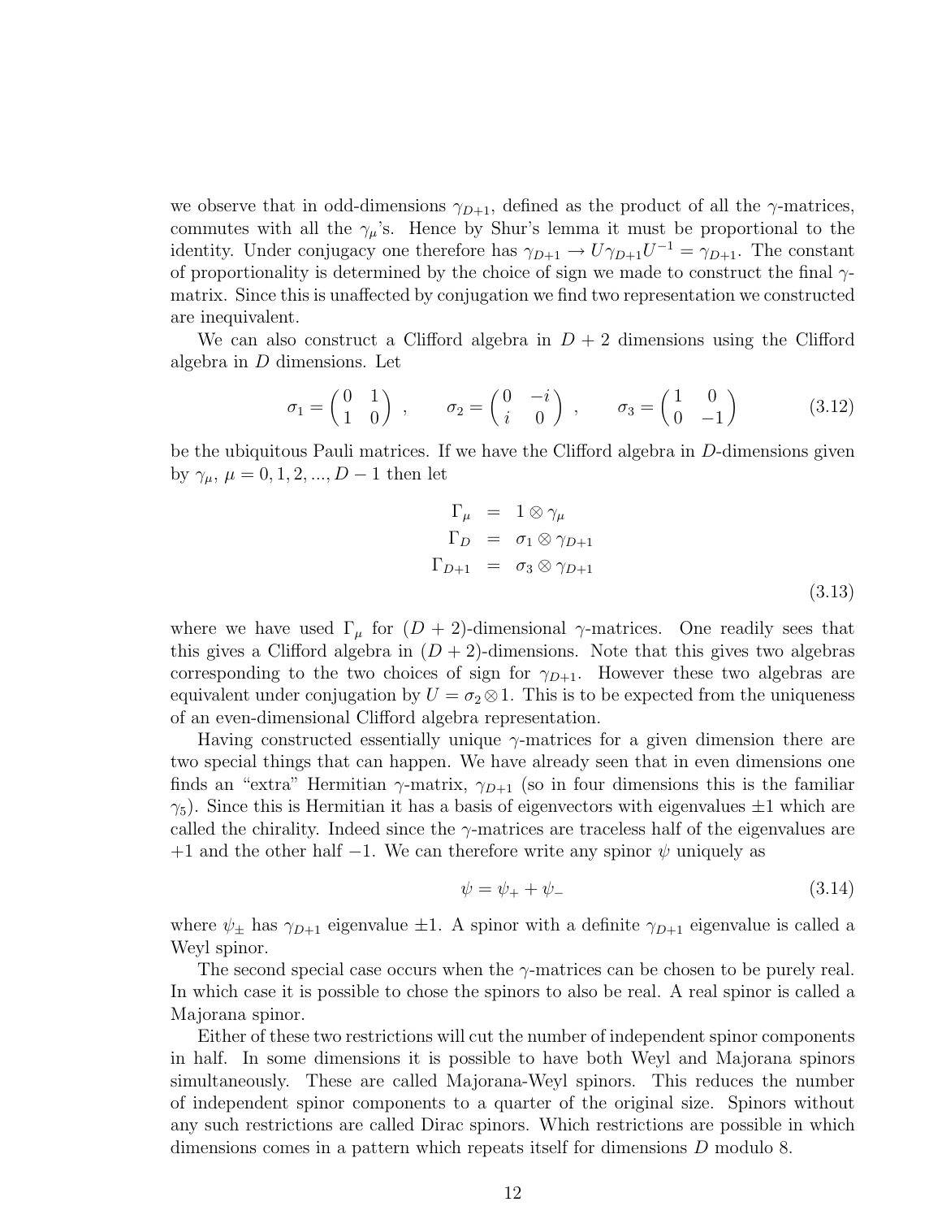we observe that in odd-dimensions $\gamma_{D+1}$, defined as the product of all the $\gamma$-matrices, commutes with all the $\gamma_\mu$'s. Hence by Shur's lemma it must be proportional to the identity. Under conjugacy one therefore has $\gamma_{D+1} \to U\gamma_{D+1}U^{-1} = \gamma_{D+1}$. The constant of proportionality is determined by the choice of sign we made to construct the final $\gamma$-matrix. Since this is unaffected by conjugation we find two representation we constructed are inequivalent.

We can also construct a Clifford algebra in $D+2$ dimensions using the Clifford algebra in $D$ dimensions. Let

$$\sigma_1 = \begin{pmatrix} 0 & 1 \\ 1 & 0 \end{pmatrix} , \qquad \sigma_2 = \begin{pmatrix} 0 & -i \\ i & 0 \end{pmatrix} , \qquad \sigma_3 = \begin{pmatrix} 1 & 0 \\ 0 & -1 \end{pmatrix} \tag{3.12}$$

be the ubiquitous Pauli matrices. If we have the Clifford algebra in $D$-dimensions given by $\gamma_\mu$, $\mu = 0, 1, 2, ..., D-1$ then let

$$\begin{aligned} \Gamma_\mu &= 1 \otimes \gamma_\mu \\ \Gamma_D &= \sigma_1 \otimes \gamma_{D+1} \\ \Gamma_{D+1} &= \sigma_3 \otimes \gamma_{D+1} \end{aligned} \tag{3.13}$$

where we have used $\Gamma_\mu$ for $(D+2)$-dimensional $\gamma$-matrices. One readily sees that this gives a Clifford algebra in $(D+2)$-dimensions. Note that this gives two algebras corresponding to the two choices of sign for $\gamma_{D+1}$. However these two algebras are equivalent under conjugation by $U = \sigma_2 \otimes 1$. This is to be expected from the uniqueness of an even-dimensional Clifford algebra representation.

Having constructed essentially unique $\gamma$-matrices for a given dimension there are two special things that can happen. We have already seen that in even dimensions one finds an "extra" Hermitian $\gamma$-matrix, $\gamma_{D+1}$ (so in four dimensions this is the familiar $\gamma_5$). Since this is Hermitian it has a basis of eigenvectors with eigenvalues $\pm 1$ which are called the chirality. Indeed since the $\gamma$-matrices are traceless half of the eigenvalues are $+1$ and the other half $-1$. We can therefore write any spinor $\psi$ uniquely as

$$\psi = \psi_+ + \psi_- \tag{3.14}$$

where $\psi_\pm$ has $\gamma_{D+1}$ eigenvalue $\pm 1$. A spinor with a definite $\gamma_{D+1}$ eigenvalue is called a Weyl spinor.

The second special case occurs when the $\gamma$-matrices can be chosen to be purely real. In which case it is possible to chose the spinors to also be real. A real spinor is called a Majorana spinor.

Either of these two restrictions will cut the number of independent spinor components in half. In some dimensions it is possible to have both Weyl and Majorana spinors simultaneously. These are called Majorana-Weyl spinors. This reduces the number of independent spinor components to a quarter of the original size. Spinors without any such restrictions are called Dirac spinors. Which restrictions are possible in which dimensions comes in a pattern which repeats itself for dimensions $D$ modulo 8.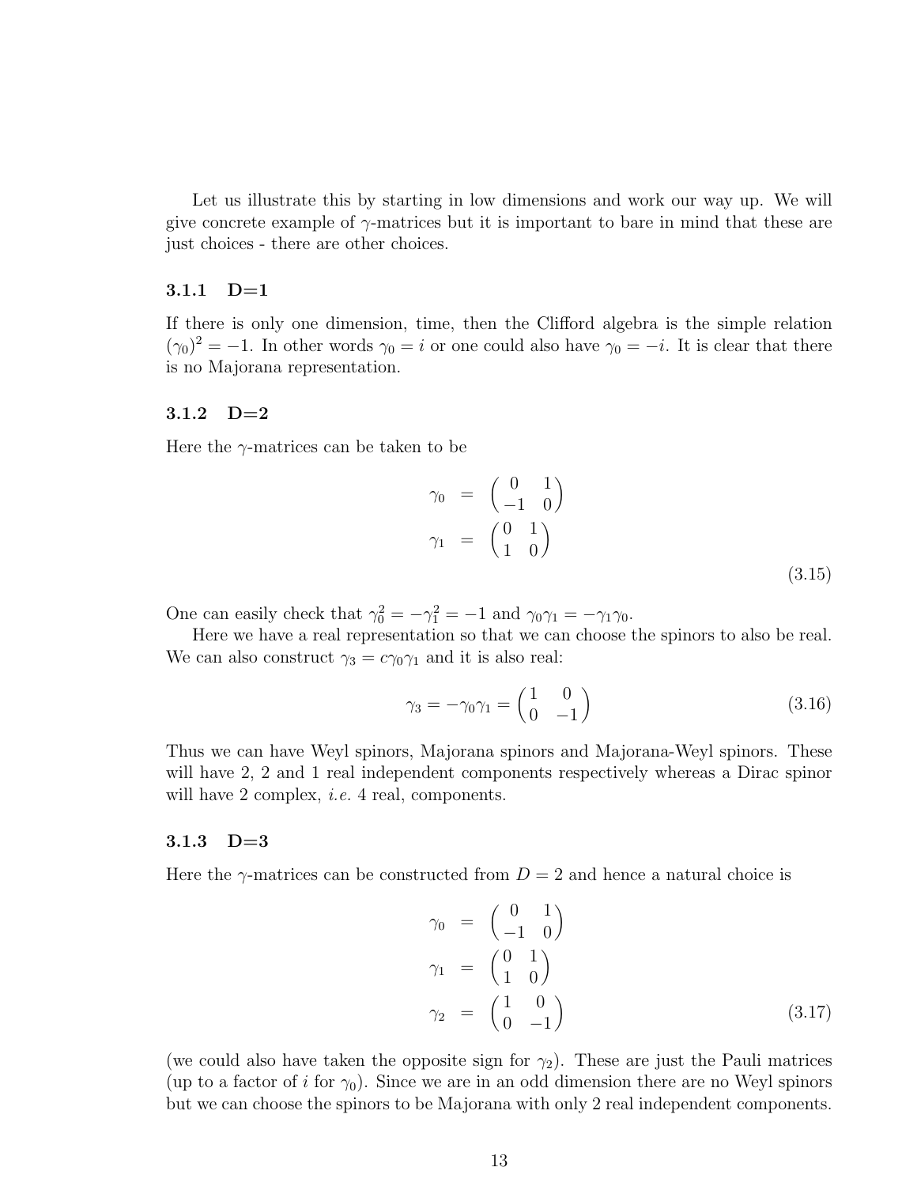Let us illustrate this by starting in low dimensions and work our way up. We will give concrete example of $\gamma$-matrices but it is important to bare in mind that these are just choices - there are other choices.

### 3.1.1 D=1

If there is only one dimension, time, then the Clifford algebra is the simple relation $(\gamma_0)^2 = -1$. In other words $\gamma_0 = i$ or one could also have $\gamma_0 = -i$. It is clear that there is no Majorana representation.

### 3.1.2 D=2

Here the $\gamma$-matrices can be taken to be

$$
\begin{aligned}
\gamma_0 &= \begin{pmatrix} 0 & 1 \\ -1 & 0 \end{pmatrix} \\
\gamma_1 &= \begin{pmatrix} 0 & 1 \\ 1 & 0 \end{pmatrix}
\end{aligned}
\tag{3.15}
$$

One can easily check that $\gamma_0^2 = -\gamma_1^2 = -1$ and $\gamma_0\gamma_1 = -\gamma_1\gamma_0$.

Here we have a real representation so that we can choose the spinors to also be real. We can also construct $\gamma_3 = c\gamma_0\gamma_1$ and it is also real:

$$
\gamma_3 = -\gamma_0\gamma_1 = \begin{pmatrix} 1 & 0 \\ 0 & -1 \end{pmatrix}
\tag{3.16}
$$

Thus we can have Weyl spinors, Majorana spinors and Majorana-Weyl spinors. These will have 2, 2 and 1 real independent components respectively whereas a Dirac spinor will have 2 complex, *i.e.* 4 real, components.

### 3.1.3 D=3

Here the $\gamma$-matrices can be constructed from $D = 2$ and hence a natural choice is

$$
\begin{aligned}
\gamma_0 &= \begin{pmatrix} 0 & 1 \\ -1 & 0 \end{pmatrix} \\
\gamma_1 &= \begin{pmatrix} 0 & 1 \\ 1 & 0 \end{pmatrix} \\
\gamma_2 &= \begin{pmatrix} 1 & 0 \\ 0 & -1 \end{pmatrix}
\end{aligned}
\tag{3.17}
$$

(we could also have taken the opposite sign for $\gamma_2$). These are just the Pauli matrices (up to a factor of $i$ for $\gamma_0$). Since we are in an odd dimension there are no Weyl spinors but we can choose the spinors to be Majorana with only 2 real independent components.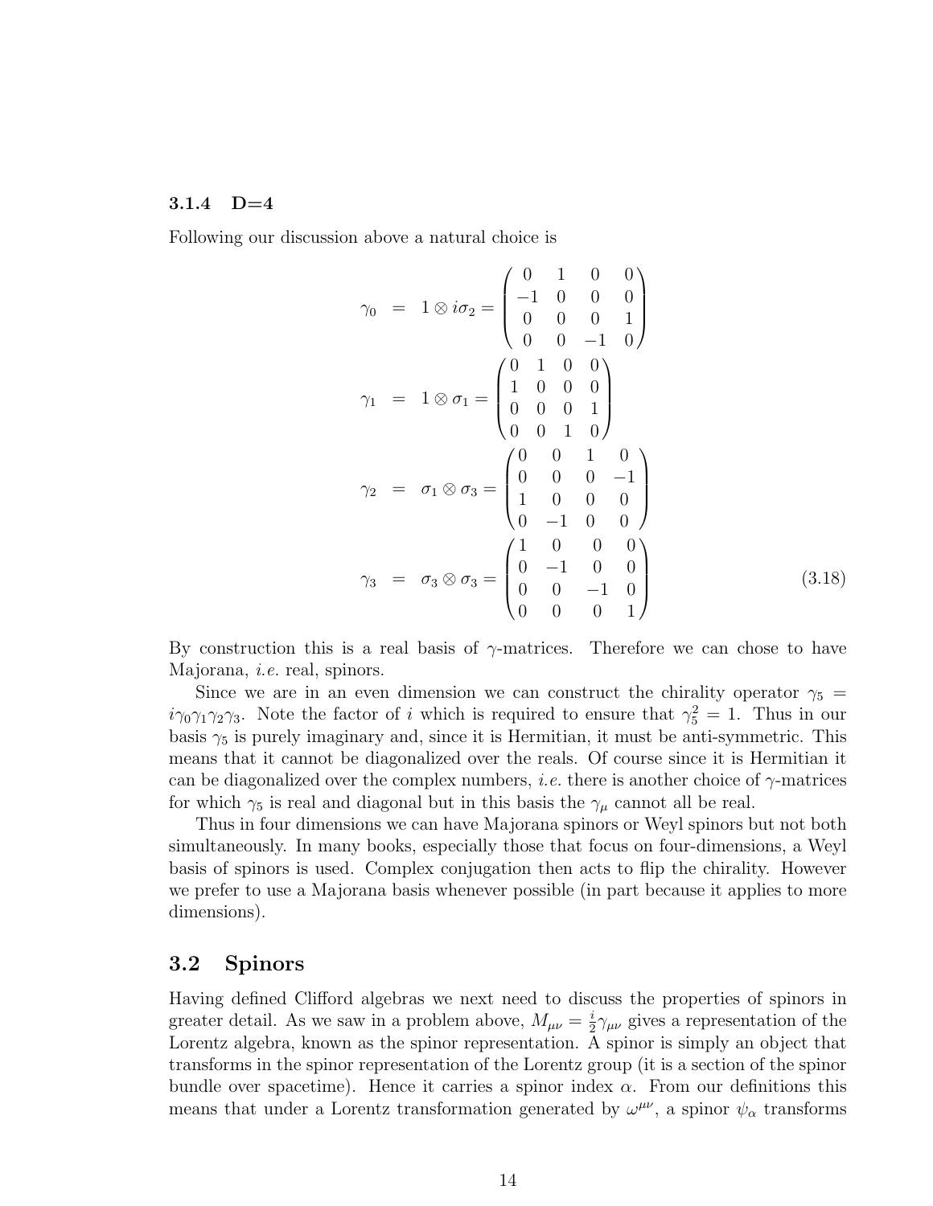### 3.1.4 D=4

Following our discussion above a natural choice is

$$
\begin{aligned}
\gamma_0 &= 1 \otimes i\sigma_2 = \begin{pmatrix} 0 & 1 & 0 & 0 \\ -1 & 0 & 0 & 0 \\ 0 & 0 & 0 & 1 \\ 0 & 0 & -1 & 0 \end{pmatrix} \\
\gamma_1 &= 1 \otimes \sigma_1 = \begin{pmatrix} 0 & 1 & 0 & 0 \\ 1 & 0 & 0 & 0 \\ 0 & 0 & 0 & 1 \\ 0 & 0 & 1 & 0 \end{pmatrix} \\
\gamma_2 &= \sigma_1 \otimes \sigma_3 = \begin{pmatrix} 0 & 0 & 1 & 0 \\ 0 & 0 & 0 & -1 \\ 1 & 0 & 0 & 0 \\ 0 & -1 & 0 & 0 \end{pmatrix} \\
\gamma_3 &= \sigma_3 \otimes \sigma_3 = \begin{pmatrix} 1 & 0 & 0 & 0 \\ 0 & -1 & 0 & 0 \\ 0 & 0 & -1 & 0 \\ 0 & 0 & 0 & 1 \end{pmatrix}
\end{aligned}
\tag{3.18}
$$

By construction this is a real basis of $\gamma$-matrices. Therefore we can chose to have Majorana, *i.e.* real, spinors.

Since we are in an even dimension we can construct the chirality operator $\gamma_5 = i\gamma_0\gamma_1\gamma_2\gamma_3$. Note the factor of $i$ which is required to ensure that $\gamma_5^2 = 1$. Thus in our basis $\gamma_5$ is purely imaginary and, since it is Hermitian, it must be anti-symmetric. This means that it cannot be diagonalized over the reals. Of course since it is Hermitian it can be diagonalized over the complex numbers, *i.e.* there is another choice of $\gamma$-matrices for which $\gamma_5$ is real and diagonal but in this basis the $\gamma_\mu$ cannot all be real.

Thus in four dimensions we can have Majorana spinors or Weyl spinors but not both simultaneously. In many books, especially those that focus on four-dimensions, a Weyl basis of spinors is used. Complex conjugation then acts to flip the chirality. However we prefer to use a Majorana basis whenever possible (in part because it applies to more dimensions).

## 3.2 Spinors

Having defined Clifford algebras we next need to discuss the properties of spinors in greater detail. As we saw in a problem above, $M_{\mu\nu} = \frac{i}{2}\gamma_{\mu\nu}$ gives a representation of the Lorentz algebra, known as the spinor representation. A spinor is simply an object that transforms in the spinor representation of the Lorentz group (it is a section of the spinor bundle over spacetime). Hence it carries a spinor index $\alpha$. From our definitions this means that under a Lorentz transformation generated by $\omega^{\mu\nu}$, a spinor $\psi_\alpha$ transforms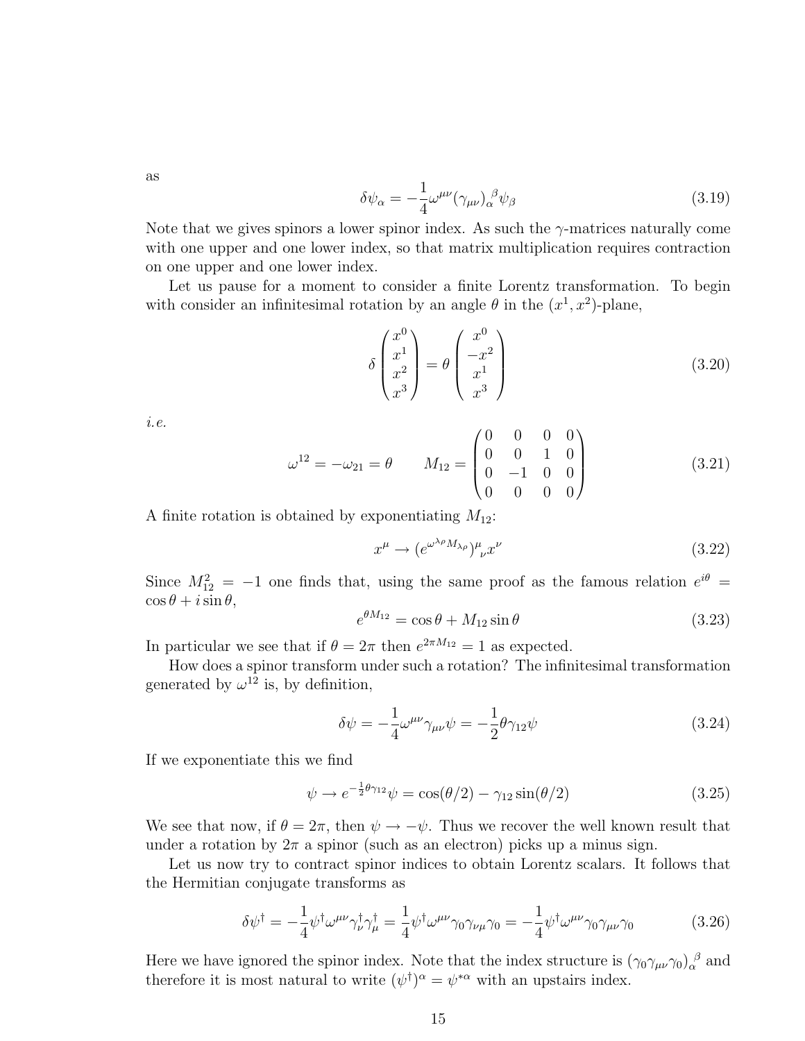as

$$\delta\psi_\alpha = -\frac{1}{4}\omega^{\mu\nu}(\gamma_{\mu\nu})_\alpha{}^\beta\psi_\beta \tag{3.19}$$

Note that we gives spinors a lower spinor index. As such the $\gamma$-matrices naturally come with one upper and one lower index, so that matrix multiplication requires contraction on one upper and one lower index.

Let us pause for a moment to consider a finite Lorentz transformation. To begin with consider an infinitesimal rotation by an angle $\theta$ in the $(x^1, x^2)$-plane,

$$\delta\begin{pmatrix} x^0 \\ x^1 \\ x^2 \\ x^3 \end{pmatrix} = \theta\begin{pmatrix} x^0 \\ -x^2 \\ x^1 \\ x^3 \end{pmatrix} \tag{3.20}$$

*i.e.*

$$\omega^{12} = -\omega_{21} = \theta \qquad M_{12} = \begin{pmatrix} 0 & 0 & 0 & 0 \\ 0 & 0 & 1 & 0 \\ 0 & -1 & 0 & 0 \\ 0 & 0 & 0 & 0 \end{pmatrix} \tag{3.21}$$

A finite rotation is obtained by exponentiating $M_{12}$:

$$x^\mu \to (e^{\omega^{\lambda\rho}M_{\lambda\rho}})^\mu{}_\nu x^\nu \tag{3.22}$$

Since $M_{12}^2 = -1$ one finds that, using the same proof as the famous relation $e^{i\theta} = \cos\theta + i\sin\theta$,

$$e^{\theta M_{12}} = \cos\theta + M_{12}\sin\theta \tag{3.23}$$

In particular we see that if $\theta = 2\pi$ then $e^{2\pi M_{12}} = 1$ as expected.

How does a spinor transform under such a rotation? The infinitesimal transformation generated by $\omega^{12}$ is, by definition,

$$\delta\psi = -\frac{1}{4}\omega^{\mu\nu}\gamma_{\mu\nu}\psi = -\frac{1}{2}\theta\gamma_{12}\psi \tag{3.24}$$

If we exponentiate this we find

$$\psi \to e^{-\frac{1}{2}\theta\gamma_{12}}\psi = \cos(\theta/2) - \gamma_{12}\sin(\theta/2) \tag{3.25}$$

We see that now, if $\theta = 2\pi$, then $\psi \to -\psi$. Thus we recover the well known result that under a rotation by $2\pi$ a spinor (such as an electron) picks up a minus sign.

Let us now try to contract spinor indices to obtain Lorentz scalars. It follows that the Hermitian conjugate transforms as

$$\delta\psi^\dagger = -\frac{1}{4}\psi^\dagger\omega^{\mu\nu}\gamma_\nu^\dagger\gamma_\mu^\dagger = \frac{1}{4}\psi^\dagger\omega^{\mu\nu}\gamma_0\gamma_{\nu\mu}\gamma_0 = -\frac{1}{4}\psi^\dagger\omega^{\mu\nu}\gamma_0\gamma_{\mu\nu}\gamma_0 \tag{3.26}$$

Here we have ignored the spinor index. Note that the index structure is $(\gamma_0\gamma_{\mu\nu}\gamma_0)_\alpha{}^\beta$ and therefore it is most natural to write $(\psi^\dagger)^\alpha = \psi^{*\alpha}$ with an upstairs index.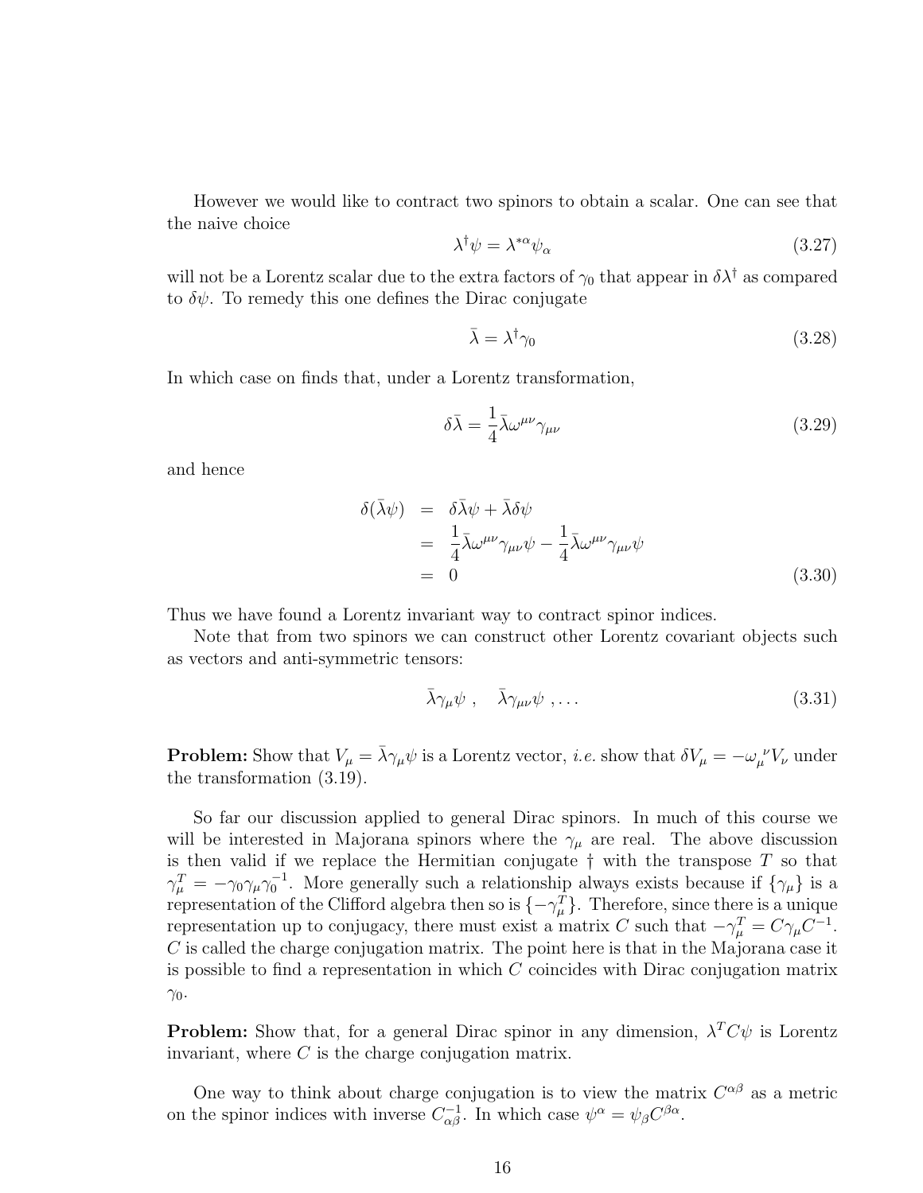However we would like to contract two spinors to obtain a scalar. One can see that the naive choice

$$\lambda^\dagger \psi = \lambda^{*\alpha}\psi_\alpha \tag{3.27}$$

will not be a Lorentz scalar due to the extra factors of $\gamma_0$ that appear in $\delta\lambda^\dagger$ as compared to $\delta\psi$. To remedy this one defines the Dirac conjugate

$$\bar{\lambda} = \lambda^\dagger \gamma_0 \tag{3.28}$$

In which case on finds that, under a Lorentz transformation,

$$\delta\bar{\lambda} = \frac{1}{4}\bar{\lambda}\omega^{\mu\nu}\gamma_{\mu\nu} \tag{3.29}$$

and hence

$$\begin{aligned}
\delta(\bar{\lambda}\psi) &= \delta\bar{\lambda}\psi + \bar{\lambda}\delta\psi \\
&= \frac{1}{4}\bar{\lambda}\omega^{\mu\nu}\gamma_{\mu\nu}\psi - \frac{1}{4}\bar{\lambda}\omega^{\mu\nu}\gamma_{\mu\nu}\psi \\
&= 0
\end{aligned} \tag{3.30}$$

Thus we have found a Lorentz invariant way to contract spinor indices.

Note that from two spinors we can construct other Lorentz covariant objects such as vectors and anti-symmetric tensors:

$$\bar{\lambda}\gamma_\mu\psi\ , \quad \bar{\lambda}\gamma_{\mu\nu}\psi\ , \ldots \tag{3.31}$$

**Problem:** Show that $V_\mu = \bar{\lambda}\gamma_\mu\psi$ is a Lorentz vector, *i.e.* show that $\delta V_\mu = -\omega_\mu{}^\nu V_\nu$ under the transformation (3.19).

So far our discussion applied to general Dirac spinors. In much of this course we will be interested in Majorana spinors where the $\gamma_\mu$ are real. The above discussion is then valid if we replace the Hermitian conjugate $\dagger$ with the transpose $T$ so that $\gamma_\mu^T = -\gamma_0\gamma_\mu\gamma_0^{-1}$. More generally such a relationship always exists because if $\{\gamma_\mu\}$ is a representation of the Clifford algebra then so is $\{-\gamma_\mu^T\}$. Therefore, since there is a unique representation up to conjugacy, there must exist a matrix $C$ such that $-\gamma_\mu^T = C\gamma_\mu C^{-1}$. $C$ is called the charge conjugation matrix. The point here is that in the Majorana case it is possible to find a representation in which $C$ coincides with Dirac conjugation matrix $\gamma_0$.

**Problem:** Show that, for a general Dirac spinor in any dimension, $\lambda^T C\psi$ is Lorentz invariant, where $C$ is the charge conjugation matrix.

One way to think about charge conjugation is to view the matrix $C^{\alpha\beta}$ as a metric on the spinor indices with inverse $C^{-1}_{\alpha\beta}$. In which case $\psi^\alpha = \psi_\beta C^{\beta\alpha}$.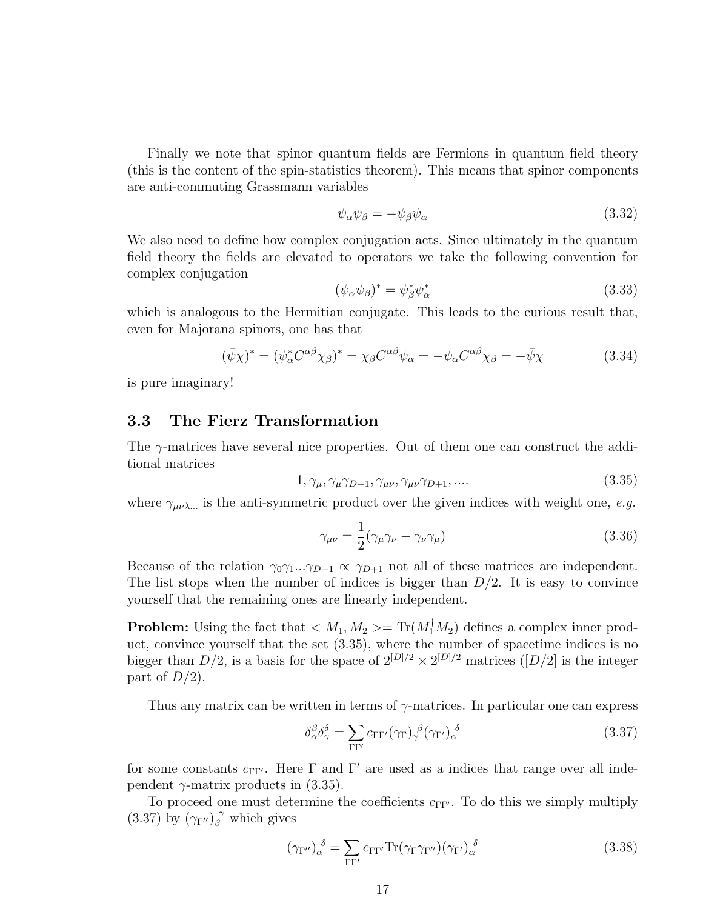Finally we note that spinor quantum fields are Fermions in quantum field theory (this is the content of the spin-statistics theorem). This means that spinor components are anti-commuting Grassmann variables

$$\psi_\alpha \psi_\beta = -\psi_\beta \psi_\alpha \tag{3.32}$$

We also need to define how complex conjugation acts. Since ultimately in the quantum field theory the fields are elevated to operators we take the following convention for complex conjugation

$$(\psi_\alpha \psi_\beta)^* = \psi^*_\beta \psi^*_\alpha \tag{3.33}$$

which is analogous to the Hermitian conjugate. This leads to the curious result that, even for Majorana spinors, one has that

$$(\bar{\psi}\chi)^* = (\psi^*_\alpha C^{\alpha\beta}\chi_\beta)^* = \chi_\beta C^{\alpha\beta}\psi_\alpha = -\psi_\alpha C^{\alpha\beta}\chi_\beta = -\bar{\psi}\chi \tag{3.34}$$

is pure imaginary!

## 3.3 The Fierz Transformation

The $\gamma$-matrices have several nice properties. Out of them one can construct the additional matrices

$$1, \gamma_\mu, \gamma_\mu\gamma_{D+1}, \gamma_{\mu\nu}, \gamma_{\mu\nu}\gamma_{D+1}, .... \tag{3.35}$$

where $\gamma_{\mu\nu\lambda...}$ is the anti-symmetric product over the given indices with weight one, *e.g.*

$$\gamma_{\mu\nu} = \frac{1}{2}(\gamma_\mu\gamma_\nu - \gamma_\nu\gamma_\mu) \tag{3.36}$$

Because of the relation $\gamma_0\gamma_1...\gamma_{D-1} \propto \gamma_{D+1}$ not all of these matrices are independent. The list stops when the number of indices is bigger than $D/2$. It is easy to convince yourself that the remaining ones are linearly independent.

**Problem:** Using the fact that $< M_1, M_2 >= \mathrm{Tr}(M_1^\dagger M_2)$ defines a complex inner product, convince yourself that the set (3.35), where the number of spacetime indices is no bigger than $D/2$, is a basis for the space of $2^{[D]/2} \times 2^{[D]/2}$ matrices ($[D/2]$ is the integer part of $D/2$).

Thus any matrix can be written in terms of $\gamma$-matrices. In particular one can express

$$\delta_\alpha^\beta \delta_\gamma^\delta = \sum_{\Gamma\Gamma'} c_{\Gamma\Gamma'} (\gamma_\Gamma)_\gamma^{\ \beta} (\gamma_{\Gamma'})_\alpha^{\ \delta} \tag{3.37}$$

for some constants $c_{\Gamma\Gamma'}$. Here $\Gamma$ and $\Gamma'$ are used as a indices that range over all independent $\gamma$-matrix products in (3.35).

To proceed one must determine the coefficients $c_{\Gamma\Gamma'}$. To do this we simply multiply (3.37) by $(\gamma_{\Gamma''})_\beta^{\ \gamma}$ which gives

$$(\gamma_{\Gamma''})_\alpha^{\ \delta} = \sum_{\Gamma\Gamma'} c_{\Gamma\Gamma'} \mathrm{Tr}(\gamma_\Gamma\gamma_{\Gamma''})(\gamma_{\Gamma'})_\alpha^{\ \delta} \tag{3.38}$$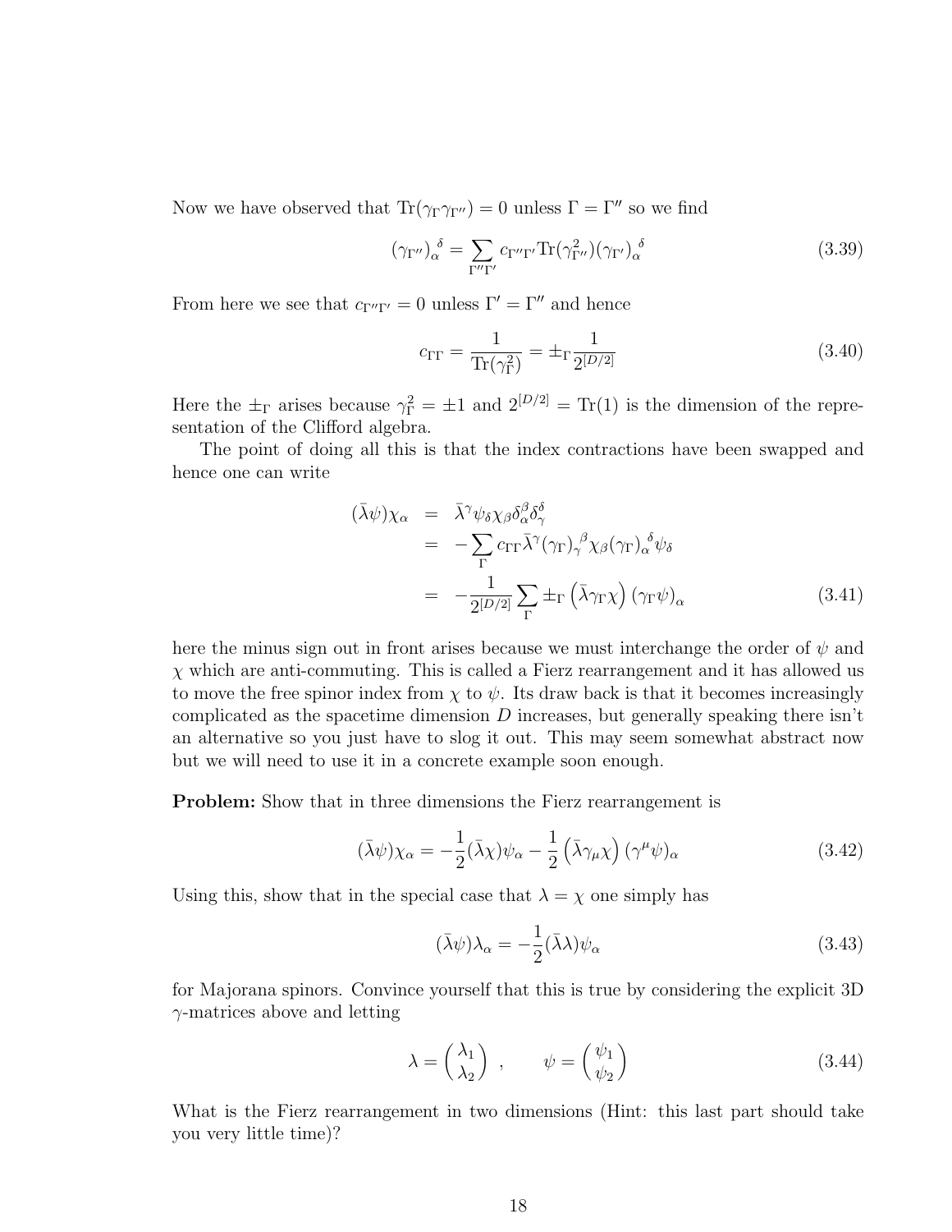Now we have observed that $\text{Tr}(\gamma_\Gamma \gamma_{\Gamma''}) = 0$ unless $\Gamma = \Gamma''$ so we find

$$(\gamma_{\Gamma''})_\alpha^{\ \delta} = \sum_{\Gamma''\Gamma'} c_{\Gamma''\Gamma'} \text{Tr}(\gamma_{\Gamma''}^2)(\gamma_{\Gamma'})_\alpha^{\ \delta} \tag{3.39}$$

From here we see that $c_{\Gamma''\Gamma'} = 0$ unless $\Gamma' = \Gamma''$ and hence

$$c_{\Gamma\Gamma} = \frac{1}{\text{Tr}(\gamma_\Gamma^2)} = \pm_\Gamma \frac{1}{2^{[D/2]}} \tag{3.40}$$

Here the $\pm_\Gamma$ arises because $\gamma_\Gamma^2 = \pm 1$ and $2^{[D/2]} = \text{Tr}(1)$ is the dimension of the representation of the Clifford algebra.

The point of doing all this is that the index contractions have been swapped and hence one can write

$$\begin{aligned}
(\bar{\lambda}\psi)\chi_\alpha &= \bar{\lambda}^\gamma \psi_\delta \chi_\beta \delta_\alpha^\beta \delta_\gamma^\delta \\
&= -\sum_\Gamma c_{\Gamma\Gamma} \bar{\lambda}^\gamma (\gamma_\Gamma)_\gamma^{\ \beta} \chi_\beta (\gamma_\Gamma)_\alpha^{\ \delta} \psi_\delta \\
&= -\frac{1}{2^{[D/2]}} \sum_\Gamma \pm_\Gamma \left(\bar{\lambda}\gamma_\Gamma \chi\right) (\gamma_\Gamma \psi)_\alpha
\end{aligned} \tag{3.41}$$

here the minus sign out in front arises because we must interchange the order of $\psi$ and $\chi$ which are anti-commuting. This is called a Fierz rearrangement and it has allowed us to move the free spinor index from $\chi$ to $\psi$. Its draw back is that it becomes increasingly complicated as the spacetime dimension $D$ increases, but generally speaking there isn't an alternative so you just have to slog it out. This may seem somewhat abstract now but we will need to use it in a concrete example soon enough.

**Problem:** Show that in three dimensions the Fierz rearrangement is

$$(\bar{\lambda}\psi)\chi_\alpha = -\frac{1}{2}(\bar{\lambda}\chi)\psi_\alpha - \frac{1}{2}\left(\bar{\lambda}\gamma_\mu \chi\right)(\gamma^\mu \psi)_\alpha \tag{3.42}$$

Using this, show that in the special case that $\lambda = \chi$ one simply has

$$(\bar{\lambda}\psi)\lambda_\alpha = -\frac{1}{2}(\bar{\lambda}\lambda)\psi_\alpha \tag{3.43}$$

for Majorana spinors. Convince yourself that this is true by considering the explicit 3D $\gamma$-matrices above and letting

$$\lambda = \begin{pmatrix} \lambda_1 \\ \lambda_2 \end{pmatrix}, \qquad \psi = \begin{pmatrix} \psi_1 \\ \psi_2 \end{pmatrix} \tag{3.44}$$

What is the Fierz rearrangement in two dimensions (Hint: this last part should take you very little time)?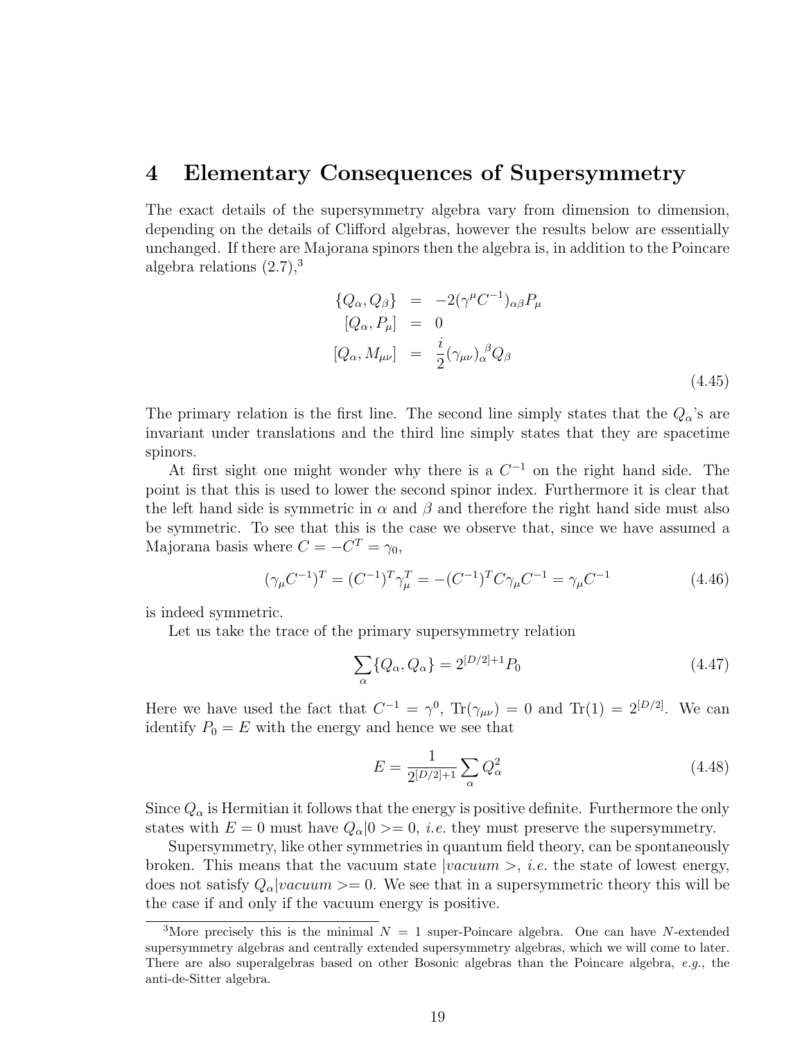# 4 Elementary Consequences of Supersymmetry

The exact details of the supersymmetry algebra vary from dimension to dimension, depending on the details of Clifford algebras, however the results below are essentially unchanged. If there are Majorana spinors then the algebra is, in addition to the Poincare algebra relations (2.7),[3]

$$
\begin{aligned}
\{Q_\alpha, Q_\beta\} &= -2(\gamma^\mu C^{-1})_{\alpha\beta} P_\mu \\
[Q_\alpha, P_\mu] &= 0 \\
[Q_\alpha, M_{\mu\nu}] &= \frac{i}{2}(\gamma_{\mu\nu})_\alpha^{\ \beta} Q_\beta
\end{aligned}
\tag{4.45}
$$

The primary relation is the first line. The second line simply states that the $Q_\alpha$'s are invariant under translations and the third line simply states that they are spacetime spinors.

At first sight one might wonder why there is a $C^{-1}$ on the right hand side. The point is that this is used to lower the second spinor index. Furthermore it is clear that the left hand side is symmetric in $\alpha$ and $\beta$ and therefore the right hand side must also be symmetric. To see that this is the case we observe that, since we have assumed a Majorana basis where $C = -C^T = \gamma_0$,

$$
(\gamma_\mu C^{-1})^T = (C^{-1})^T \gamma_\mu^T = -(C^{-1})^T C \gamma_\mu C^{-1} = \gamma_\mu C^{-1} \tag{4.46}
$$

is indeed symmetric.

Let us take the trace of the primary supersymmetry relation

$$
\sum_\alpha \{Q_\alpha, Q_\alpha\} = 2^{[D/2]+1} P_0 \tag{4.47}
$$

Here we have used the fact that $C^{-1} = \gamma^0$, $\mathrm{Tr}(\gamma_{\mu\nu}) = 0$ and $\mathrm{Tr}(1) = 2^{[D/2]}$. We can identify $P_0 = E$ with the energy and hence we see that

$$
E = \frac{1}{2^{[D/2]+1}} \sum_\alpha Q_\alpha^2 \tag{4.48}
$$

Since $Q_\alpha$ is Hermitian it follows that the energy is positive definite. Furthermore the only states with $E = 0$ must have $Q_\alpha|0>= 0$, *i.e.* they must preserve the supersymmetry.

Supersymmetry, like other symmetries in quantum field theory, can be spontaneously broken. This means that the vacuum state $|vacuum>$, *i.e.* the state of lowest energy, does not satisfy $Q_\alpha|vacuum>= 0$. We see that in a supersymmetric theory this will be the case if and only if the vacuum energy is positive.

[3] More precisely this is the minimal $N = 1$ super-Poincare algebra. One can have $N$-extended supersymmetry algebras and centrally extended supersymmetry algebras, which we will come to later. There are also superalgebras based on other Bosonic algebras than the Poincare algebra, *e.g.*, the anti-de-Sitter algebra.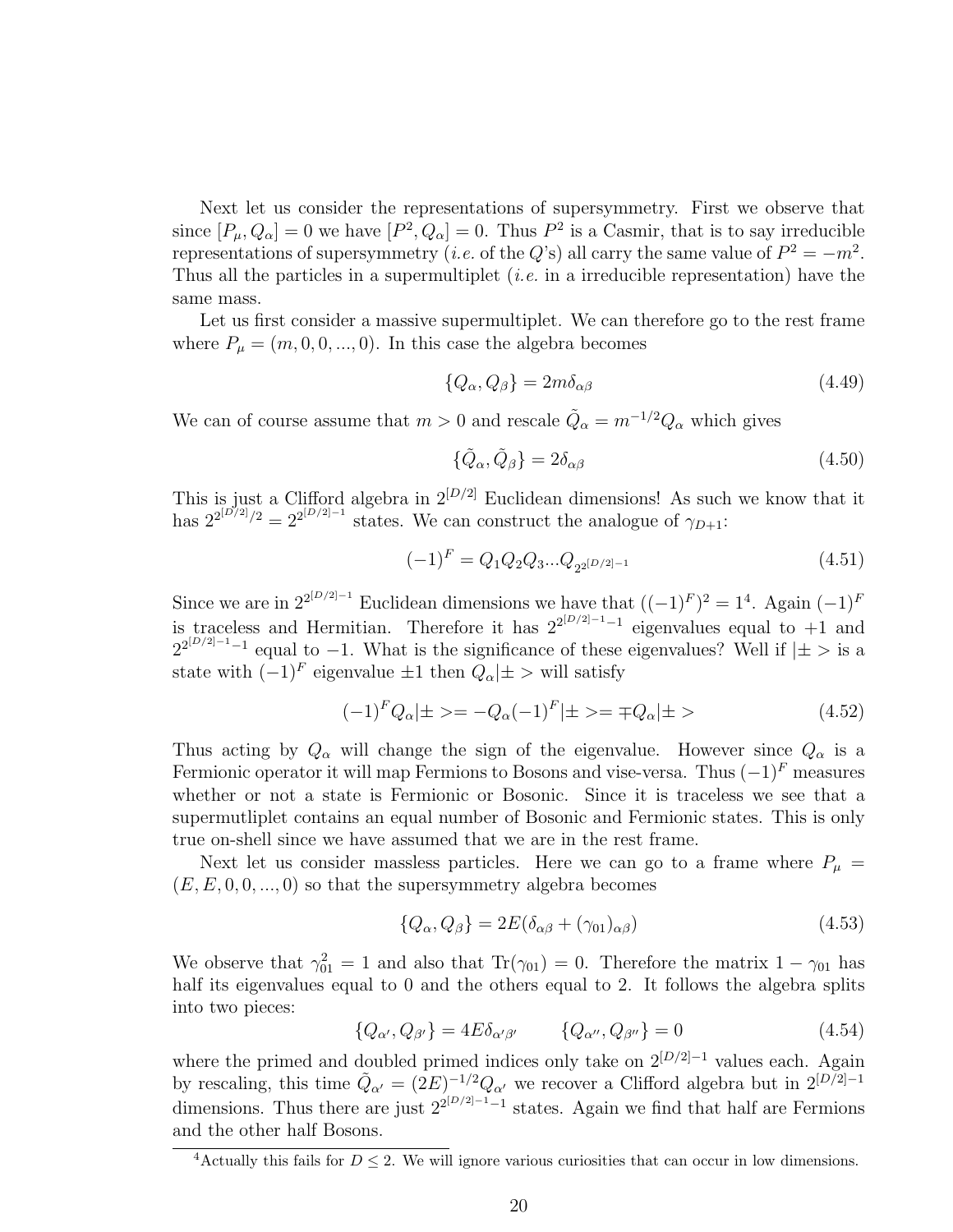Next let us consider the representations of supersymmetry. First we observe that since $[P_\mu, Q_\alpha] = 0$ we have $[P^2, Q_\alpha] = 0$. Thus $P^2$ is a Casmir, that is to say irreducible representations of supersymmetry (*i.e.* of the $Q$'s) all carry the same value of $P^2 = -m^2$. Thus all the particles in a supermultiplet (*i.e.* in a irreducible representation) have the same mass.

Let us first consider a massive supermultiplet. We can therefore go to the rest frame where $P_\mu = (m, 0, 0, ..., 0)$. In this case the algebra becomes

$$\{Q_\alpha, Q_\beta\} = 2m\delta_{\alpha\beta} \tag{4.49}$$

We can of course assume that $m > 0$ and rescale $\tilde{Q}_\alpha = m^{-1/2}Q_\alpha$ which gives

$$\{\tilde{Q}_\alpha, \tilde{Q}_\beta\} = 2\delta_{\alpha\beta} \tag{4.50}$$

This is just a Clifford algebra in $2^{[D/2]}$ Euclidean dimensions! As such we know that it has $2^{2^{[D/2]}/2} = 2^{2^{[D/2]-1}}$ states. We can construct the analogue of $\gamma_{D+1}$:

$$(-1)^F = Q_1 Q_2 Q_3 ... Q_{2^{2^{[D/2]-1}}} \tag{4.51}$$

Since we are in $2^{2^{[D/2]-1}}$ Euclidean dimensions we have that $((-1)^F)^2 = 1$[4]. Again $(-1)^F$ is traceless and Hermitian. Therefore it has $2^{2^{[D/2]-1}-1}$ eigenvalues equal to $+1$ and $2^{2^{[D/2]-1}-1}$ equal to $-1$. What is the significance of these eigenvalues? Well if $|\pm>$ is a state with $(-1)^F$ eigenvalue $\pm 1$ then $Q_\alpha|\pm>$ will satisfy

$$(-1)^F Q_\alpha|\pm> = -Q_\alpha(-1)^F|\pm> = \mp Q_\alpha|\pm> \tag{4.52}$$

Thus acting by $Q_\alpha$ will change the sign of the eigenvalue. However since $Q_\alpha$ is a Fermionic operator it will map Fermions to Bosons and vise-versa. Thus $(-1)^F$ measures whether or not a state is Fermionic or Bosonic. Since it is traceless we see that a supermutliplet contains an equal number of Bosonic and Fermionic states. This is only true on-shell since we have assumed that we are in the rest frame.

Next let us consider massless particles. Here we can go to a frame where $P_\mu = (E, E, 0, 0, ..., 0)$ so that the supersymmetry algebra becomes

$$\{Q_\alpha, Q_\beta\} = 2E(\delta_{\alpha\beta} + (\gamma_{01})_{\alpha\beta}) \tag{4.53}$$

We observe that $\gamma_{01}^2 = 1$ and also that $\mathrm{Tr}(\gamma_{01}) = 0$. Therefore the matrix $1 - \gamma_{01}$ has half its eigenvalues equal to 0 and the others equal to 2. It follows the algebra splits into two pieces:

$$\{Q_{\alpha'}, Q_{\beta'}\} = 4E\delta_{\alpha'\beta'} \qquad \{Q_{\alpha''}, Q_{\beta''}\} = 0 \tag{4.54}$$

where the primed and doubled primed indices only take on $2^{[D/2]-1}$ values each. Again by rescaling, this time $\tilde{Q}_{\alpha'} = (2E)^{-1/2}Q_{\alpha'}$ we recover a Clifford algebra but in $2^{[D/2]-1}$ dimensions. Thus there are just $2^{2^{[D/2]-1}-1}$ states. Again we find that half are Fermions and the other half Bosons.

---

[4] Actually this fails for $D \leq 2$. We will ignore various curiosities that can occur in low dimensions.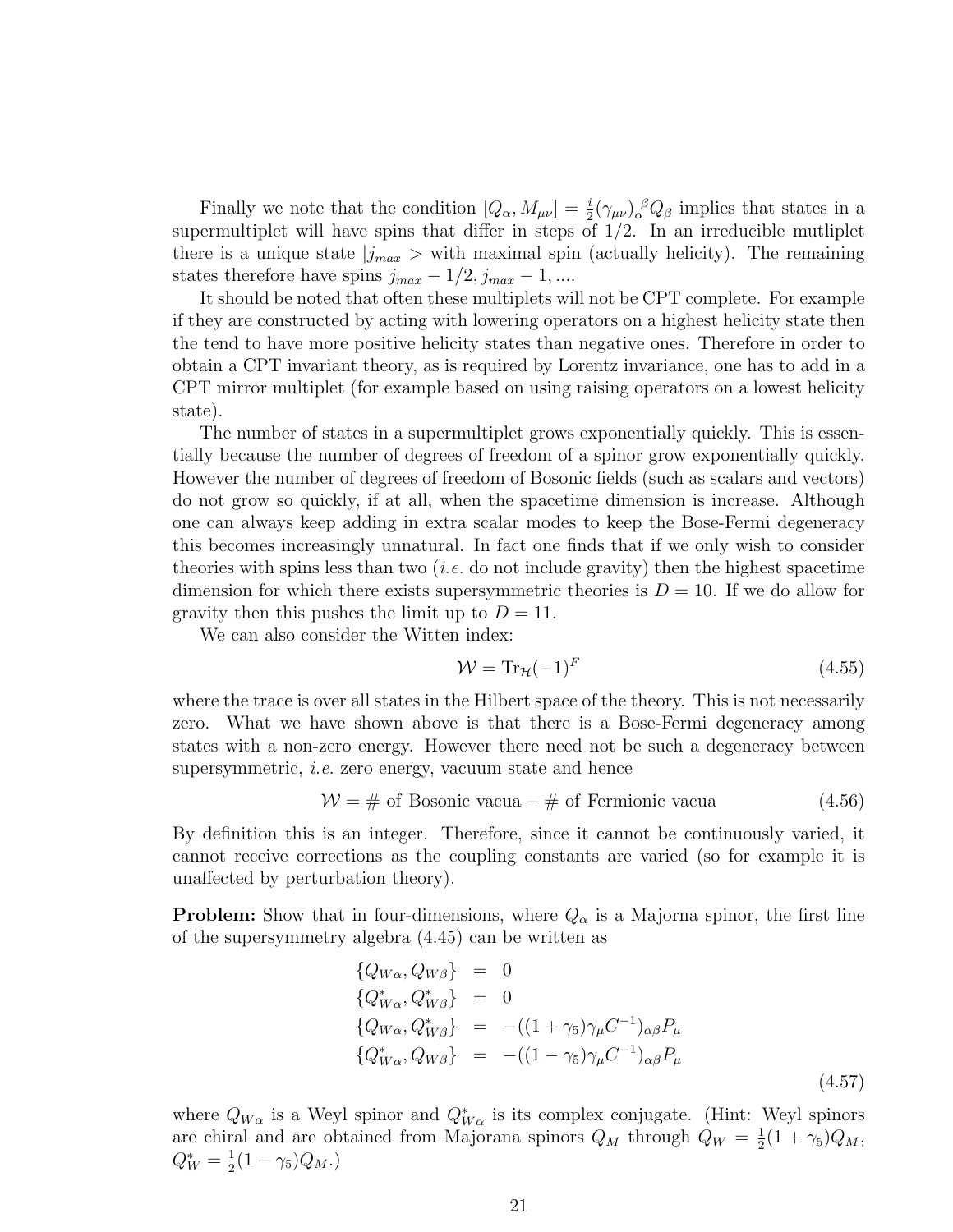Finally we note that the condition $[Q_\alpha, M_{\mu\nu}] = \frac{i}{2}(\gamma_{\mu\nu})_\alpha{}^\beta Q_\beta$ implies that states in a supermultiplet will have spins that differ in steps of 1/2. In an irreducible mutliplet there is a unique state $|j_{max}>$ with maximal spin (actually helicity). The remaining states therefore have spins $j_{max} - 1/2, j_{max} - 1, ....$

It should be noted that often these multiplets will not be CPT complete. For example if they are constructed by acting with lowering operators on a highest helicity state then the tend to have more positive helicity states than negative ones. Therefore in order to obtain a CPT invariant theory, as is required by Lorentz invariance, one has to add in a CPT mirror multiplet (for example based on using raising operators on a lowest helicity state).

The number of states in a supermultiplet grows exponentially quickly. This is essentially because the number of degrees of freedom of a spinor grow exponentially quickly. However the number of degrees of freedom of Bosonic fields (such as scalars and vectors) do not grow so quickly, if at all, when the spacetime dimension is increase. Although one can always keep adding in extra scalar modes to keep the Bose-Fermi degeneracy this becomes increasingly unnatural. In fact one finds that if we only wish to consider theories with spins less than two (*i.e.* do not include gravity) then the highest spacetime dimension for which there exists supersymmetric theories is $D = 10$. If we do allow for gravity then this pushes the limit up to $D = 11$.

We can also consider the Witten index:

$$\mathcal{W} = \mathrm{Tr}_{\mathcal{H}}(-1)^F \tag{4.55}$$

where the trace is over all states in the Hilbert space of the theory. This is not necessarily zero. What we have shown above is that there is a Bose-Fermi degeneracy among states with a non-zero energy. However there need not be such a degeneracy between supersymmetric, *i.e.* zero energy, vacuum state and hence

$$\mathcal{W} = \#\text{ of Bosonic vacua} - \#\text{ of Fermionic vacua} \tag{4.56}$$

By definition this is an integer. Therefore, since it cannot be continuously varied, it cannot receive corrections as the coupling constants are varied (so for example it is unaffected by perturbation theory).

**Problem:** Show that in four-dimensions, where $Q_\alpha$ is a Majorna spinor, the first line of the supersymmetry algebra (4.45) can be written as

$$\begin{aligned}
\{Q_{W\alpha}, Q_{W\beta}\} &= 0 \\
\{Q^*_{W\alpha}, Q^*_{W\beta}\} &= 0 \\
\{Q_{W\alpha}, Q^*_{W\beta}\} &= -((1+\gamma_5)\gamma_\mu C^{-1})_{\alpha\beta} P_\mu \\
\{Q^*_{W\alpha}, Q_{W\beta}\} &= -((1-\gamma_5)\gamma_\mu C^{-1})_{\alpha\beta} P_\mu
\end{aligned} \tag{4.57}$$

where $Q_{W\alpha}$ is a Weyl spinor and $Q^*_{W\alpha}$ is its complex conjugate. (Hint: Weyl spinors are chiral and are obtained from Majorana spinors $Q_M$ through $Q_W = \frac{1}{2}(1+\gamma_5)Q_M$, $Q^*_W = \frac{1}{2}(1-\gamma_5)Q_M$.)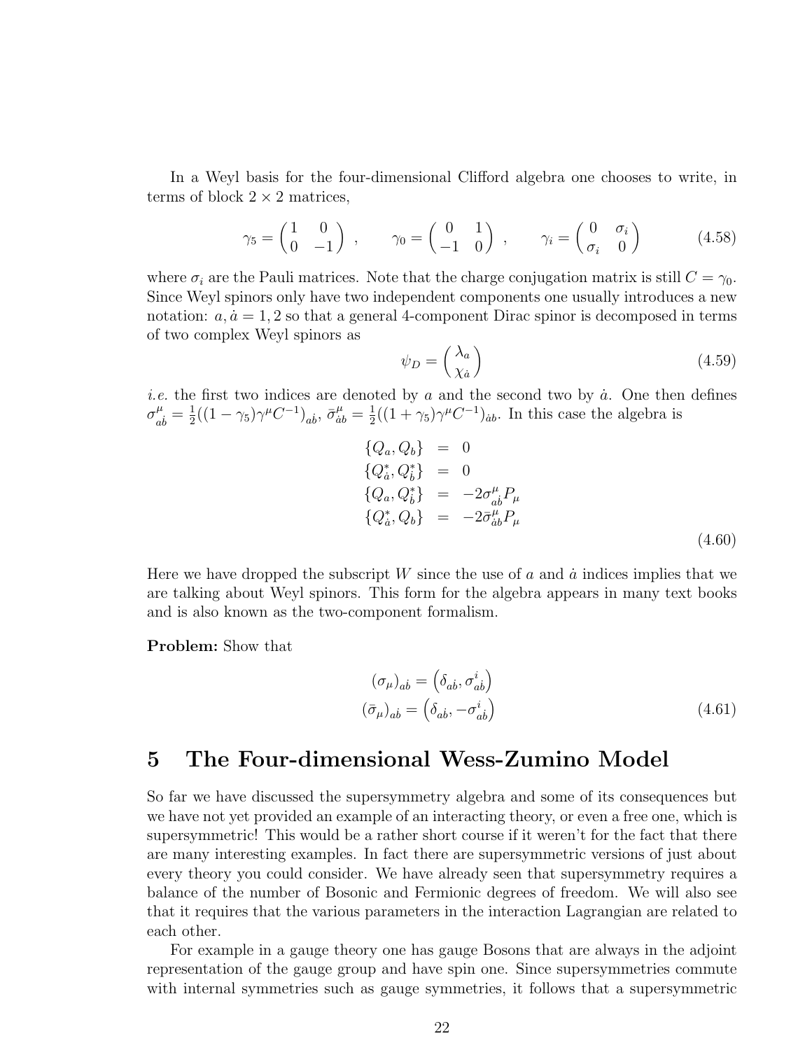In a Weyl basis for the four-dimensional Clifford algebra one chooses to write, in terms of block $2 \times 2$ matrices,

$$\gamma_5 = \begin{pmatrix} 1 & 0 \\ 0 & -1 \end{pmatrix} , \qquad \gamma_0 = \begin{pmatrix} 0 & 1 \\ -1 & 0 \end{pmatrix} , \qquad \gamma_i = \begin{pmatrix} 0 & \sigma_i \\ \sigma_i & 0 \end{pmatrix} \tag{4.58}$$

where $\sigma_i$ are the Pauli matrices. Note that the charge conjugation matrix is still $C = \gamma_0$. Since Weyl spinors only have two independent components one usually introduces a new notation: $a, \dot{a} = 1, 2$ so that a general 4-component Dirac spinor is decomposed in terms of two complex Weyl spinors as

$$\psi_D = \begin{pmatrix} \lambda_a \\ \chi_{\dot{a}} \end{pmatrix} \tag{4.59}$$

*i.e.* the first two indices are denoted by $a$ and the second two by $\dot{a}$. One then defines $\sigma^\mu_{a\dot{b}} = \frac{1}{2}((1 - \gamma_5)\gamma^\mu C^{-1})_{a\dot{b}}$, $\bar{\sigma}^\mu_{\dot{a}b} = \frac{1}{2}((1 + \gamma_5)\gamma^\mu C^{-1})_{\dot{a}b}$. In this case the algebra is

$$\begin{aligned}
\{Q_a, Q_b\} &= 0 \\
\{Q^*_{\dot{a}}, Q^*_{\dot{b}}\} &= 0 \\
\{Q_a, Q^*_{\dot{b}}\} &= -2\sigma^\mu_{a\dot{b}} P_\mu \\
\{Q^*_{\dot{a}}, Q_b\} &= -2\bar{\sigma}^\mu_{\dot{a}b} P_\mu
\end{aligned} \tag{4.60}$$

Here we have dropped the subscript $W$ since the use of $a$ and $\dot{a}$ indices implies that we are talking about Weyl spinors. This form for the algebra appears in many text books and is also known as the two-component formalism.

**Problem:** Show that

$$\begin{aligned}
(\sigma_\mu)_{a\dot{b}} &= \left(\delta_{a\dot{b}}, \sigma^i_{a\dot{b}}\right) \\
(\bar{\sigma}_\mu)_{a\dot{b}} &= \left(\delta_{a\dot{b}}, -\sigma^i_{a\dot{b}}\right)
\end{aligned} \tag{4.61}$$

# 5 The Four-dimensional Wess-Zumino Model

So far we have discussed the supersymmetry algebra and some of its consequences but we have not yet provided an example of an interacting theory, or even a free one, which is supersymmetric! This would be a rather short course if it weren't for the fact that there are many interesting examples. In fact there are supersymmetric versions of just about every theory you could consider. We have already seen that supersymmetry requires a balance of the number of Bosonic and Fermionic degrees of freedom. We will also see that it requires that the various parameters in the interaction Lagrangian are related to each other.

For example in a gauge theory one has gauge Bosons that are always in the adjoint representation of the gauge group and have spin one. Since supersymmetries commute with internal symmetries such as gauge symmetries, it follows that a supersymmetric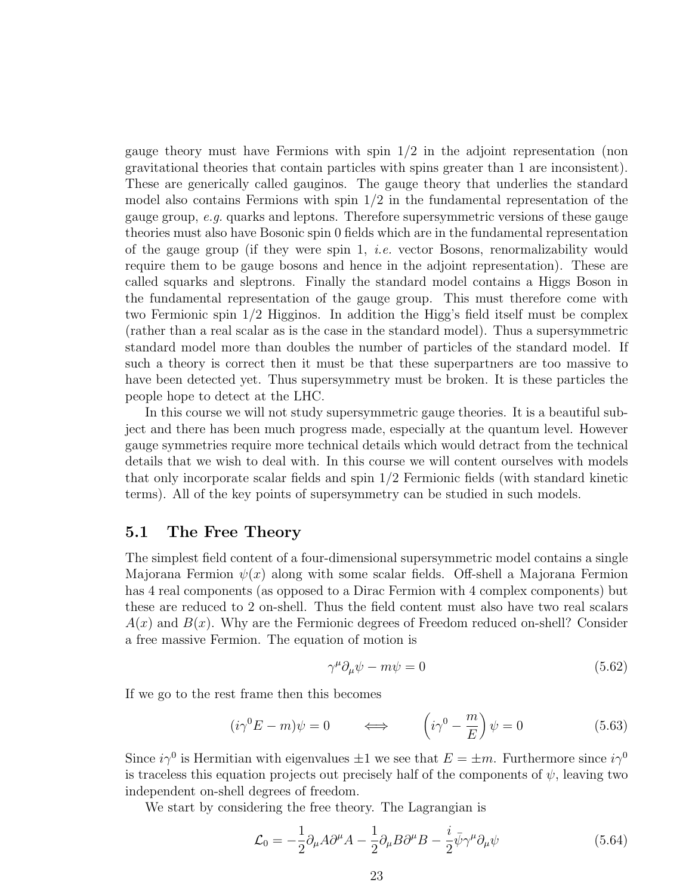gauge theory must have Fermions with spin 1/2 in the adjoint representation (non gravitational theories that contain particles with spins greater than 1 are inconsistent). These are generically called gauginos. The gauge theory that underlies the standard model also contains Fermions with spin 1/2 in the fundamental representation of the gauge group, *e.g.* quarks and leptons. Therefore supersymmetric versions of these gauge theories must also have Bosonic spin 0 fields which are in the fundamental representation of the gauge group (if they were spin 1, *i.e.* vector Bosons, renormalizability would require them to be gauge bosons and hence in the adjoint representation). These are called squarks and sleptrons. Finally the standard model contains a Higgs Boson in the fundamental representation of the gauge group. This must therefore come with two Fermionic spin 1/2 Higginos. In addition the Higg's field itself must be complex (rather than a real scalar as is the case in the standard model). Thus a supersymmetric standard model more than doubles the number of particles of the standard model. If such a theory is correct then it must be that these superpartners are too massive to have been detected yet. Thus supersymmetry must be broken. It is these particles the people hope to detect at the LHC.

In this course we will not study supersymmetric gauge theories. It is a beautiful subject and there has been much progress made, especially at the quantum level. However gauge symmetries require more technical details which would detract from the technical details that we wish to deal with. In this course we will content ourselves with models that only incorporate scalar fields and spin 1/2 Fermionic fields (with standard kinetic terms). All of the key points of supersymmetry can be studied in such models.

## 5.1 The Free Theory

The simplest field content of a four-dimensional supersymmetric model contains a single Majorana Fermion $\psi(x)$ along with some scalar fields. Off-shell a Majorana Fermion has 4 real components (as opposed to a Dirac Fermion with 4 complex components) but these are reduced to 2 on-shell. Thus the field content must also have two real scalars $A(x)$ and $B(x)$. Why are the Fermionic degrees of Freedom reduced on-shell? Consider a free massive Fermion. The equation of motion is

$$\gamma^\mu \partial_\mu \psi - m\psi = 0 \tag{5.62}$$

If we go to the rest frame then this becomes

$$(i\gamma^0 E - m)\psi = 0 \qquad \Longleftrightarrow \qquad \left(i\gamma^0 - \frac{m}{E}\right)\psi = 0 \tag{5.63}$$

Since $i\gamma^0$ is Hermitian with eigenvalues $\pm 1$ we see that $E = \pm m$. Furthermore since $i\gamma^0$ is traceless this equation projects out precisely half of the components of $\psi$, leaving two independent on-shell degrees of freedom.

We start by considering the free theory. The Lagrangian is

$$\mathcal{L}_0 = -\frac{1}{2}\partial_\mu A \partial^\mu A - \frac{1}{2}\partial_\mu B \partial^\mu B - \frac{i}{2}\bar{\psi}\gamma^\mu \partial_\mu \psi \tag{5.64}$$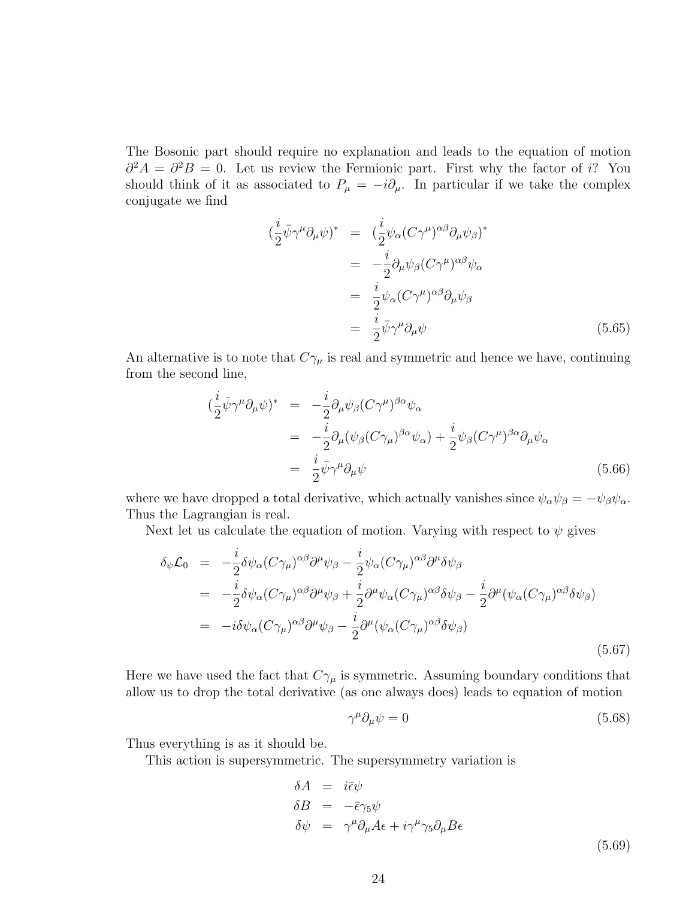The Bosonic part should require no explanation and leads to the equation of motion $\partial^2 A = \partial^2 B = 0$. Let us review the Fermionic part. First why the factor of $i$? You should think of it as associated to $P_\mu = -i\partial_\mu$. In particular if we take the complex conjugate we find

$$
\begin{aligned}
(\frac{i}{2}\bar{\psi}\gamma^\mu\partial_\mu\psi)^* &= (\frac{i}{2}\psi_\alpha(C\gamma^\mu)^{\alpha\beta}\partial_\mu\psi_\beta)^* \\
&= -\frac{i}{2}\partial_\mu\psi_\beta(C\gamma^\mu)^{\alpha\beta}\psi_\alpha \\
&= \frac{i}{2}\psi_\alpha(C\gamma^\mu)^{\alpha\beta}\partial_\mu\psi_\beta \\
&= \frac{i}{2}\bar{\psi}\gamma^\mu\partial_\mu\psi
\end{aligned}
\tag{5.65}
$$

An alternative is to note that $C\gamma_\mu$ is real and symmetric and hence we have, continuing from the second line,

$$
\begin{aligned}
(\frac{i}{2}\bar{\psi}\gamma^\mu\partial_\mu\psi)^* &= -\frac{i}{2}\partial_\mu\psi_\beta(C\gamma^\mu)^{\beta\alpha}\psi_\alpha \\
&= -\frac{i}{2}\partial_\mu(\psi_\beta(C\gamma_\mu)^{\beta\alpha}\psi_\alpha) + \frac{i}{2}\psi_\beta(C\gamma^\mu)^{\beta\alpha}\partial_\mu\psi_\alpha \\
&= \frac{i}{2}\bar{\psi}\gamma^\mu\partial_\mu\psi
\end{aligned}
\tag{5.66}
$$

where we have dropped a total derivative, which actually vanishes since $\psi_\alpha\psi_\beta = -\psi_\beta\psi_\alpha$. Thus the Lagrangian is real.

Next let us calculate the equation of motion. Varying with respect to $\psi$ gives

$$
\begin{aligned}
\delta_\psi\mathcal{L}_0 &= -\frac{i}{2}\delta\psi_\alpha(C\gamma_\mu)^{\alpha\beta}\partial^\mu\psi_\beta - \frac{i}{2}\psi_\alpha(C\gamma_\mu)^{\alpha\beta}\partial^\mu\delta\psi_\beta \\
&= -\frac{i}{2}\delta\psi_\alpha(C\gamma_\mu)^{\alpha\beta}\partial^\mu\psi_\beta + \frac{i}{2}\partial^\mu\psi_\alpha(C\gamma_\mu)^{\alpha\beta}\delta\psi_\beta - \frac{i}{2}\partial^\mu(\psi_\alpha(C\gamma_\mu)^{\alpha\beta}\delta\psi_\beta) \\
&= -i\delta\psi_\alpha(C\gamma_\mu)^{\alpha\beta}\partial^\mu\psi_\beta - \frac{i}{2}\partial^\mu(\psi_\alpha(C\gamma_\mu)^{\alpha\beta}\delta\psi_\beta)
\end{aligned}
\tag{5.67}
$$

Here we have used the fact that $C\gamma_\mu$ is symmetric. Assuming boundary conditions that allow us to drop the total derivative (as one always does) leads to equation of motion

$$
\gamma^\mu\partial_\mu\psi = 0 \tag{5.68}
$$

Thus everything is as it should be.

This action is supersymmetric. The supersymmetry variation is

$$
\begin{aligned}
\delta A &= i\bar{\epsilon}\psi \\
\delta B &= -\bar{\epsilon}\gamma_5\psi \\
\delta\psi &= \gamma^\mu\partial_\mu A\epsilon + i\gamma^\mu\gamma_5\partial_\mu B\epsilon
\end{aligned}
\tag{5.69}
$$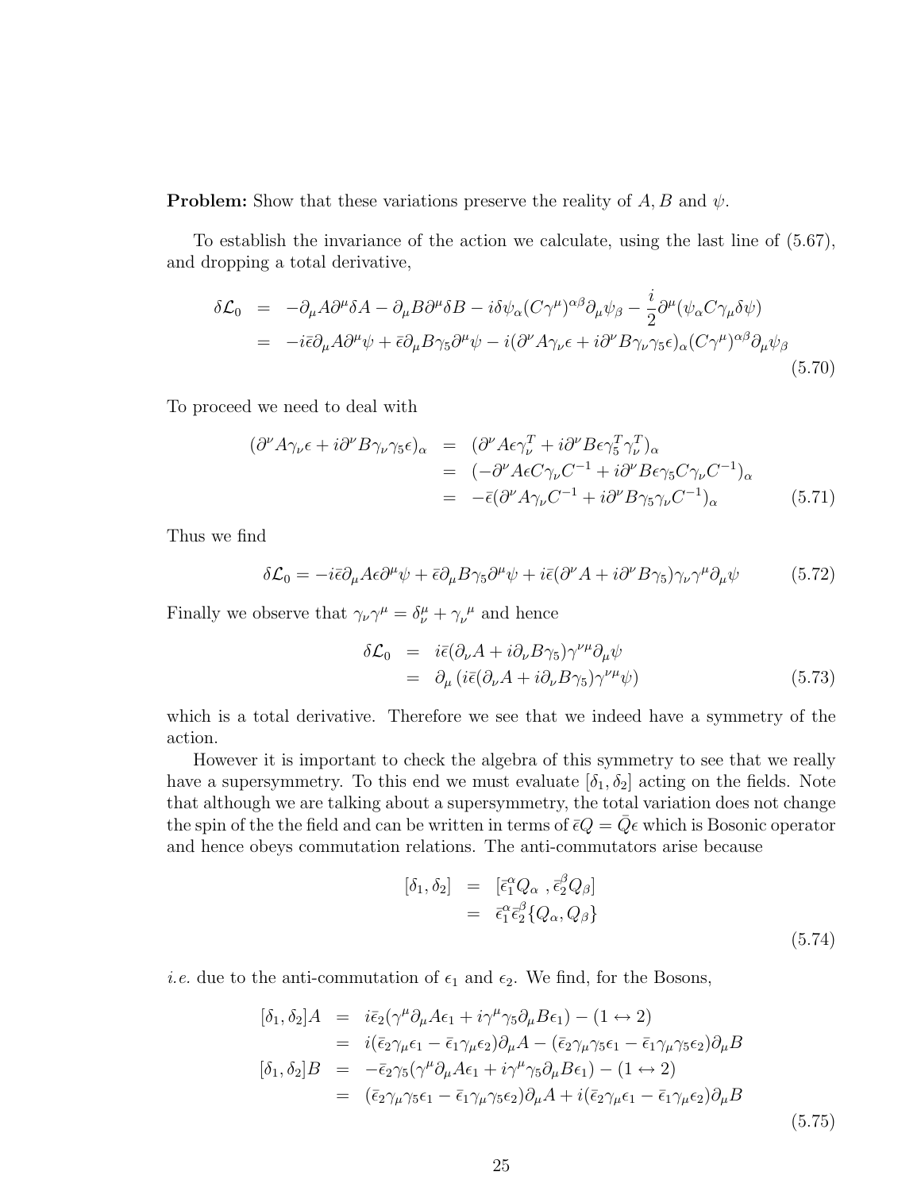**Problem:** Show that these variations preserve the reality of $A, B$ and $\psi$.

To establish the invariance of the action we calculate, using the last line of (5.67), and dropping a total derivative,

$$
\begin{aligned}
\delta\mathcal{L}_0 &= -\partial_\mu A\partial^\mu\delta A - \partial_\mu B\partial^\mu\delta B - i\delta\psi_\alpha(C\gamma^\mu)^{\alpha\beta}\partial_\mu\psi_\beta - \frac{i}{2}\partial^\mu(\psi_\alpha C\gamma_\mu\delta\psi) \\
&= -i\bar{\epsilon}\partial_\mu A\partial^\mu\psi + \bar{\epsilon}\partial_\mu B\gamma_5\partial^\mu\psi - i(\partial^\nu A\gamma_\nu\epsilon + i\partial^\nu B\gamma_\nu\gamma_5\epsilon)_\alpha(C\gamma^\mu)^{\alpha\beta}\partial_\mu\psi_\beta
\end{aligned}
\tag{5.70}
$$

To proceed we need to deal with

$$
\begin{aligned}
(\partial^\nu A\gamma_\nu\epsilon + i\partial^\nu B\gamma_\nu\gamma_5\epsilon)_\alpha &= (\partial^\nu A\epsilon\gamma_\nu^T + i\partial^\nu B\epsilon\gamma_5^T\gamma_\nu^T)_\alpha \\
&= (-\partial^\nu A\epsilon C\gamma_\nu C^{-1} + i\partial^\nu B\epsilon\gamma_5 C\gamma_\nu C^{-1})_\alpha \\
&= -\bar{\epsilon}(\partial^\nu A\gamma_\nu C^{-1} + i\partial^\nu B\gamma_5\gamma_\nu C^{-1})_\alpha
\end{aligned}
\tag{5.71}
$$

Thus we find

$$
\delta\mathcal{L}_0 = -i\bar{\epsilon}\partial_\mu A\epsilon\partial^\mu\psi + \bar{\epsilon}\partial_\mu B\gamma_5\partial^\mu\psi + i\bar{\epsilon}(\partial^\nu A + i\partial^\nu B\gamma_5)\gamma_\nu\gamma^\mu\partial_\mu\psi \tag{5.72}
$$

Finally we observe that $\gamma_\nu\gamma^\mu = \delta_\nu^\mu + \gamma_\nu{}^\mu$ and hence

$$
\begin{aligned}
\delta\mathcal{L}_0 &= i\bar{\epsilon}(\partial_\nu A + i\partial_\nu B\gamma_5)\gamma^{\nu\mu}\partial_\mu\psi \\
&= \partial_\mu\left(i\bar{\epsilon}(\partial_\nu A + i\partial_\nu B\gamma_5)\gamma^{\nu\mu}\psi\right)
\end{aligned}
\tag{5.73}
$$

which is a total derivative. Therefore we see that we indeed have a symmetry of the action.

However it is important to check the algebra of this symmetry to see that we really have a supersymmetry. To this end we must evaluate $[\delta_1, \delta_2]$ acting on the fields. Note that although we are talking about a supersymmetry, the total variation does not change the spin of the the field and can be written in terms of $\bar{\epsilon}Q = \bar{Q}\epsilon$ which is Bosonic operator and hence obeys commutation relations. The anti-commutators arise because

$$
\begin{aligned}
[\delta_1, \delta_2] &= [\bar{\epsilon}_1^\alpha Q_\alpha\ , \bar{\epsilon}_2^\beta Q_\beta] \\
&= \bar{\epsilon}_1^\alpha\bar{\epsilon}_2^\beta\{Q_\alpha, Q_\beta\}
\end{aligned}
\tag{5.74}
$$

*i.e.* due to the anti-commutation of $\epsilon_1$ and $\epsilon_2$. We find, for the Bosons,

$$
\begin{aligned}
[\delta_1, \delta_2]A &= i\bar{\epsilon}_2(\gamma^\mu\partial_\mu A\epsilon_1 + i\gamma^\mu\gamma_5\partial_\mu B\epsilon_1) - (1 \leftrightarrow 2) \\
&= i(\bar{\epsilon}_2\gamma_\mu\epsilon_1 - \bar{\epsilon}_1\gamma_\mu\epsilon_2)\partial_\mu A - (\bar{\epsilon}_2\gamma_\mu\gamma_5\epsilon_1 - \bar{\epsilon}_1\gamma_\mu\gamma_5\epsilon_2)\partial_\mu B \\
[\delta_1, \delta_2]B &= -\bar{\epsilon}_2\gamma_5(\gamma^\mu\partial_\mu A\epsilon_1 + i\gamma^\mu\gamma_5\partial_\mu B\epsilon_1) - (1 \leftrightarrow 2) \\
&= (\bar{\epsilon}_2\gamma_\mu\gamma_5\epsilon_1 - \bar{\epsilon}_1\gamma_\mu\gamma_5\epsilon_2)\partial_\mu A + i(\bar{\epsilon}_2\gamma_\mu\epsilon_1 - \bar{\epsilon}_1\gamma_\mu\epsilon_2)\partial_\mu B
\end{aligned}
\tag{5.75}
$$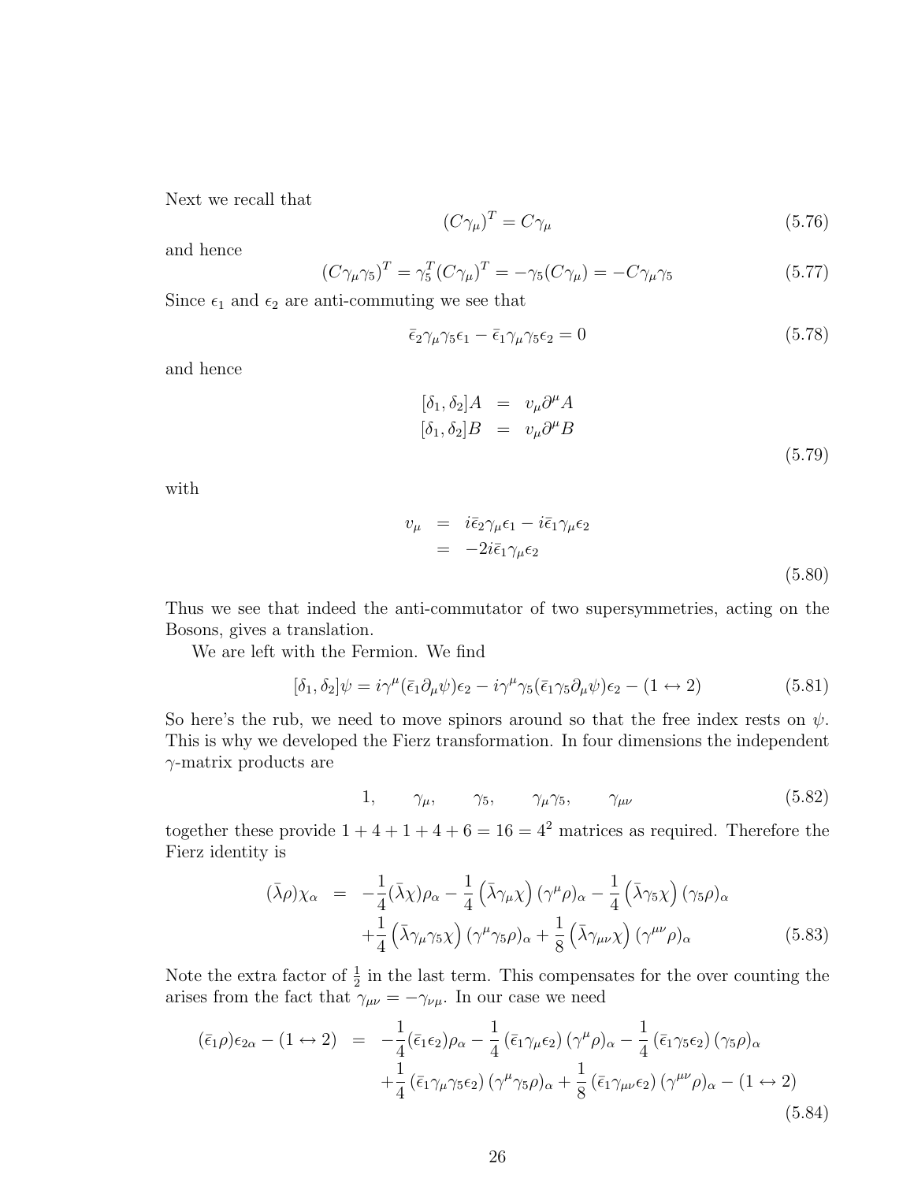Next we recall that

$$(C\gamma_\mu)^T = C\gamma_\mu \tag{5.76}$$

and hence

$$(C\gamma_\mu\gamma_5)^T = \gamma_5^T(C\gamma_\mu)^T = -\gamma_5(C\gamma_\mu) = -C\gamma_\mu\gamma_5 \tag{5.77}$$

Since $\epsilon_1$ and $\epsilon_2$ are anti-commuting we see that

$$\bar{\epsilon}_2\gamma_\mu\gamma_5\epsilon_1 - \bar{\epsilon}_1\gamma_\mu\gamma_5\epsilon_2 = 0 \tag{5.78}$$

and hence

$$\begin{aligned}
[\delta_1, \delta_2]A &= v_\mu\partial^\mu A \\
[\delta_1, \delta_2]B &= v_\mu\partial^\mu B
\end{aligned} \tag{5.79}$$

with

$$\begin{aligned}
v_\mu &= i\bar{\epsilon}_2\gamma_\mu\epsilon_1 - i\bar{\epsilon}_1\gamma_\mu\epsilon_2 \\
&= -2i\bar{\epsilon}_1\gamma_\mu\epsilon_2
\end{aligned} \tag{5.80}$$

Thus we see that indeed the anti-commutator of two supersymmetries, acting on the Bosons, gives a translation.

We are left with the Fermion. We find

$$[\delta_1, \delta_2]\psi = i\gamma^\mu(\bar{\epsilon}_1\partial_\mu\psi)\epsilon_2 - i\gamma^\mu\gamma_5(\bar{\epsilon}_1\gamma_5\partial_\mu\psi)\epsilon_2 - (1 \leftrightarrow 2) \tag{5.81}$$

So here's the rub, we need to move spinors around so that the free index rests on $\psi$. This is why we developed the Fierz transformation. In four dimensions the independent $\gamma$-matrix products are

$$1, \qquad \gamma_\mu, \qquad \gamma_5, \qquad \gamma_\mu\gamma_5, \qquad \gamma_{\mu\nu} \tag{5.82}$$

together these provide $1 + 4 + 1 + 4 + 6 = 16 = 4^2$ matrices as required. Therefore the Fierz identity is

$$\begin{aligned}
(\bar{\lambda}\rho)\chi_\alpha &= -\frac{1}{4}(\bar{\lambda}\chi)\rho_\alpha - \frac{1}{4}\left(\bar{\lambda}\gamma_\mu\chi\right)(\gamma^\mu\rho)_\alpha - \frac{1}{4}\left(\bar{\lambda}\gamma_5\chi\right)(\gamma_5\rho)_\alpha \\
&\quad + \frac{1}{4}\left(\bar{\lambda}\gamma_\mu\gamma_5\chi\right)(\gamma^\mu\gamma_5\rho)_\alpha + \frac{1}{8}\left(\bar{\lambda}\gamma_{\mu\nu}\chi\right)(\gamma^{\mu\nu}\rho)_\alpha
\end{aligned} \tag{5.83}$$

Note the extra factor of $\frac{1}{2}$ in the last term. This compensates for the over counting the arises from the fact that $\gamma_{\mu\nu} = -\gamma_{\nu\mu}$. In our case we need

$$\begin{aligned}
(\bar{\epsilon}_1\rho)\epsilon_{2\alpha} - (1 \leftrightarrow 2) &= -\frac{1}{4}(\bar{\epsilon}_1\epsilon_2)\rho_\alpha - \frac{1}{4}\left(\bar{\epsilon}_1\gamma_\mu\epsilon_2\right)(\gamma^\mu\rho)_\alpha - \frac{1}{4}\left(\bar{\epsilon}_1\gamma_5\epsilon_2\right)(\gamma_5\rho)_\alpha \\
&\quad + \frac{1}{4}\left(\bar{\epsilon}_1\gamma_\mu\gamma_5\epsilon_2\right)(\gamma^\mu\gamma_5\rho)_\alpha + \frac{1}{8}\left(\bar{\epsilon}_1\gamma_{\mu\nu}\epsilon_2\right)(\gamma^{\mu\nu}\rho)_\alpha - (1 \leftrightarrow 2)
\end{aligned} \tag{5.84}$$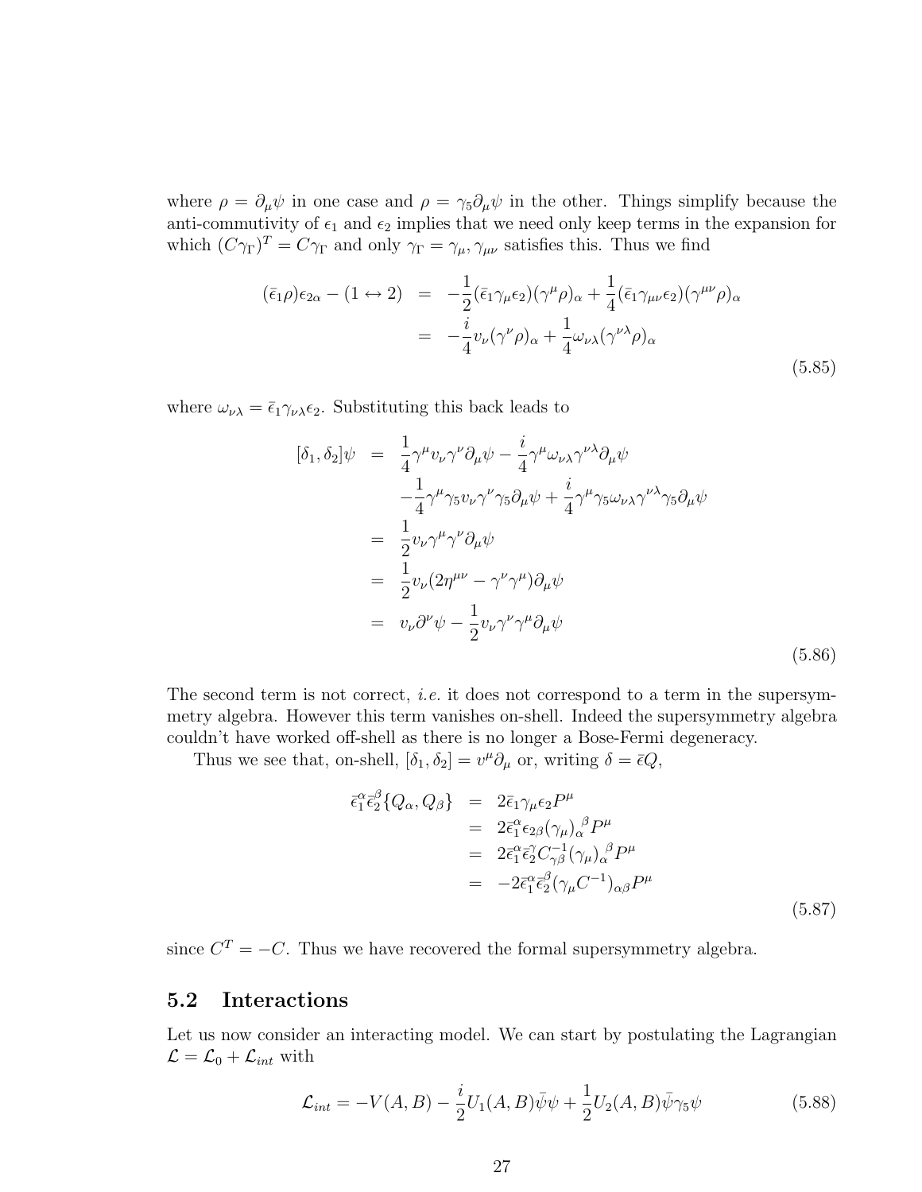where $\rho = \partial_\mu \psi$ in one case and $\rho = \gamma_5 \partial_\mu \psi$ in the other. Things simplify because the anti-commutivity of $\epsilon_1$ and $\epsilon_2$ implies that we need only keep terms in the expansion for which $(C\gamma_\Gamma)^T = C\gamma_\Gamma$ and only $\gamma_\Gamma = \gamma_\mu, \gamma_{\mu\nu}$ satisfies this. Thus we find

$$
\begin{aligned}
(\bar\epsilon_1 \rho)\epsilon_{2\alpha} - (1 \leftrightarrow 2) &= -\frac{1}{2}(\bar\epsilon_1 \gamma_\mu \epsilon_2)(\gamma^\mu \rho)_\alpha + \frac{1}{4}(\bar\epsilon_1 \gamma_{\mu\nu}\epsilon_2)(\gamma^{\mu\nu}\rho)_\alpha \\
&= -\frac{i}{4} v_\nu (\gamma^\nu \rho)_\alpha + \frac{1}{4}\omega_{\nu\lambda}(\gamma^{\nu\lambda}\rho)_\alpha
\end{aligned}
\tag{5.85}
$$

where $\omega_{\nu\lambda} = \bar\epsilon_1 \gamma_{\nu\lambda}\epsilon_2$. Substituting this back leads to

$$
\begin{aligned}
[\delta_1, \delta_2]\psi &= \frac{1}{4}\gamma^\mu v_\nu \gamma^\nu \partial_\mu \psi - \frac{i}{4}\gamma^\mu \omega_{\nu\lambda}\gamma^{\nu\lambda}\partial_\mu\psi \\
&\quad -\frac{1}{4}\gamma^\mu \gamma_5 v_\nu \gamma^\nu \gamma_5 \partial_\mu \psi + \frac{i}{4}\gamma^\mu\gamma_5 \omega_{\nu\lambda}\gamma^{\nu\lambda}\gamma_5 \partial_\mu \psi \\
&= \frac{1}{2} v_\nu \gamma^\mu \gamma^\nu \partial_\mu \psi \\
&= \frac{1}{2} v_\nu (2\eta^{\mu\nu} - \gamma^\nu\gamma^\mu)\partial_\mu \psi \\
&= v_\nu \partial^\nu \psi - \frac{1}{2} v_\nu \gamma^\nu \gamma^\mu \partial_\mu \psi
\end{aligned}
\tag{5.86}
$$

The second term is not correct, *i.e.* it does not correspond to a term in the supersymmetry algebra. However this term vanishes on-shell. Indeed the supersymmetry algebra couldn't have worked off-shell as there is no longer a Bose-Fermi degeneracy.

Thus we see that, on-shell, $[\delta_1, \delta_2] = v^\mu \partial_\mu$ or, writing $\delta = \bar\epsilon Q$,

$$
\begin{aligned}
\bar\epsilon_1^\alpha \bar\epsilon_2^\beta \{Q_\alpha, Q_\beta\} &= 2\bar\epsilon_1 \gamma_\mu \epsilon_2 P^\mu \\
&= 2\bar\epsilon_1^\alpha \epsilon_{2\beta}(\gamma_\mu)_\alpha^{\ \beta} P^\mu \\
&= 2\bar\epsilon_1^\alpha \bar\epsilon_2^\gamma C^{-1}_{\gamma\beta}(\gamma_\mu)_\alpha^{\ \beta} P^\mu \\
&= -2\bar\epsilon_1^\alpha \bar\epsilon_2^\beta (\gamma_\mu C^{-1})_{\alpha\beta} P^\mu
\end{aligned}
\tag{5.87}
$$

since $C^T = -C$. Thus we have recovered the formal supersymmetry algebra.

## 5.2 Interactions

Let us now consider an interacting model. We can start by postulating the Lagrangian $\mathcal{L} = \mathcal{L}_0 + \mathcal{L}_{int}$ with

$$
\mathcal{L}_{int} = -V(A,B) - \frac{i}{2}U_1(A,B)\bar\psi\psi + \frac{1}{2}U_2(A,B)\bar\psi\gamma_5\psi \tag{5.88}
$$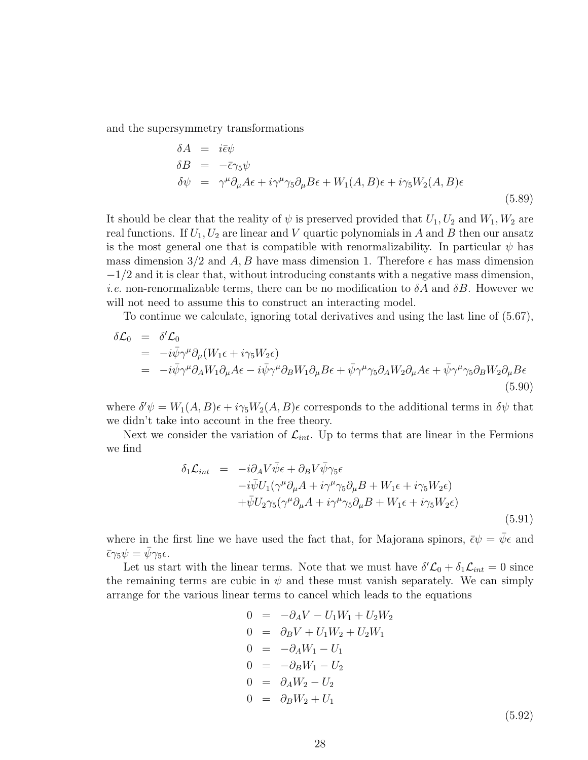and the supersymmetry transformations

$$
\begin{aligned}
\delta A &= i\bar{\epsilon}\psi \\
\delta B &= -\bar{\epsilon}\gamma_5\psi \\
\delta\psi &= \gamma^\mu\partial_\mu A\epsilon + i\gamma^\mu\gamma_5\partial_\mu B\epsilon + W_1(A,B)\epsilon + i\gamma_5 W_2(A,B)\epsilon
\end{aligned}
\tag{5.89}
$$

It should be clear that the reality of $\psi$ is preserved provided that $U_1, U_2$ and $W_1, W_2$ are real functions. If $U_1, U_2$ are linear and $V$ quartic polynomials in $A$ and $B$ then our ansatz is the most general one that is compatible with renormalizability. In particular $\psi$ has mass dimension 3/2 and $A, B$ have mass dimension 1. Therefore $\epsilon$ has mass dimension $-1/2$ and it is clear that, without introducing constants with a negative mass dimension, *i.e.* non-renormalizable terms, there can be no modification to $\delta A$ and $\delta B$. However we will not need to assume this to construct an interacting model.

To continue we calculate, ignoring total derivatives and using the last line of (5.67),

$$
\begin{aligned}
\delta\mathcal{L}_0 &= \delta'\mathcal{L}_0 \\
&= -i\bar{\psi}\gamma^\mu\partial_\mu(W_1\epsilon + i\gamma_5 W_2\epsilon) \\
&= -i\bar{\psi}\gamma^\mu\partial_A W_1\partial_\mu A\epsilon - i\bar{\psi}\gamma^\mu\partial_B W_1\partial_\mu B\epsilon + \bar{\psi}\gamma^\mu\gamma_5\partial_A W_2\partial_\mu A\epsilon + \bar{\psi}\gamma^\mu\gamma_5\partial_B W_2\partial_\mu B\epsilon
\end{aligned}
\tag{5.90}
$$

where $\delta'\psi = W_1(A,B)\epsilon + i\gamma_5 W_2(A,B)\epsilon$ corresponds to the additional terms in $\delta\psi$ that we didn't take into account in the free theory.

Next we consider the variation of $\mathcal{L}_{int}$. Up to terms that are linear in the Fermions we find

$$
\begin{aligned}
\delta_1\mathcal{L}_{int} &= -i\partial_A V\bar{\psi}\epsilon + \partial_B V\bar{\psi}\gamma_5\epsilon \\
&\quad -i\bar{\psi}U_1(\gamma^\mu\partial_\mu A + i\gamma^\mu\gamma_5\partial_\mu B + W_1\epsilon + i\gamma_5 W_2\epsilon) \\
&\quad +\bar{\psi}U_2\gamma_5(\gamma^\mu\partial_\mu A + i\gamma^\mu\gamma_5\partial_\mu B + W_1\epsilon + i\gamma_5 W_2\epsilon)
\end{aligned}
\tag{5.91}
$$

where in the first line we have used the fact that, for Majorana spinors, $\bar{\epsilon}\psi = \bar{\psi}\epsilon$ and $\bar{\epsilon}\gamma_5\psi = \bar{\psi}\gamma_5\epsilon$.

Let us start with the linear terms. Note that we must have $\delta'\mathcal{L}_0 + \delta_1\mathcal{L}_{int} = 0$ since the remaining terms are cubic in $\psi$ and these must vanish separately. We can simply arrange for the various linear terms to cancel which leads to the equations

$$
\begin{aligned}
0 &= -\partial_A V - U_1W_1 + U_2W_2 \\
0 &= \partial_B V + U_1W_2 + U_2W_1 \\
0 &= -\partial_A W_1 - U_1 \\
0 &= -\partial_B W_1 - U_2 \\
0 &= \partial_A W_2 - U_2 \\
0 &= \partial_B W_2 + U_1
\end{aligned}
\tag{5.92}
$$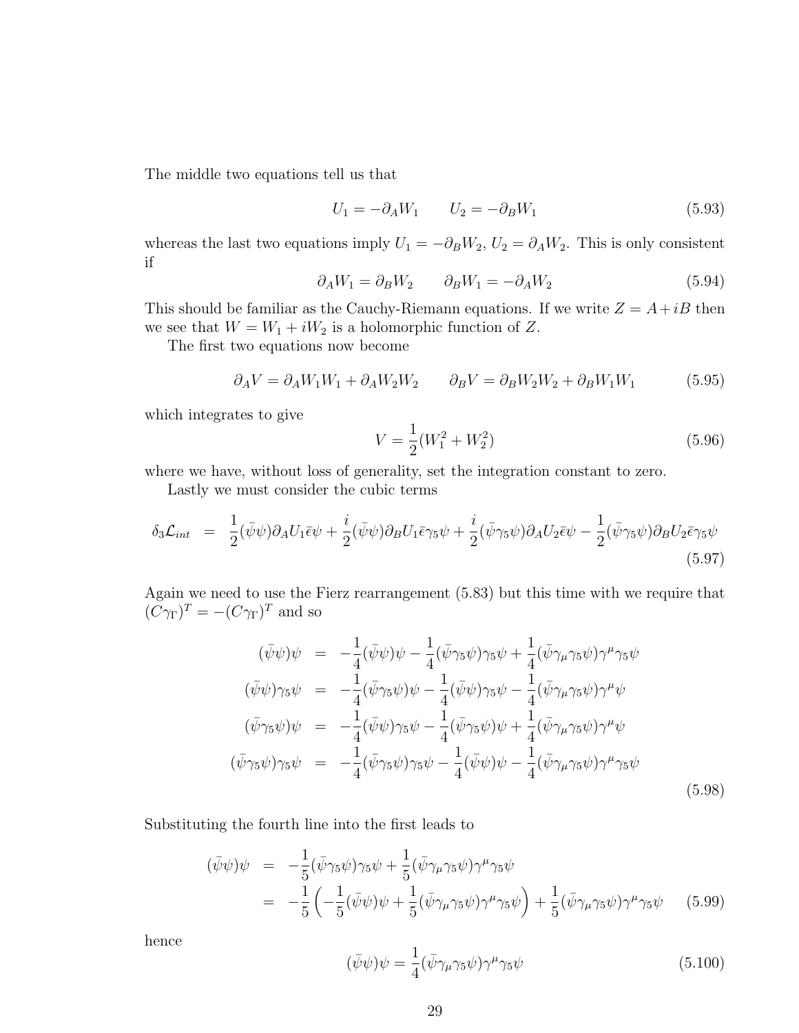The middle two equations tell us that

$$U_1 = -\partial_A W_1 \qquad U_2 = -\partial_B W_1 \tag{5.93}$$

whereas the last two equations imply $U_1 = -\partial_B W_2$, $U_2 = \partial_A W_2$. This is only consistent if

$$\partial_A W_1 = \partial_B W_2 \qquad \partial_B W_1 = -\partial_A W_2 \tag{5.94}$$

This should be familiar as the Cauchy-Riemann equations. If we write $Z = A + iB$ then we see that $W = W_1 + iW_2$ is a holomorphic function of $Z$.

The first two equations now become

$$\partial_A V = \partial_A W_1 W_1 + \partial_A W_2 W_2 \qquad \partial_B V = \partial_B W_2 W_2 + \partial_B W_1 W_1 \tag{5.95}$$

which integrates to give

$$V = \frac{1}{2}(W_1^2 + W_2^2) \tag{5.96}$$

where we have, without loss of generality, set the integration constant to zero.

Lastly we must consider the cubic terms

$$\delta_3 \mathcal{L}_{int} = \frac{1}{2}(\bar\psi\psi)\partial_A U_1 \bar\epsilon\psi + \frac{i}{2}(\bar\psi\psi)\partial_B U_1 \bar\epsilon\gamma_5\psi + \frac{i}{2}(\bar\psi\gamma_5\psi)\partial_A U_2 \bar\epsilon\psi - \frac{1}{2}(\bar\psi\gamma_5\psi)\partial_B U_2 \bar\epsilon\gamma_5\psi \tag{5.97}$$

Again we need to use the Fierz rearrangement (5.83) but this time with we require that $(C\gamma_\Gamma)^T = -(C\gamma_\Gamma)^T$ and so

$$\begin{aligned}
(\bar\psi\psi)\psi &= -\frac{1}{4}(\bar\psi\psi)\psi - \frac{1}{4}(\bar\psi\gamma_5\psi)\gamma_5\psi + \frac{1}{4}(\bar\psi\gamma_\mu\gamma_5\psi)\gamma^\mu\gamma_5\psi \\
(\bar\psi\psi)\gamma_5\psi &= -\frac{1}{4}(\bar\psi\gamma_5\psi)\psi - \frac{1}{4}(\bar\psi\psi)\gamma_5\psi - \frac{1}{4}(\bar\psi\gamma_\mu\gamma_5\psi)\gamma^\mu\psi \\
(\bar\psi\gamma_5\psi)\psi &= -\frac{1}{4}(\bar\psi\psi)\gamma_5\psi - \frac{1}{4}(\bar\psi\gamma_5\psi)\psi + \frac{1}{4}(\bar\psi\gamma_\mu\gamma_5\psi)\gamma^\mu\psi \\
(\bar\psi\gamma_5\psi)\gamma_5\psi &= -\frac{1}{4}(\bar\psi\gamma_5\psi)\gamma_5\psi - \frac{1}{4}(\bar\psi\psi)\psi - \frac{1}{4}(\bar\psi\gamma_\mu\gamma_5\psi)\gamma^\mu\gamma_5\psi
\end{aligned} \tag{5.98}$$

Substituting the fourth line into the first leads to

$$\begin{aligned}
(\bar\psi\psi)\psi &= -\frac{1}{5}(\bar\psi\gamma_5\psi)\gamma_5\psi + \frac{1}{5}(\bar\psi\gamma_\mu\gamma_5\psi)\gamma^\mu\gamma_5\psi \\
&= -\frac{1}{5}\left(-\frac{1}{5}(\bar\psi\psi)\psi + \frac{1}{5}(\bar\psi\gamma_\mu\gamma_5\psi)\gamma^\mu\gamma_5\psi\right) + \frac{1}{5}(\bar\psi\gamma_\mu\gamma_5\psi)\gamma^\mu\gamma_5\psi
\end{aligned} \tag{5.99}$$

hence

$$(\bar\psi\psi)\psi = \frac{1}{4}(\bar\psi\gamma_\mu\gamma_5\psi)\gamma^\mu\gamma_5\psi \tag{5.100}$$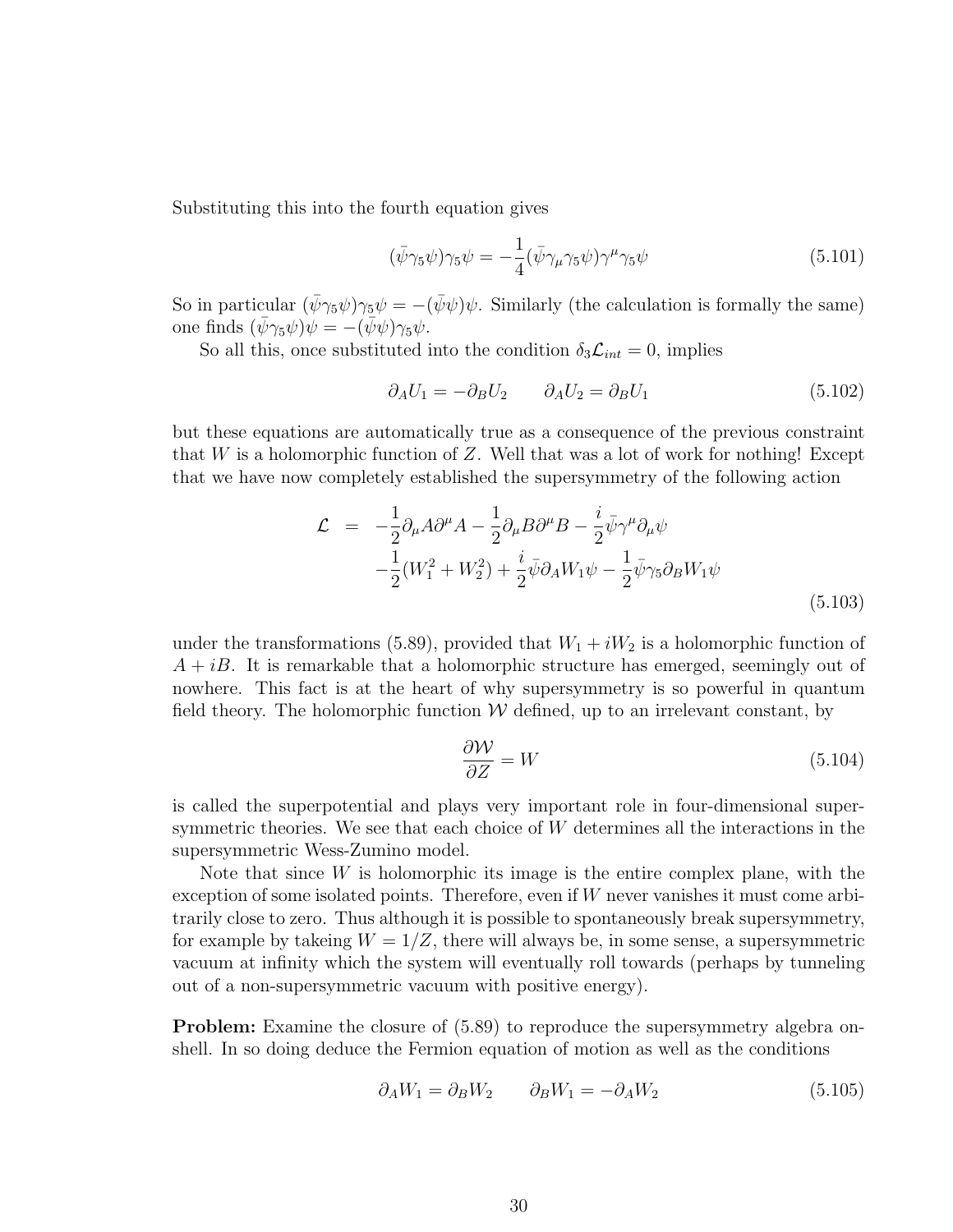Substituting this into the fourth equation gives

$$(\bar{\psi}\gamma_5\psi)\gamma_5\psi = -\frac{1}{4}(\bar{\psi}\gamma_\mu\gamma_5\psi)\gamma^\mu\gamma_5\psi \tag{5.101}$$

So in particular $(\bar{\psi}\gamma_5\psi)\gamma_5\psi = -(\bar{\psi}\psi)\psi$. Similarly (the calculation is formally the same) one finds $(\bar{\psi}\gamma_5\psi)\psi = -(\bar{\psi}\psi)\gamma_5\psi$.

So all this, once substituted into the condition $\delta_3\mathcal{L}_{int} = 0$, implies

$$\partial_A U_1 = -\partial_B U_2 \qquad \partial_A U_2 = \partial_B U_1 \tag{5.102}$$

but these equations are automatically true as a consequence of the previous constraint that $W$ is a holomorphic function of $Z$. Well that was a lot of work for nothing! Except that we have now completely established the supersymmetry of the following action

$$\begin{aligned}
\mathcal{L} \;&=\; -\frac{1}{2}\partial_\mu A\partial^\mu A - \frac{1}{2}\partial_\mu B\partial^\mu B - \frac{i}{2}\bar{\psi}\gamma^\mu\partial_\mu\psi \\
&\quad -\frac{1}{2}(W_1^2 + W_2^2) + \frac{i}{2}\bar{\psi}\partial_A W_1\psi - \frac{1}{2}\bar{\psi}\gamma_5\partial_B W_1\psi
\end{aligned} \tag{5.103}$$

under the transformations (5.89), provided that $W_1 + iW_2$ is a holomorphic function of $A + iB$. It is remarkable that a holomorphic structure has emerged, seemingly out of nowhere. This fact is at the heart of why supersymmetry is so powerful in quantum field theory. The holomorphic function $\mathcal{W}$ defined, up to an irrelevant constant, by

$$\frac{\partial\mathcal{W}}{\partial Z} = W \tag{5.104}$$

is called the superpotential and plays very important role in four-dimensional supersymmetric theories. We see that each choice of $W$ determines all the interactions in the supersymmetric Wess-Zumino model.

Note that since $W$ is holomorphic its image is the entire complex plane, with the exception of some isolated points. Therefore, even if $W$ never vanishes it must come arbitrarily close to zero. Thus although it is possible to spontaneously break supersymmetry, for example by takeing $W = 1/Z$, there will always be, in some sense, a supersymmetric vacuum at infinity which the system will eventually roll towards (perhaps by tunneling out of a non-supersymmetric vacuum with positive energy).

**Problem:** Examine the closure of (5.89) to reproduce the supersymmetry algebra on-shell. In so doing deduce the Fermion equation of motion as well as the conditions

$$\partial_A W_1 = \partial_B W_2 \qquad \partial_B W_1 = -\partial_A W_2 \tag{5.105}$$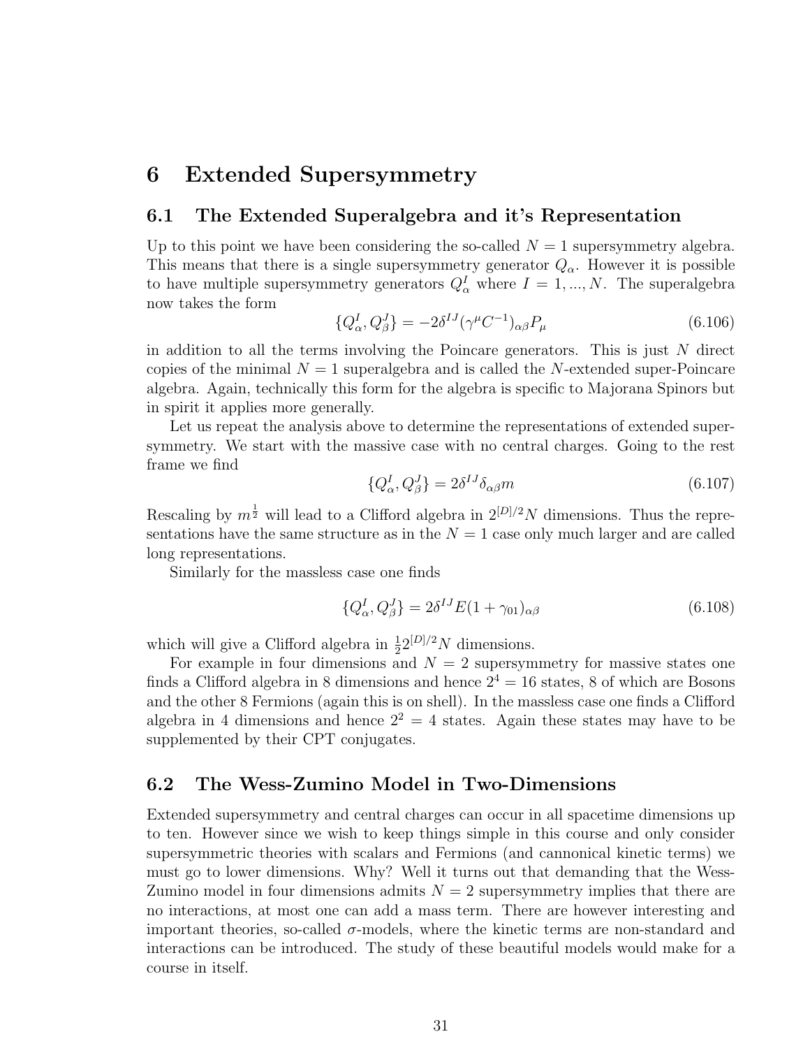# 6 Extended Supersymmetry

## 6.1 The Extended Superalgebra and it's Representation

Up to this point we have been considering the so-called $N = 1$ supersymmetry algebra. This means that there is a single supersymmetry generator $Q_\alpha$. However it is possible to have multiple supersymmetry generators $Q^I_\alpha$ where $I = 1, ..., N$. The superalgebra now takes the form

$$\{Q^I_\alpha, Q^J_\beta\} = -2\delta^{IJ}(\gamma^\mu C^{-1})_{\alpha\beta}P_\mu \tag{6.106}$$

in addition to all the terms involving the Poincare generators. This is just $N$ direct copies of the minimal $N = 1$ superalgebra and is called the $N$-extended super-Poincare algebra. Again, technically this form for the algebra is specific to Majorana Spinors but in spirit it applies more generally.

Let us repeat the analysis above to determine the representations of extended supersymmetry. We start with the massive case with no central charges. Going to the rest frame we find

$$\{Q^I_\alpha, Q^J_\beta\} = 2\delta^{IJ}\delta_{\alpha\beta}m \tag{6.107}$$

Rescaling by $m^{\frac{1}{2}}$ will lead to a Clifford algebra in $2^{[D]/2}N$ dimensions. Thus the representations have the same structure as in the $N = 1$ case only much larger and are called long representations.

Similarly for the massless case one finds

$$\{Q^I_\alpha, Q^J_\beta\} = 2\delta^{IJ}E(1 + \gamma_{01})_{\alpha\beta} \tag{6.108}$$

which will give a Clifford algebra in $\frac{1}{2}2^{[D]/2}N$ dimensions.

For example in four dimensions and $N = 2$ supersymmetry for massive states one finds a Clifford algebra in 8 dimensions and hence $2^4 = 16$ states, 8 of which are Bosons and the other 8 Fermions (again this is on shell). In the massless case one finds a Clifford algebra in 4 dimensions and hence $2^2 = 4$ states. Again these states may have to be supplemented by their CPT conjugates.

## 6.2 The Wess-Zumino Model in Two-Dimensions

Extended supersymmetry and central charges can occur in all spacetime dimensions up to ten. However since we wish to keep things simple in this course and only consider supersymmetric theories with scalars and Fermions (and cannonical kinetic terms) we must go to lower dimensions. Why? Well it turns out that demanding that the Wess-Zumino model in four dimensions admits $N = 2$ supersymmetry implies that there are no interactions, at most one can add a mass term. There are however interesting and important theories, so-called $\sigma$-models, where the kinetic terms are non-standard and interactions can be introduced. The study of these beautiful models would make for a course in itself.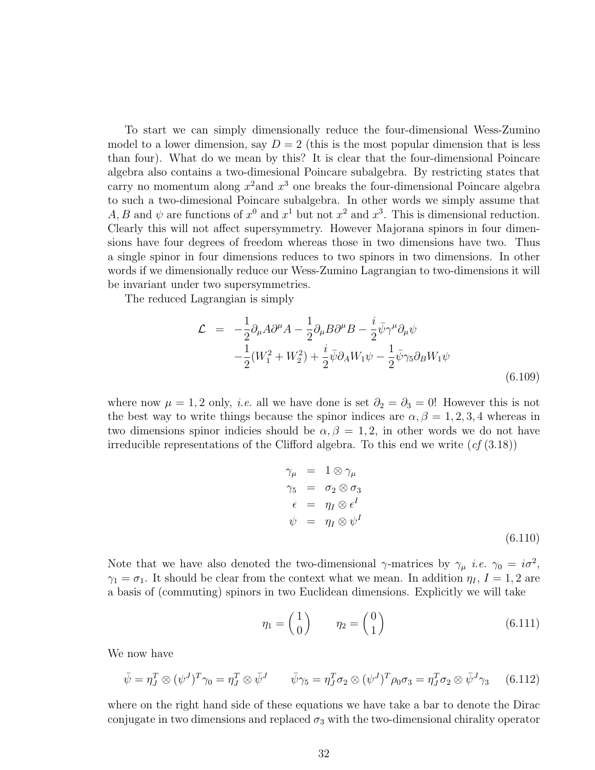To start we can simply dimensionally reduce the four-dimensional Wess-Zumino model to a lower dimension, say $D = 2$ (this is the most popular dimension that is less than four). What do we mean by this? It is clear that the four-dimensional Poincare algebra also contains a two-dimesional Poincare subalgebra. By restricting states that carry no momentum along $x^2$and $x^3$ one breaks the four-dimensional Poincare algebra to such a two-dimesional Poincare subalgebra. In other words we simply assume that $A, B$ and $\psi$ are functions of $x^0$ and $x^1$ but not $x^2$ and $x^3$. This is dimensional reduction. Clearly this will not affect supersymmetry. However Majorana spinors in four dimensions have four degrees of freedom whereas those in two dimensions have two. Thus a single spinor in four dimensions reduces to two spinors in two dimensions. In other words if we dimensionally reduce our Wess-Zumino Lagrangian to two-dimensions it will be invariant under two supersymmetries.

The reduced Lagrangian is simply

$$
\begin{aligned}
\mathcal{L} &= -\frac{1}{2}\partial_\mu A \partial^\mu A - \frac{1}{2}\partial_\mu B \partial^\mu B - \frac{i}{2}\bar{\psi}\gamma^\mu \partial_\mu \psi \\
&\quad -\frac{1}{2}(W_1^2 + W_2^2) + \frac{i}{2}\bar{\psi}\partial_A W_1 \psi - \frac{1}{2}\bar{\psi}\gamma_5 \partial_B W_1 \psi
\end{aligned}
\tag{6.109}
$$

where now $\mu = 1, 2$ only, *i.e.* all we have done is set $\partial_2 = \partial_3 = 0$! However this is not the best way to write things because the spinor indices are $\alpha, \beta = 1, 2, 3, 4$ whereas in two dimensions spinor indicies should be $\alpha, \beta = 1, 2$, in other words we do not have irreducible representations of the Clifford algebra. To this end we write (*cf* (3.18))

$$
\begin{aligned}
\gamma_\mu &= 1 \otimes \gamma_\mu \\
\gamma_5 &= \sigma_2 \otimes \sigma_3 \\
\epsilon &= \eta_I \otimes \epsilon^I \\
\psi &= \eta_I \otimes \psi^I
\end{aligned}
\tag{6.110}
$$

Note that we have also denoted the two-dimensional $\gamma$-matrices by $\gamma_\mu$ *i.e.* $\gamma_0 = i\sigma^2$, $\gamma_1 = \sigma_1$. It should be clear from the context what we mean. In addition $\eta_I$, $I = 1, 2$ are a basis of (commuting) spinors in two Euclidean dimensions. Explicitly we will take

$$
\eta_1 = \begin{pmatrix} 1 \\ 0 \end{pmatrix} \qquad \eta_2 = \begin{pmatrix} 0 \\ 1 \end{pmatrix}
\tag{6.111}
$$

We now have

$$
\bar{\psi} = \eta_J^T \otimes (\psi^J)^T \gamma_0 = \eta_J^T \otimes \bar{\psi}^J \qquad \bar{\psi}\gamma_5 = \eta_J^T \sigma_2 \otimes (\psi^J)^T \rho_0 \sigma_3 = \eta_J^T \sigma_2 \otimes \bar{\psi}^J \gamma_3
\tag{6.112}
$$

where on the right hand side of these equations we have take a bar to denote the Dirac conjugate in two dimensions and replaced $\sigma_3$ with the two-dimensional chirality operator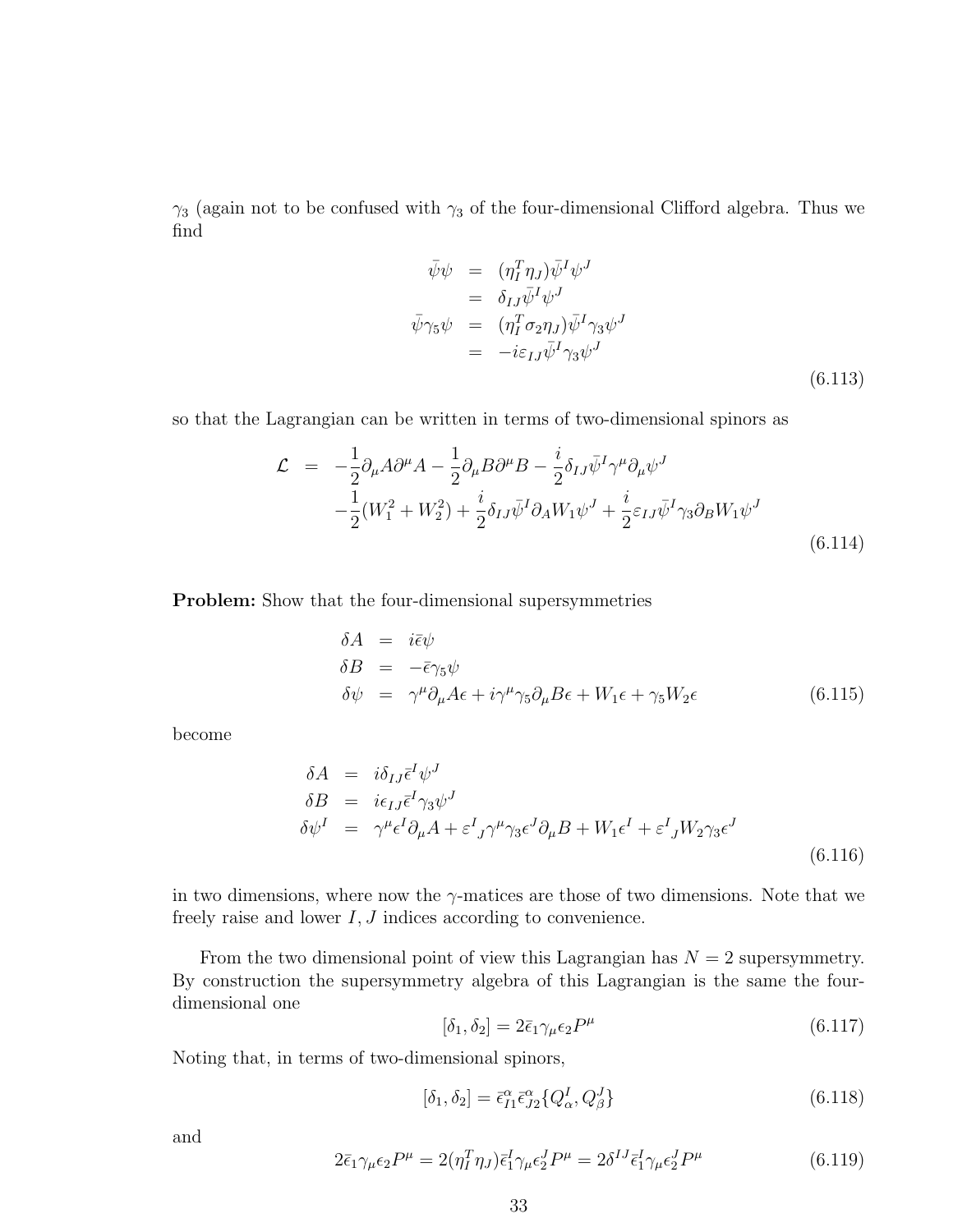$\gamma_3$ (again not to be confused with $\gamma_3$ of the four-dimensional Clifford algebra. Thus we find

$$
\begin{aligned}
\bar{\psi}\psi &= (\eta_I^T \eta_J)\bar{\psi}^I \psi^J \\
&= \delta_{IJ}\bar{\psi}^I \psi^J \\
\bar{\psi}\gamma_5\psi &= (\eta_I^T \sigma_2 \eta_J)\bar{\psi}^I \gamma_3 \psi^J \\
&= -i\varepsilon_{IJ}\bar{\psi}^I \gamma_3 \psi^J
\end{aligned}
\tag{6.113}
$$

so that the Lagrangian can be written in terms of two-dimensional spinors as

$$
\begin{aligned}
\mathcal{L} &= -\frac{1}{2}\partial_\mu A \partial^\mu A - \frac{1}{2}\partial_\mu B \partial^\mu B - \frac{i}{2}\delta_{IJ}\bar{\psi}^I \gamma^\mu \partial_\mu \psi^J \\
&\quad -\frac{1}{2}(W_1^2 + W_2^2) + \frac{i}{2}\delta_{IJ}\bar{\psi}^I \partial_A W_1 \psi^J + \frac{i}{2}\varepsilon_{IJ}\bar{\psi}^I \gamma_3 \partial_B W_1 \psi^J
\end{aligned}
\tag{6.114}
$$

**Problem:** Show that the four-dimensional supersymmetries

$$
\begin{aligned}
\delta A &= i\bar{\epsilon}\psi \\
\delta B &= -\bar{\epsilon}\gamma_5\psi \\
\delta\psi &= \gamma^\mu \partial_\mu A \epsilon + i\gamma^\mu \gamma_5 \partial_\mu B \epsilon + W_1 \epsilon + \gamma_5 W_2 \epsilon
\end{aligned}
\tag{6.115}
$$

become

$$
\begin{aligned}
\delta A &= i\delta_{IJ}\bar{\epsilon}^I \psi^J \\
\delta B &= i\epsilon_{IJ}\bar{\epsilon}^I \gamma_3 \psi^J \\
\delta\psi^I &= \gamma^\mu \epsilon^I \partial_\mu A + \varepsilon^I{}_J \gamma^\mu \gamma_3 \epsilon^J \partial_\mu B + W_1 \epsilon^I + \varepsilon^I{}_J W_2 \gamma_3 \epsilon^J
\end{aligned}
\tag{6.116}
$$

in two dimensions, where now the $\gamma$-matices are those of two dimensions. Note that we freely raise and lower $I, J$ indices according to convenience.

From the two dimensional point of view this Lagrangian has $N = 2$ supersymmetry. By construction the supersymmetry algebra of this Lagrangian is the same the four-dimensional one

$$
[\delta_1, \delta_2] = 2\bar{\epsilon}_1 \gamma_\mu \epsilon_2 P^\mu
\tag{6.117}
$$

Noting that, in terms of two-dimensional spinors,

$$
[\delta_1, \delta_2] = \bar{\epsilon}^\alpha_{I1} \bar{\epsilon}^\alpha_{J2} \{Q^I_\alpha, Q^J_\beta\}
\tag{6.118}
$$

and

$$
2\bar{\epsilon}_1 \gamma_\mu \epsilon_2 P^\mu = 2(\eta_I^T \eta_J)\bar{\epsilon}^I_1 \gamma_\mu \epsilon^J_2 P^\mu = 2\delta^{IJ}\bar{\epsilon}^I_1 \gamma_\mu \epsilon^J_2 P^\mu
\tag{6.119}
$$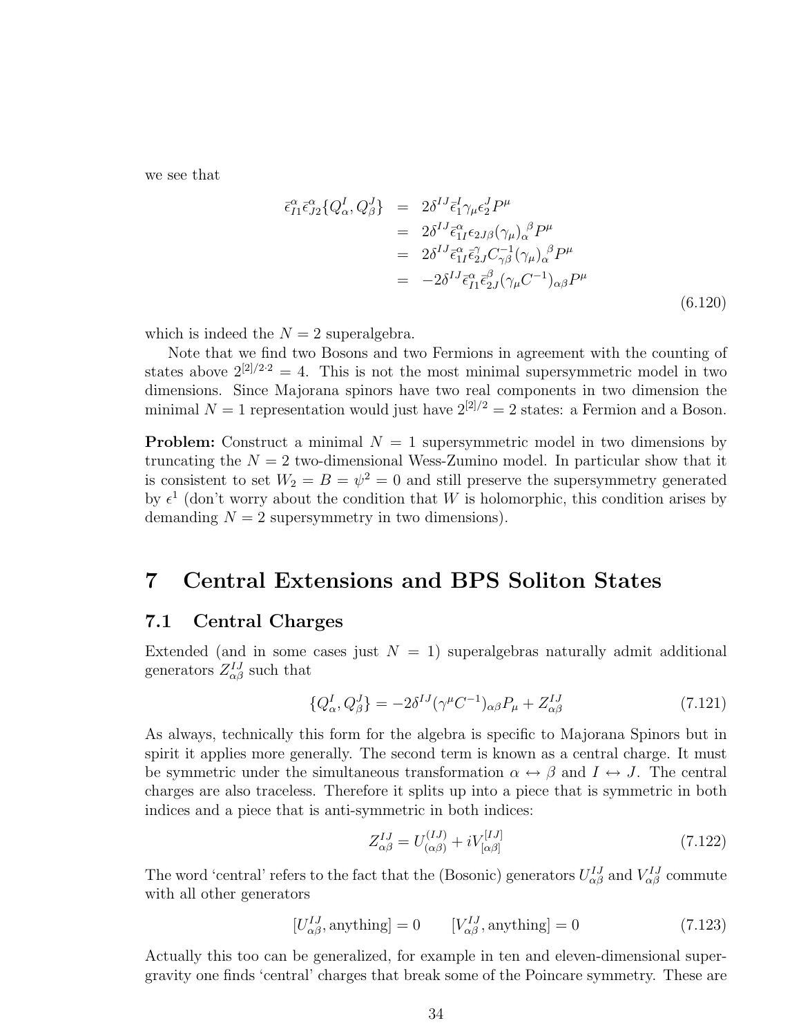we see that

$$
\begin{aligned}
\bar{\epsilon}^{\alpha}_{I1}\bar{\epsilon}^{\alpha}_{J2}\{Q^I_\alpha, Q^J_\beta\} &= 2\delta^{IJ}\bar{\epsilon}^I_1\gamma_\mu\epsilon^J_2 P^\mu \\
&= 2\delta^{IJ}\bar{\epsilon}^{\alpha}_{1I}\epsilon_{2J\beta}(\gamma_\mu)_\alpha{}^\beta P^\mu \\
&= 2\delta^{IJ}\bar{\epsilon}^{\alpha}_{1I}\bar{\epsilon}^{\gamma}_{2J}C^{-1}_{\gamma\beta}(\gamma_\mu)_\alpha{}^\beta P^\mu \\
&= -2\delta^{IJ}\bar{\epsilon}^{\alpha}_{I1}\bar{\epsilon}^{\beta}_{2J}(\gamma_\mu C^{-1})_{\alpha\beta}P^\mu
\end{aligned}
\tag{6.120}
$$

which is indeed the $N = 2$ superalgebra.

Note that we find two Bosons and two Fermions in agreement with the counting of states above $2^{[2]/2 \cdot 2} = 4$. This is not the most minimal supersymmetric model in two dimensions. Since Majorana spinors have two real components in two dimension the minimal $N = 1$ representation would just have $2^{[2]/2} = 2$ states: a Fermion and a Boson.

**Problem:** Construct a minimal $N = 1$ supersymmetric model in two dimensions by truncating the $N = 2$ two-dimensional Wess-Zumino model. In particular show that it is consistent to set $W_2 = B = \psi^2 = 0$ and still preserve the supersymmetry generated by $\epsilon^1$ (don't worry about the condition that $W$ is holomorphic, this condition arises by demanding $N = 2$ supersymmetry in two dimensions).

# 7 Central Extensions and BPS Soliton States

## 7.1 Central Charges

Extended (and in some cases just $N = 1$) superalgebras naturally admit additional generators $Z^{IJ}_{\alpha\beta}$ such that

$$
\{Q^I_\alpha, Q^J_\beta\} = -2\delta^{IJ}(\gamma^\mu C^{-1})_{\alpha\beta}P_\mu + Z^{IJ}_{\alpha\beta} \tag{7.121}
$$

As always, technically this form for the algebra is specific to Majorana Spinors but in spirit it applies more generally. The second term is known as a central charge. It must be symmetric under the simultaneous transformation $\alpha \leftrightarrow \beta$ and $I \leftrightarrow J$. The central charges are also traceless. Therefore it splits up into a piece that is symmetric in both indices and a piece that is anti-symmetric in both indices:

$$
Z^{IJ}_{\alpha\beta} = U^{(IJ)}_{(\alpha\beta)} + iV^{[IJ]}_{[\alpha\beta]} \tag{7.122}
$$

The word 'central' refers to the fact that the (Bosonic) generators $U^{IJ}_{\alpha\beta}$ and $V^{IJ}_{\alpha\beta}$ commute with all other generators

$$
[U^{IJ}_{\alpha\beta}, \text{anything}] = 0 \qquad [V^{IJ}_{\alpha\beta}, \text{anything}] = 0 \tag{7.123}
$$

Actually this too can be generalized, for example in ten and eleven-dimensional supergravity one finds 'central' charges that break some of the Poincare symmetry. These are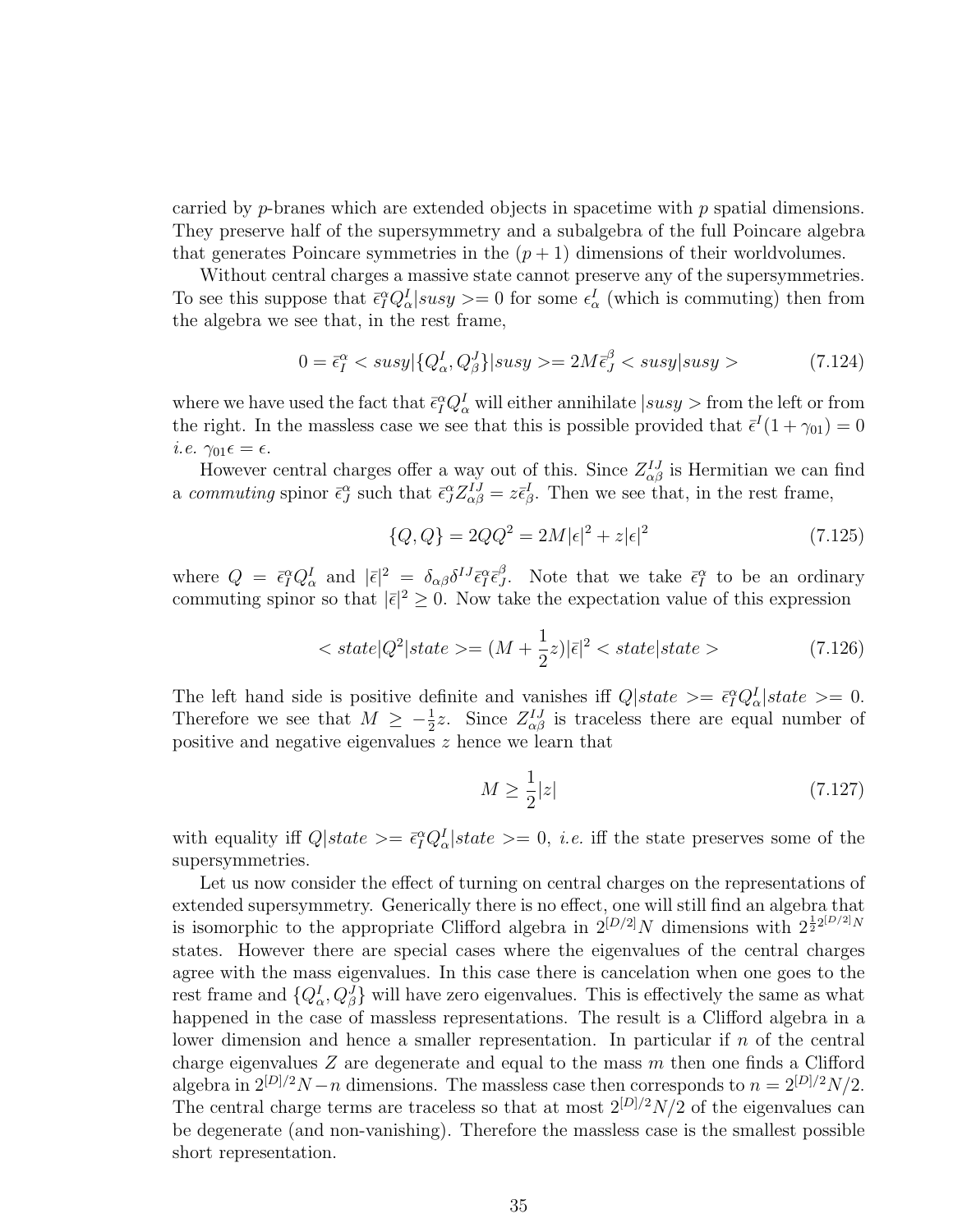carried by $p$-branes which are extended objects in spacetime with $p$ spatial dimensions. They preserve half of the supersymmetry and a subalgebra of the full Poincare algebra that generates Poincare symmetries in the $(p+1)$ dimensions of their worldvolumes.

Without central charges a massive state cannot preserve any of the supersymmetries. To see this suppose that $\bar{\epsilon}^{\alpha}_I Q^I_{\alpha}|susy>=0$ for some $\epsilon^I_{\alpha}$ (which is commuting) then from the algebra we see that, in the rest frame,

$$0 = \bar{\epsilon}^{\alpha}_I < susy|\{Q^I_{\alpha}, Q^J_{\beta}\}|susy >= 2M\bar{\epsilon}^{\beta}_J < susy|susy > \tag{7.124}$$

where we have used the fact that $\bar{\epsilon}^{\alpha}_I Q^I_{\alpha}$ will either annihilate $|susy>$ from the left or from the right. In the massless case we see that this is possible provided that $\bar{\epsilon}^I(1+\gamma_{01}) = 0$ *i.e.* $\gamma_{01}\epsilon = \epsilon$.

However central charges offer a way out of this. Since $Z^{IJ}_{\alpha\beta}$ is Hermitian we can find a *commuting* spinor $\bar{\epsilon}^{\alpha}_J$ such that $\bar{\epsilon}^{\alpha}_J Z^{IJ}_{\alpha\beta} = z\bar{\epsilon}^I_{\beta}$. Then we see that, in the rest frame,

$$\{Q, Q\} = 2QQ^2 = 2M|\epsilon|^2 + z|\epsilon|^2 \tag{7.125}$$

where $Q = \bar{\epsilon}^{\alpha}_I Q^I_{\alpha}$ and $|\bar{\epsilon}|^2 = \delta_{\alpha\beta}\delta^{IJ}\bar{\epsilon}^{\alpha}_I\bar{\epsilon}^{\beta}_J$. Note that we take $\bar{\epsilon}^{\alpha}_I$ to be an ordinary commuting spinor so that $|\bar{\epsilon}|^2 \geq 0$. Now take the expectation value of this expression

$$< state|Q^2|state >= (M + \frac{1}{2}z)|\bar{\epsilon}|^2 < state|state > \tag{7.126}$$

The left hand side is positive definite and vanishes iff $Q|state >= \bar{\epsilon}^{\alpha}_I Q^I_{\alpha}|state >= 0$. Therefore we see that $M \geq -\frac{1}{2}z$. Since $Z^{IJ}_{\alpha\beta}$ is traceless there are equal number of positive and negative eigenvalues $z$ hence we learn that

$$M \geq \frac{1}{2}|z| \tag{7.127}$$

with equality iff $Q|state >= \bar{\epsilon}^{\alpha}_I Q^I_{\alpha}|state >= 0$, *i.e.* iff the state preserves some of the supersymmetries.

Let us now consider the effect of turning on central charges on the representations of extended supersymmetry. Generically there is no effect, one will still find an algebra that is isomorphic to the appropriate Clifford algebra in $2^{[D/2]}N$ dimensions with $2^{\frac{1}{2}2^{[D/2]}N}$ states. However there are special cases where the eigenvalues of the central charges agree with the mass eigenvalues. In this case there is cancelation when one goes to the rest frame and $\{Q^I_{\alpha}, Q^J_{\beta}\}$ will have zero eigenvalues. This is effectively the same as what happened in the case of massless representations. The result is a Clifford algebra in a lower dimension and hence a smaller representation. In particular if $n$ of the central charge eigenvalues $Z$ are degenerate and equal to the mass $m$ then one finds a Clifford algebra in $2^{[D]/2}N - n$ dimensions. The massless case then corresponds to $n = 2^{[D]/2}N/2$. The central charge terms are traceless so that at most $2^{[D]/2}N/2$ of the eigenvalues can be degenerate (and non-vanishing). Therefore the massless case is the smallest possible short representation.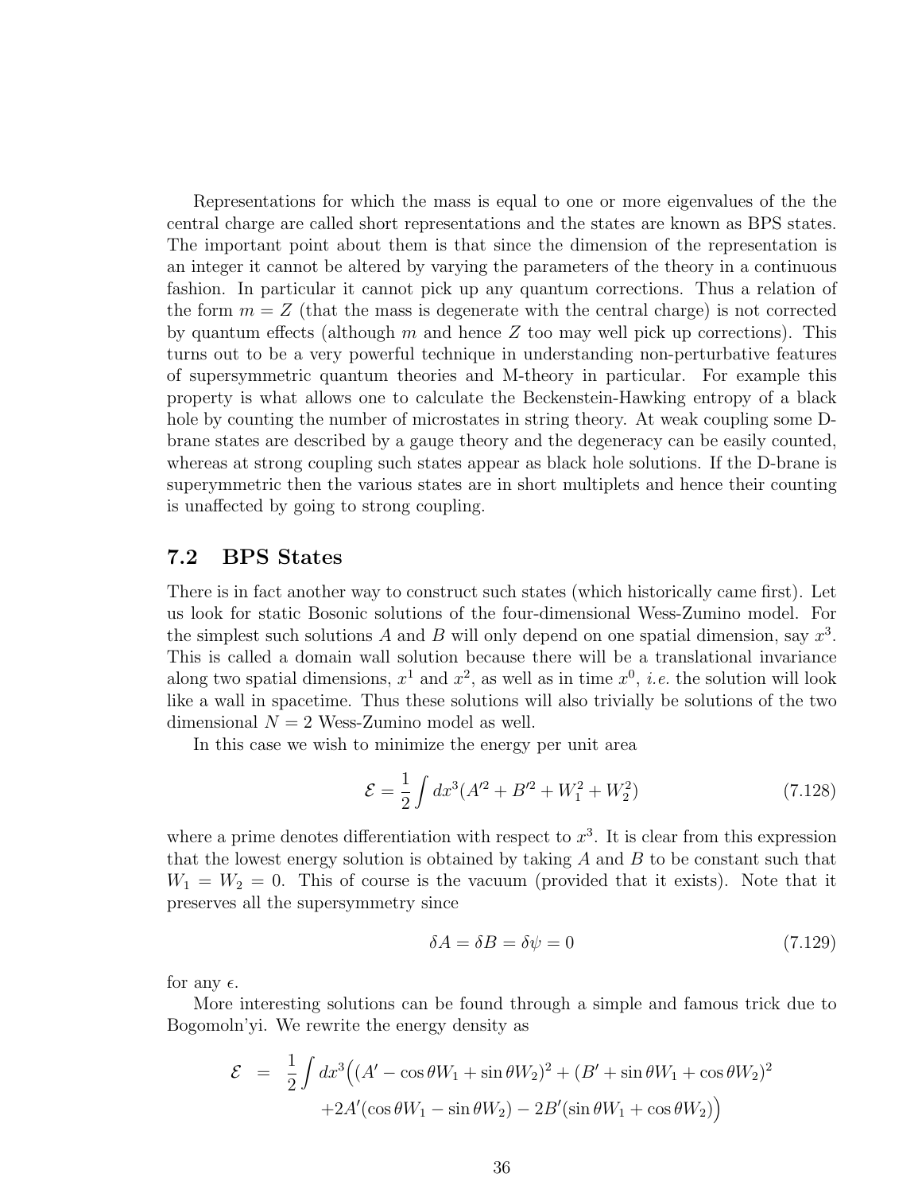Representations for which the mass is equal to one or more eigenvalues of the the central charge are called short representations and the states are known as BPS states. The important point about them is that since the dimension of the representation is an integer it cannot be altered by varying the parameters of the theory in a continuous fashion. In particular it cannot pick up any quantum corrections. Thus a relation of the form $m = Z$ (that the mass is degenerate with the central charge) is not corrected by quantum effects (although $m$ and hence $Z$ too may well pick up corrections). This turns out to be a very powerful technique in understanding non-perturbative features of supersymmetric quantum theories and M-theory in particular. For example this property is what allows one to calculate the Beckenstein-Hawking entropy of a black hole by counting the number of microstates in string theory. At weak coupling some D-brane states are described by a gauge theory and the degeneracy can be easily counted, whereas at strong coupling such states appear as black hole solutions. If the D-brane is superymmetric then the various states are in short multiplets and hence their counting is unaffected by going to strong coupling.

## 7.2 BPS States

There is in fact another way to construct such states (which historically came first). Let us look for static Bosonic solutions of the four-dimensional Wess-Zumino model. For the simplest such solutions $A$ and $B$ will only depend on one spatial dimension, say $x^3$. This is called a domain wall solution because there will be a translational invariance along two spatial dimensions, $x^1$ and $x^2$, as well as in time $x^0$, *i.e.* the solution will look like a wall in spacetime. Thus these solutions will also trivially be solutions of the two dimensional $N = 2$ Wess-Zumino model as well.

In this case we wish to minimize the energy per unit area

$$\mathcal{E} = \frac{1}{2}\int dx^3(A'^2 + B'^2 + W_1^2 + W_2^2) \tag{7.128}$$

where a prime denotes differentiation with respect to $x^3$. It is clear from this expression that the lowest energy solution is obtained by taking $A$ and $B$ to be constant such that $W_1 = W_2 = 0$. This of course is the vacuum (provided that it exists). Note that it preserves all the supersymmetry since

$$\delta A = \delta B = \delta\psi = 0 \tag{7.129}$$

for any $\epsilon$.

More interesting solutions can be found through a simple and famous trick due to Bogomoln'yi. We rewrite the energy density as

$$\begin{aligned}
\mathcal{E} &= \frac{1}{2}\int dx^3\Big((A' - \cos\theta W_1 + \sin\theta W_2)^2 + (B' + \sin\theta W_1 + \cos\theta W_2)^2 \\
&\quad +2A'(\cos\theta W_1 - \sin\theta W_2) - 2B'(\sin\theta W_1 + \cos\theta W_2)\Big)
\end{aligned}$$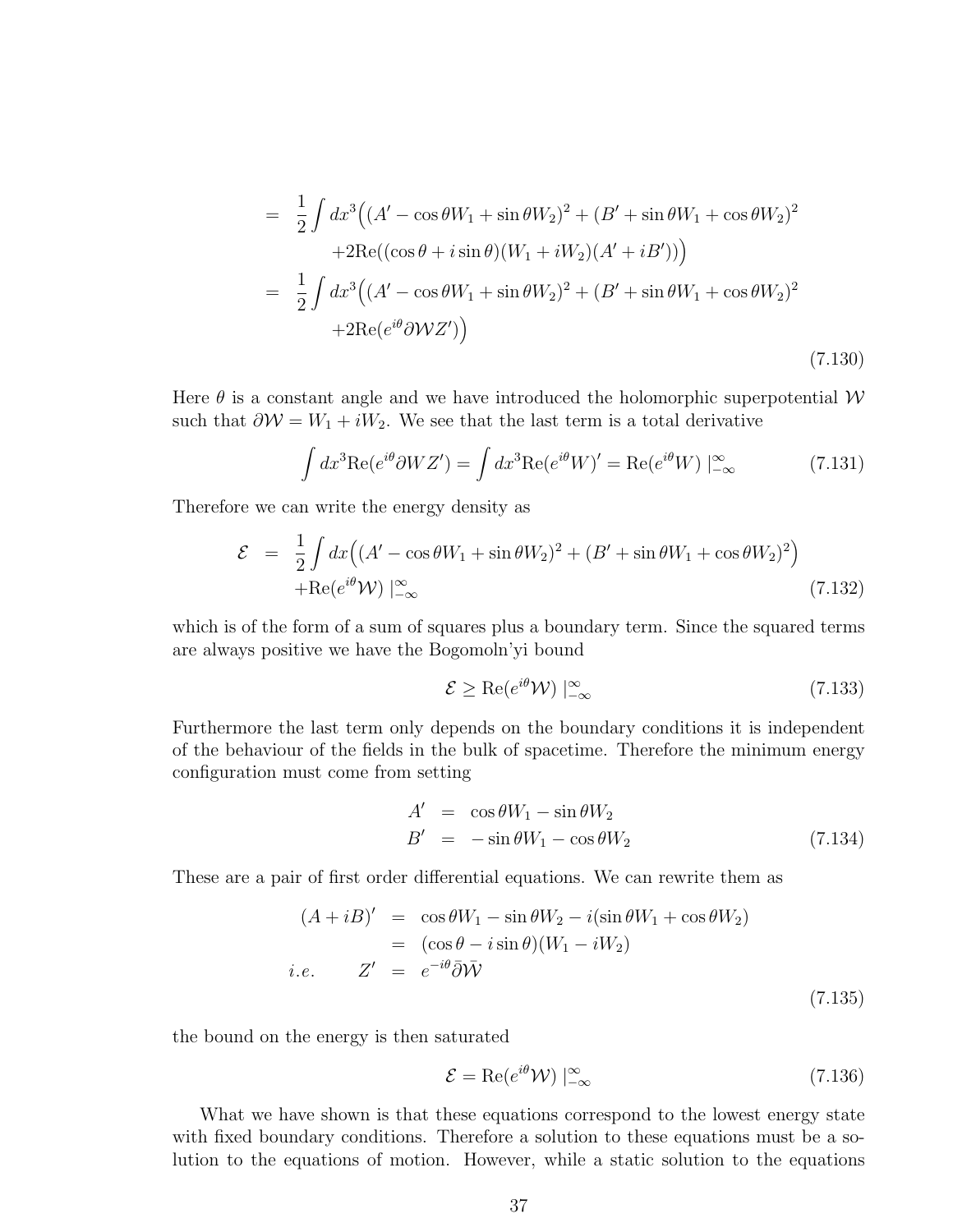$$
\begin{aligned}
&= \frac{1}{2}\int dx^3 \Big( (A' - \cos\theta W_1 + \sin\theta W_2)^2 + (B' + \sin\theta W_1 + \cos\theta W_2)^2 \\
&\qquad + 2\mathrm{Re}((\cos\theta + i\sin\theta)(W_1 + iW_2)(A' + iB')) \Big) \\
&= \frac{1}{2}\int dx^3 \Big( (A' - \cos\theta W_1 + \sin\theta W_2)^2 + (B' + \sin\theta W_1 + \cos\theta W_2)^2 \\
&\qquad + 2\mathrm{Re}(e^{i\theta}\partial\mathcal{W} Z') \Big)
\end{aligned}
\tag{7.130}
$$

Here $\theta$ is a constant angle and we have introduced the holomorphic superpotential $\mathcal{W}$ such that $\partial\mathcal{W} = W_1 + iW_2$. We see that the last term is a total derivative

$$
\int dx^3 \mathrm{Re}(e^{i\theta}\partial W Z') = \int dx^3 \mathrm{Re}(e^{i\theta} W)' = \mathrm{Re}(e^{i\theta} W) \mid_{-\infty}^{\infty} \tag{7.131}
$$

Therefore we can write the energy density as

$$
\begin{aligned}
\mathcal{E} &= \frac{1}{2}\int dx \Big( (A' - \cos\theta W_1 + \sin\theta W_2)^2 + (B' + \sin\theta W_1 + \cos\theta W_2)^2 \Big) \\
&\quad + \mathrm{Re}(e^{i\theta}\mathcal{W}) \mid_{-\infty}^{\infty}
\end{aligned}
\tag{7.132}
$$

which is of the form of a sum of squares plus a boundary term. Since the squared terms are always positive we have the Bogomoln'yi bound

$$
\mathcal{E} \geq \mathrm{Re}(e^{i\theta}\mathcal{W}) \mid_{-\infty}^{\infty} \tag{7.133}
$$

Furthermore the last term only depends on the boundary conditions it is independent of the behaviour of the fields in the bulk of spacetime. Therefore the minimum energy configuration must come from setting

$$
\begin{aligned}
A' &= \cos\theta W_1 - \sin\theta W_2 \\
B' &= -\sin\theta W_1 - \cos\theta W_2
\end{aligned}
\tag{7.134}
$$

These are a pair of first order differential equations. We can rewrite them as

$$
\begin{aligned}
(A + iB)' &= \cos\theta W_1 - \sin\theta W_2 - i(\sin\theta W_1 + \cos\theta W_2) \\
&= (\cos\theta - i\sin\theta)(W_1 - iW_2) \\
i.e. \qquad Z' &= e^{-i\theta}\bar{\partial}\bar{\mathcal{W}}
\end{aligned}
\tag{7.135}
$$

the bound on the energy is then saturated

$$
\mathcal{E} = \mathrm{Re}(e^{i\theta}\mathcal{W}) \mid_{-\infty}^{\infty} \tag{7.136}
$$

What we have shown is that these equations correspond to the lowest energy state with fixed boundary conditions. Therefore a solution to these equations must be a solution to the equations of motion. However, while a static solution to the equations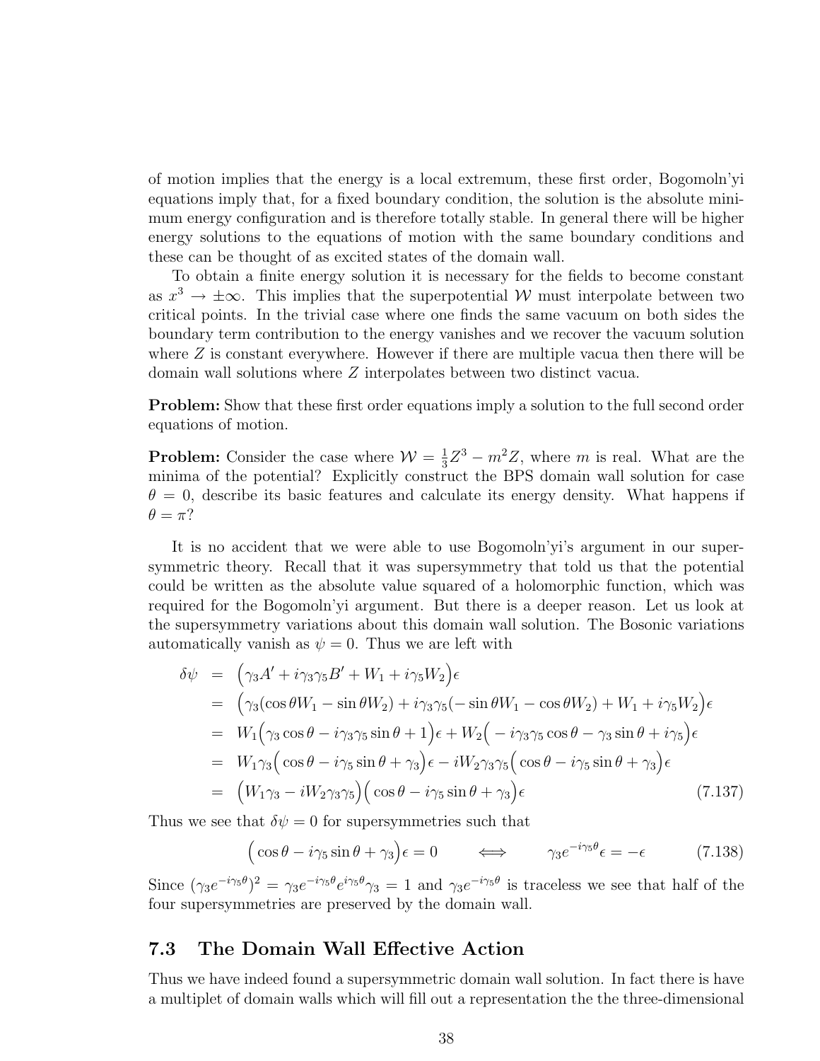of motion implies that the energy is a local extremum, these first order, Bogomoln'yi equations imply that, for a fixed boundary condition, the solution is the absolute minimum energy configuration and is therefore totally stable. In general there will be higher energy solutions to the equations of motion with the same boundary conditions and these can be thought of as excited states of the domain wall.

To obtain a finite energy solution it is necessary for the fields to become constant as $x^3 \to \pm\infty$. This implies that the superpotential $\mathcal{W}$ must interpolate between two critical points. In the trivial case where one finds the same vacuum on both sides the boundary term contribution to the energy vanishes and we recover the vacuum solution where $Z$ is constant everywhere. However if there are multiple vacua then there will be domain wall solutions where $Z$ interpolates between two distinct vacua.

**Problem:** Show that these first order equations imply a solution to the full second order equations of motion.

**Problem:** Consider the case where $\mathcal{W} = \frac{1}{3}Z^3 - m^2 Z$, where $m$ is real. What are the minima of the potential? Explicitly construct the BPS domain wall solution for case $\theta = 0$, describe its basic features and calculate its energy density. What happens if $\theta = \pi$?

It is no accident that we were able to use Bogomoln'yi's argument in our supersymmetric theory. Recall that it was supersymmetry that told us that the potential could be written as the absolute value squared of a holomorphic function, which was required for the Bogomoln'yi argument. But there is a deeper reason. Let us look at the supersymmetry variations about this domain wall solution. The Bosonic variations automatically vanish as $\psi = 0$. Thus we are left with

$$
\begin{aligned}
\delta\psi &= \Big(\gamma_3 A' + i\gamma_3\gamma_5 B' + W_1 + i\gamma_5 W_2\Big)\epsilon \\
&= \Big(\gamma_3(\cos\theta W_1 - \sin\theta W_2) + i\gamma_3\gamma_5(-\sin\theta W_1 - \cos\theta W_2) + W_1 + i\gamma_5 W_2\Big)\epsilon \\
&= W_1\Big(\gamma_3\cos\theta - i\gamma_3\gamma_5\sin\theta + 1\Big)\epsilon + W_2\Big(-i\gamma_3\gamma_5\cos\theta - \gamma_3\sin\theta + i\gamma_5\Big)\epsilon \\
&= W_1\gamma_3\Big(\cos\theta - i\gamma_5\sin\theta + \gamma_3\Big)\epsilon - iW_2\gamma_3\gamma_5\Big(\cos\theta - i\gamma_5\sin\theta + \gamma_3\Big)\epsilon \\
&= \Big(W_1\gamma_3 - iW_2\gamma_3\gamma_5\Big)\Big(\cos\theta - i\gamma_5\sin\theta + \gamma_3\Big)\epsilon
\end{aligned}
\tag{7.137}
$$

Thus we see that $\delta\psi = 0$ for supersymmetries such that

$$
\Big(\cos\theta - i\gamma_5\sin\theta + \gamma_3\Big)\epsilon = 0 \qquad \Longleftrightarrow \qquad \gamma_3 e^{-i\gamma_5\theta}\epsilon = -\epsilon \tag{7.138}
$$

Since $(\gamma_3 e^{-i\gamma_5\theta})^2 = \gamma_3 e^{-i\gamma_5\theta}e^{i\gamma_5\theta}\gamma_3 = 1$ and $\gamma_3 e^{-i\gamma_5\theta}$ is traceless we see that half of the four supersymmetries are preserved by the domain wall.

## 7.3 The Domain Wall Effective Action

Thus we have indeed found a supersymmetric domain wall solution. In fact there is have a multiplet of domain walls which will fill out a representation the the three-dimensional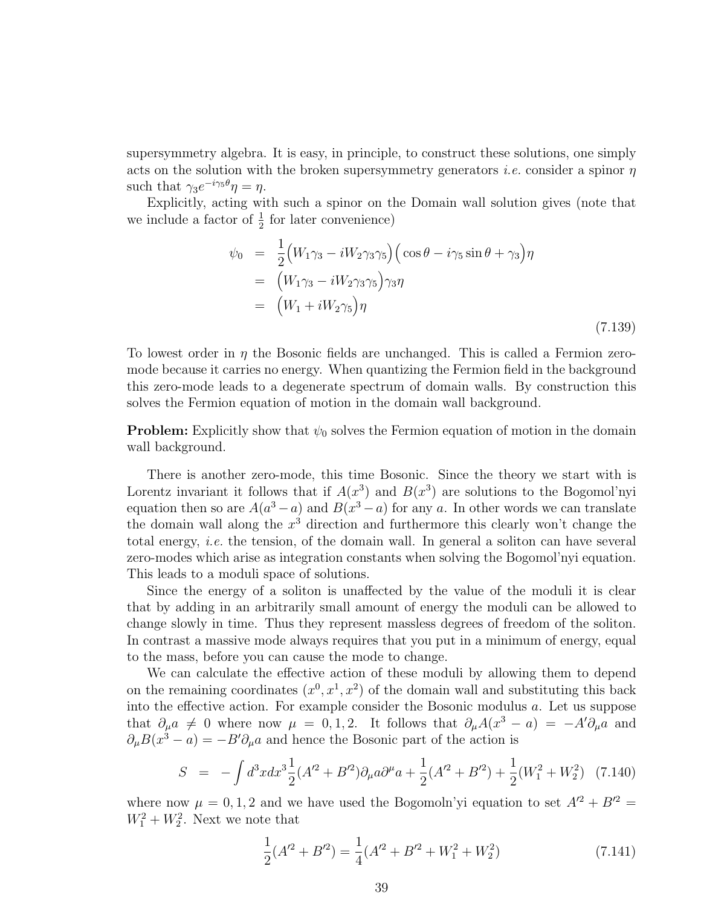supersymmetry algebra. It is easy, in principle, to construct these solutions, one simply acts on the solution with the broken supersymmetry generators *i.e.* consider a spinor $\eta$ such that $\gamma_3 e^{-i\gamma_5\theta}\eta = \eta$.

Explicitly, acting with such a spinor on the Domain wall solution gives (note that we include a factor of $\frac{1}{2}$ for later convenience)

$$
\begin{aligned}
\psi_0 &= \frac{1}{2}\Big(W_1\gamma_3 - iW_2\gamma_3\gamma_5\Big)\Big(\cos\theta - i\gamma_5\sin\theta + \gamma_3\Big)\eta \\
&= \Big(W_1\gamma_3 - iW_2\gamma_3\gamma_5\Big)\gamma_3\eta \\
&= \Big(W_1 + iW_2\gamma_5\Big)\eta
\end{aligned}
\tag{7.139}
$$

To lowest order in $\eta$ the Bosonic fields are unchanged. This is called a Fermion zero-mode because it carries no energy. When quantizing the Fermion field in the background this zero-mode leads to a degenerate spectrum of domain walls. By construction this solves the Fermion equation of motion in the domain wall background.

**Problem:** Explicitly show that $\psi_0$ solves the Fermion equation of motion in the domain wall background.

There is another zero-mode, this time Bosonic. Since the theory we start with is Lorentz invariant it follows that if $A(x^3)$ and $B(x^3)$ are solutions to the Bogomol'nyi equation then so are $A(a^3 - a)$ and $B(x^3 - a)$ for any $a$. In other words we can translate the domain wall along the $x^3$ direction and furthermore this clearly won't change the total energy, *i.e.* the tension, of the domain wall. In general a soliton can have several zero-modes which arise as integration constants when solving the Bogomol'nyi equation. This leads to a moduli space of solutions.

Since the energy of a soliton is unaffected by the value of the moduli it is clear that by adding in an arbitrarily small amount of energy the moduli can be allowed to change slowly in time. Thus they represent massless degrees of freedom of the soliton. In contrast a massive mode always requires that you put in a minimum of energy, equal to the mass, before you can cause the mode to change.

We can calculate the effective action of these moduli by allowing them to depend on the remaining coordinates $(x^0, x^1, x^2)$ of the domain wall and substituting this back into the effective action. For example consider the Bosonic modulus $a$. Let us suppose that $\partial_\mu a \neq 0$ where now $\mu = 0, 1, 2$. It follows that $\partial_\mu A(x^3 - a) = -A'\partial_\mu a$ and $\partial_\mu B(x^3 - a) = -B'\partial_\mu a$ and hence the Bosonic part of the action is

$$
S = -\int d^3x dx^3 \frac{1}{2}(A'^2 + B'^2)\partial_\mu a \partial^\mu a + \frac{1}{2}(A'^2 + B'^2) + \frac{1}{2}(W_1^2 + W_2^2) \tag{7.140}
$$

where now $\mu = 0, 1, 2$ and we have used the Bogomoln'yi equation to set $A'^2 + B'^2 = W_1^2 + W_2^2$. Next we note that

$$
\frac{1}{2}(A'^2 + B'^2) = \frac{1}{4}(A'^2 + B'^2 + W_1^2 + W_2^2) \tag{7.141}
$$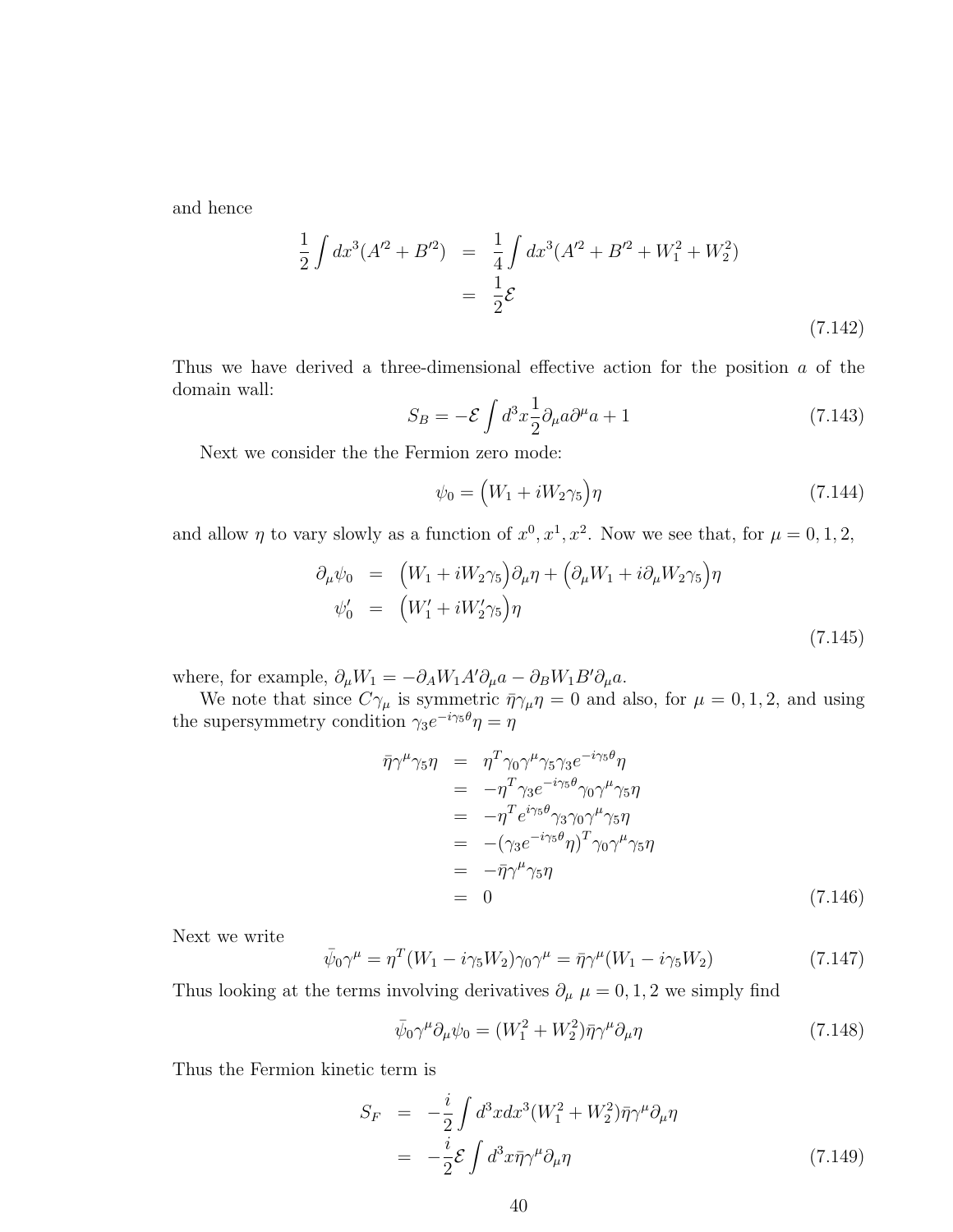and hence

$$
\begin{aligned}
\frac{1}{2}\int dx^3 (A'^2 + B'^2) &= \frac{1}{4}\int dx^3 (A'^2 + B'^2 + W_1^2 + W_2^2) \\
&= \frac{1}{2}\mathcal{E}
\end{aligned}
\tag{7.142}
$$

Thus we have derived a three-dimensional effective action for the position $a$ of the domain wall:

$$
S_B = -\mathcal{E}\int d^3x \frac{1}{2}\partial_\mu a \partial^\mu a + 1 \tag{7.143}
$$

Next we consider the the Fermion zero mode:

$$
\psi_0 = \Big(W_1 + iW_2\gamma_5\Big)\eta \tag{7.144}
$$

and allow $\eta$ to vary slowly as a function of $x^0, x^1, x^2$. Now we see that, for $\mu = 0, 1, 2$,

$$
\begin{aligned}
\partial_\mu \psi_0 &= \Big(W_1 + iW_2\gamma_5\Big)\partial_\mu \eta + \Big(\partial_\mu W_1 + i\partial_\mu W_2 \gamma_5\Big)\eta \\
\psi_0' &= \Big(W_1' + iW_2'\gamma_5\Big)\eta
\end{aligned}
\tag{7.145}
$$

where, for example, $\partial_\mu W_1 = -\partial_A W_1 A' \partial_\mu a - \partial_B W_1 B' \partial_\mu a$.

We note that since $C\gamma_\mu$ is symmetric $\bar\eta\gamma_\mu\eta = 0$ and also, for $\mu = 0, 1, 2$, and using the supersymmetry condition $\gamma_3 e^{-i\gamma_5\theta}\eta = \eta$

$$
\begin{aligned}
\bar\eta\gamma^\mu\gamma_5\eta &= \eta^T\gamma_0\gamma^\mu\gamma_5\gamma_3 e^{-i\gamma_5\theta}\eta \\
&= -\eta^T\gamma_3 e^{-i\gamma_5\theta}\gamma_0\gamma^\mu\gamma_5\eta \\
&= -\eta^T e^{i\gamma_5\theta}\gamma_3\gamma_0\gamma^\mu\gamma_5\eta \\
&= -(\gamma_3 e^{-i\gamma_5\theta}\eta)^T\gamma_0\gamma^\mu\gamma_5\eta \\
&= -\bar\eta\gamma^\mu\gamma_5\eta \\
&= 0
\end{aligned}
\tag{7.146}
$$

Next we write

$$
\bar\psi_0\gamma^\mu = \eta^T(W_1 - i\gamma_5 W_2)\gamma_0\gamma^\mu = \bar\eta\gamma^\mu(W_1 - i\gamma_5 W_2) \tag{7.147}
$$

Thus looking at the terms involving derivatives $\partial_\mu$ $\mu = 0, 1, 2$ we simply find

$$
\bar\psi_0\gamma^\mu\partial_\mu\psi_0 = (W_1^2 + W_2^2)\bar\eta\gamma^\mu\partial_\mu\eta \tag{7.148}
$$

Thus the Fermion kinetic term is

$$
\begin{aligned}
S_F &= -\frac{i}{2}\int d^3x dx^3 (W_1^2 + W_2^2)\bar\eta\gamma^\mu\partial_\mu\eta \\
&= -\frac{i}{2}\mathcal{E}\int d^3x \bar\eta\gamma^\mu\partial_\mu\eta
\end{aligned}
\tag{7.149}
$$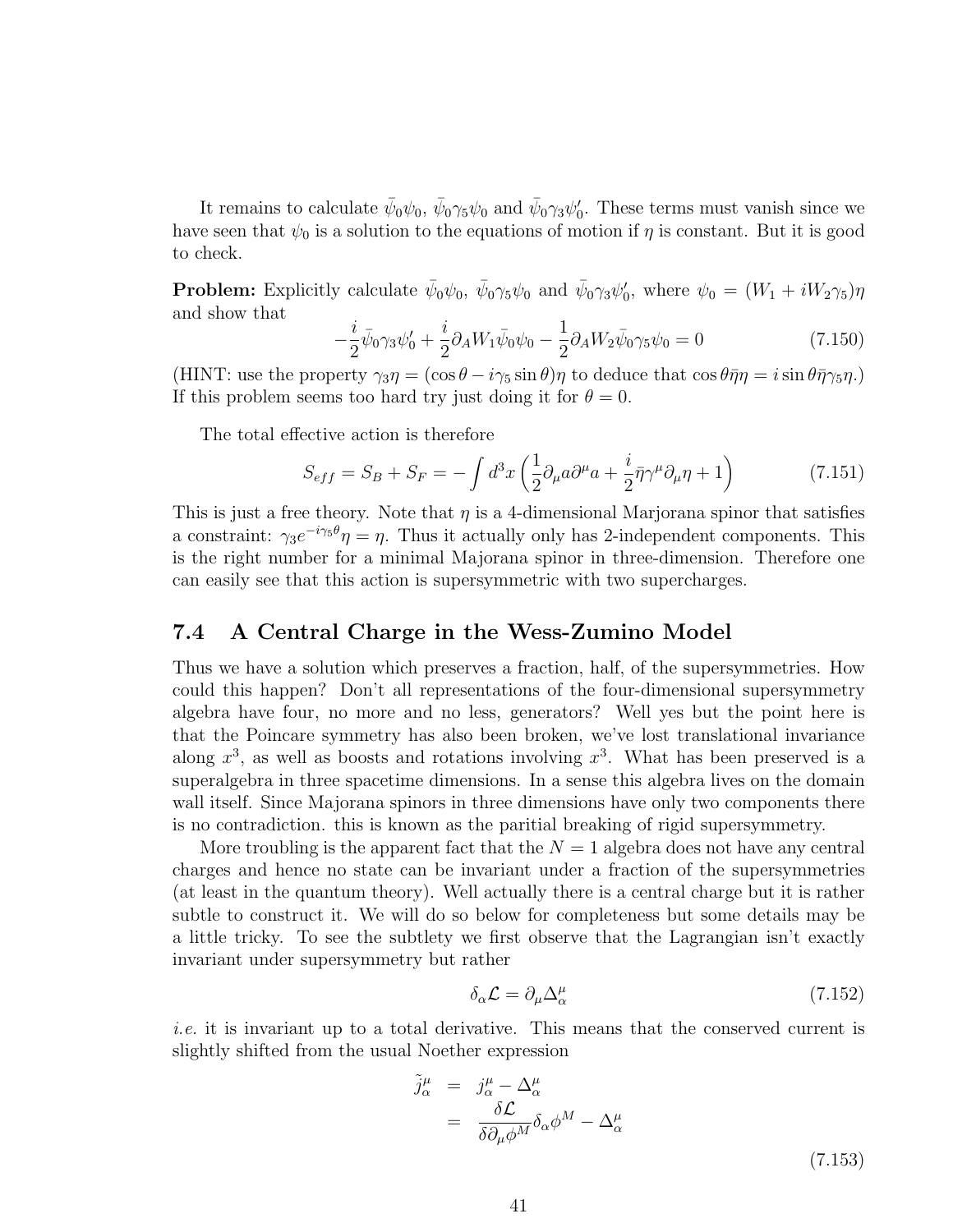It remains to calculate $\bar{\psi}_0\psi_0$, $\bar{\psi}_0\gamma_5\psi_0$ and $\bar{\psi}_0\gamma_3\psi_0'$. These terms must vanish since we have seen that $\psi_0$ is a solution to the equations of motion if $\eta$ is constant. But it is good to check.

**Problem:** Explicitly calculate $\bar{\psi}_0\psi_0$, $\bar{\psi}_0\gamma_5\psi_0$ and $\bar{\psi}_0\gamma_3\psi_0'$, where $\psi_0 = (W_1 + iW_2\gamma_5)\eta$ and show that

$$-\frac{i}{2}\bar{\psi}_0\gamma_3\psi_0' + \frac{i}{2}\partial_A W_1\bar{\psi}_0\psi_0 - \frac{1}{2}\partial_A W_2\bar{\psi}_0\gamma_5\psi_0 = 0 \tag{7.150}$$

(HINT: use the property $\gamma_3\eta = (\cos\theta - i\gamma_5\sin\theta)\eta$ to deduce that $\cos\theta\bar{\eta}\eta = i\sin\theta\bar{\eta}\gamma_5\eta$.) If this problem seems too hard try just doing it for $\theta = 0$.

The total effective action is therefore

$$S_{eff} = S_B + S_F = -\int d^3x\left(\frac{1}{2}\partial_\mu a\partial^\mu a + \frac{i}{2}\bar{\eta}\gamma^\mu\partial_\mu\eta + 1\right) \tag{7.151}$$

This is just a free theory. Note that $\eta$ is a 4-dimensional Marjorana spinor that satisfies a constraint: $\gamma_3 e^{-i\gamma_5\theta}\eta = \eta$. Thus it actually only has 2-independent components. This is the right number for a minimal Majorana spinor in three-dimension. Therefore one can easily see that this action is supersymmetric with two supercharges.

## 7.4 A Central Charge in the Wess-Zumino Model

Thus we have a solution which preserves a fraction, half, of the supersymmetries. How could this happen? Don't all representations of the four-dimensional supersymmetry algebra have four, no more and no less, generators? Well yes but the point here is that the Poincare symmetry has also been broken, we've lost translational invariance along $x^3$, as well as boosts and rotations involving $x^3$. What has been preserved is a superalgebra in three spacetime dimensions. In a sense this algebra lives on the domain wall itself. Since Majorana spinors in three dimensions have only two components there is no contradiction. this is known as the paritial breaking of rigid supersymmetry.

More troubling is the apparent fact that the $N = 1$ algebra does not have any central charges and hence no state can be invariant under a fraction of the supersymmetries (at least in the quantum theory). Well actually there is a central charge but it is rather subtle to construct it. We will do so below for completeness but some details may be a little tricky. To see the subtlety we first observe that the Lagrangian isn't exactly invariant under supersymmetry but rather

$$\delta_\alpha\mathcal{L} = \partial_\mu\Delta^\mu_\alpha \tag{7.152}$$

*i.e.* it is invariant up to a total derivative. This means that the conserved current is slightly shifted from the usual Noether expression

$$\begin{aligned}
\tilde{j}^\mu_\alpha &= j^\mu_\alpha - \Delta^\mu_\alpha \\
&= \frac{\delta\mathcal{L}}{\delta\partial_\mu\phi^M}\delta_\alpha\phi^M - \Delta^\mu_\alpha
\end{aligned} \tag{7.153}$$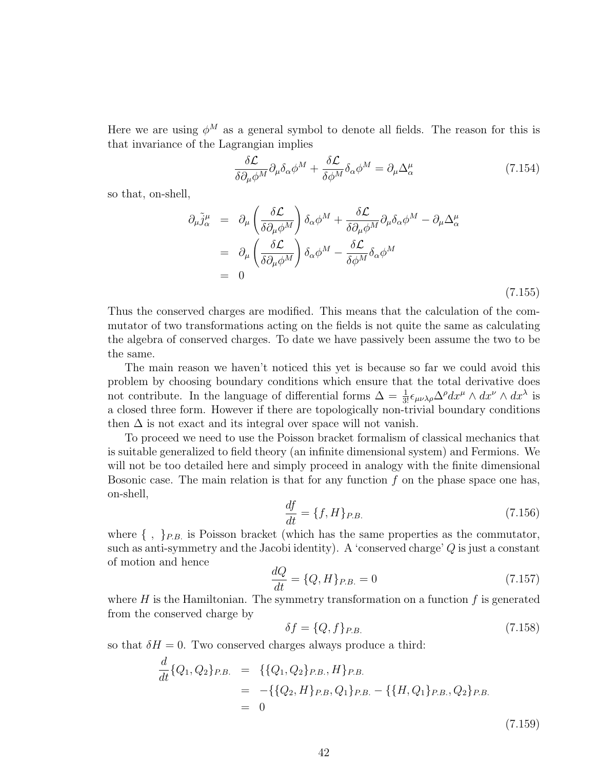Here we are using $\phi^M$ as a general symbol to denote all fields. The reason for this is that invariance of the Lagrangian implies

$$\frac{\delta \mathcal{L}}{\delta \partial_\mu \phi^M} \partial_\mu \delta_\alpha \phi^M + \frac{\delta \mathcal{L}}{\delta \phi^M} \delta_\alpha \phi^M = \partial_\mu \Delta^\mu_\alpha \tag{7.154}$$

so that, on-shell,

$$\begin{aligned}
\partial_\mu \tilde{j}^\mu_\alpha &= \partial_\mu \left( \frac{\delta \mathcal{L}}{\delta \partial_\mu \phi^M} \right) \delta_\alpha \phi^M + \frac{\delta \mathcal{L}}{\delta \partial_\mu \phi^M} \partial_\mu \delta_\alpha \phi^M - \partial_\mu \Delta^\mu_\alpha \\
&= \partial_\mu \left( \frac{\delta \mathcal{L}}{\delta \partial_\mu \phi^M} \right) \delta_\alpha \phi^M - \frac{\delta \mathcal{L}}{\delta \phi^M} \delta_\alpha \phi^M \\
&= 0
\end{aligned} \tag{7.155}$$

Thus the conserved charges are modified. This means that the calculation of the commutator of two transformations acting on the fields is not quite the same as calculating the algebra of conserved charges. To date we have passively been assume the two to be the same.

The main reason we haven't noticed this yet is because so far we could avoid this problem by choosing boundary conditions which ensure that the total derivative does not contribute. In the language of differential forms $\Delta = \frac{1}{3!}\epsilon_{\mu\nu\lambda\rho}\Delta^\rho dx^\mu \wedge dx^\nu \wedge dx^\lambda$ is a closed three form. However if there are topologically non-trivial boundary conditions then $\Delta$ is not exact and its integral over space will not vanish.

To proceed we need to use the Poisson bracket formalism of classical mechanics that is suitable generalized to field theory (an infinite dimensional system) and Fermions. We will not be too detailed here and simply proceed in analogy with the finite dimensional Bosonic case. The main relation is that for any function $f$ on the phase space one has, on-shell,

$$\frac{df}{dt} = \{f, H\}_{P.B.} \tag{7.156}$$

where $\{\ ,\ \}_{P.B.}$ is Poisson bracket (which has the same properties as the commutator, such as anti-symmetry and the Jacobi identity). A 'conserved charge' $Q$ is just a constant of motion and hence

$$\frac{dQ}{dt} = \{Q, H\}_{P.B.} = 0 \tag{7.157}$$

where $H$ is the Hamiltonian. The symmetry transformation on a function $f$ is generated from the conserved charge by

$$\delta f = \{Q, f\}_{P.B.} \tag{7.158}$$

so that $\delta H = 0$. Two conserved charges always produce a third:

$$\begin{aligned}
\frac{d}{dt}\{Q_1, Q_2\}_{P.B.} &= \{\{Q_1, Q_2\}_{P.B.}, H\}_{P.B.} \\
&= -\{\{Q_2, H\}_{P.B}, Q_1\}_{P.B.} - \{\{H, Q_1\}_{P.B.}, Q_2\}_{P.B.} \\
&= 0
\end{aligned} \tag{7.159}$$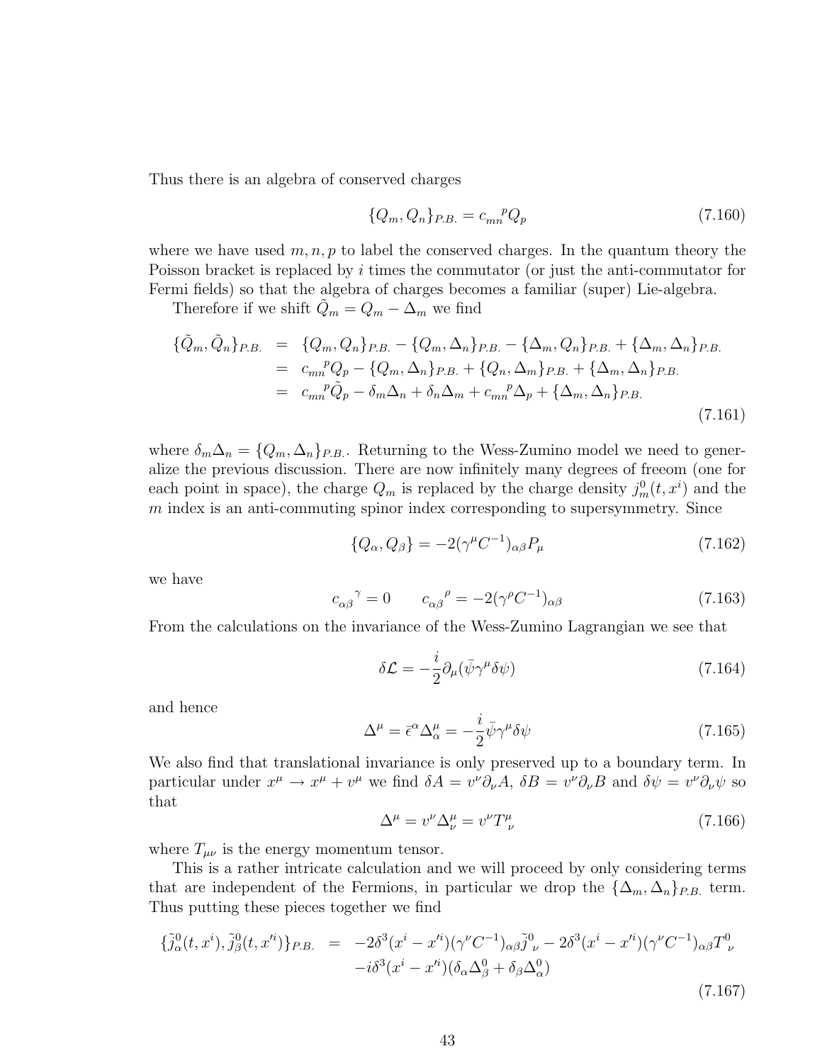Thus there is an algebra of conserved charges

$$\{Q_m, Q_n\}_{P.B.} = c_{mn}{}^{p} Q_p \tag{7.160}$$

where we have used $m, n, p$ to label the conserved charges. In the quantum theory the Poisson bracket is replaced by $i$ times the commutator (or just the anti-commutator for Fermi fields) so that the algebra of charges becomes a familiar (super) Lie-algebra.

Therefore if we shift $\tilde{Q}_m = Q_m - \Delta_m$ we find

$$\begin{aligned}
\{\tilde{Q}_m, \tilde{Q}_n\}_{P.B.} &= \{Q_m, Q_n\}_{P.B.} - \{Q_m, \Delta_n\}_{P.B.} - \{\Delta_m, Q_n\}_{P.B.} + \{\Delta_m, \Delta_n\}_{P.B.} \\
&= c_{mn}{}^{p} Q_p - \{Q_m, \Delta_n\}_{P.B.} + \{Q_n, \Delta_m\}_{P.B.} + \{\Delta_m, \Delta_n\}_{P.B.} \\
&= c_{mn}{}^{p} \tilde{Q}_p - \delta_m \Delta_n + \delta_n \Delta_m + c_{mn}{}^{p} \Delta_p + \{\Delta_m, \Delta_n\}_{P.B.}
\end{aligned} \tag{7.161}$$

where $\delta_m \Delta_n = \{Q_m, \Delta_n\}_{P.B.}$. Returning to the Wess-Zumino model we need to generalize the previous discussion. There are now infinitely many degrees of freeom (one for each point in space), the charge $Q_m$ is replaced by the charge density $j^0_m(t, x^i)$ and the $m$ index is an anti-commuting spinor index corresponding to supersymmetry. Since

$$\{Q_\alpha, Q_\beta\} = -2(\gamma^\mu C^{-1})_{\alpha\beta} P_\mu \tag{7.162}$$

we have

$$c_{\alpha\beta}{}^{\gamma} = 0 \qquad c_{\alpha\beta}{}^{\rho} = -2(\gamma^\rho C^{-1})_{\alpha\beta} \tag{7.163}$$

From the calculations on the invariance of the Wess-Zumino Lagrangian we see that

$$\delta\mathcal{L} = -\frac{i}{2}\partial_\mu(\bar{\psi}\gamma^\mu \delta\psi) \tag{7.164}$$

and hence

$$\Delta^\mu = \bar{\epsilon}^\alpha \Delta^\mu_\alpha = -\frac{i}{2}\bar{\psi}\gamma^\mu \delta\psi \tag{7.165}$$

We also find that translational invariance is only preserved up to a boundary term. In particular under $x^\mu \to x^\mu + v^\mu$ we find $\delta A = v^\nu \partial_\nu A$, $\delta B = v^\nu \partial_\nu B$ and $\delta\psi = v^\nu \partial_\nu \psi$ so that

$$\Delta^\mu = v^\nu \Delta^\mu_\nu = v^\nu T^\mu_{\ \nu} \tag{7.166}$$

where $T_{\mu\nu}$ is the energy momentum tensor.

This is a rather intricate calculation and we will proceed by only considering terms that are independent of the Fermions, in particular we drop the $\{\Delta_m, \Delta_n\}_{P.B.}$ term. Thus putting these pieces together we find

$$\begin{aligned}
\{\tilde{j}^0_\alpha(t, x^i), \tilde{j}^0_\beta(t, x'^i)\}_{P.B.} &= -2\delta^3(x^i - x'^i)(\gamma^\nu C^{-1})_{\alpha\beta}\tilde{j}^0_{\ \nu} - 2\delta^3(x^i - x'^i)(\gamma^\nu C^{-1})_{\alpha\beta} T^0_{\ \nu} \\
&\quad - i\delta^3(x^i - x'^i)(\delta_\alpha \Delta^0_\beta + \delta_\beta \Delta^0_\alpha)
\end{aligned} \tag{7.167}$$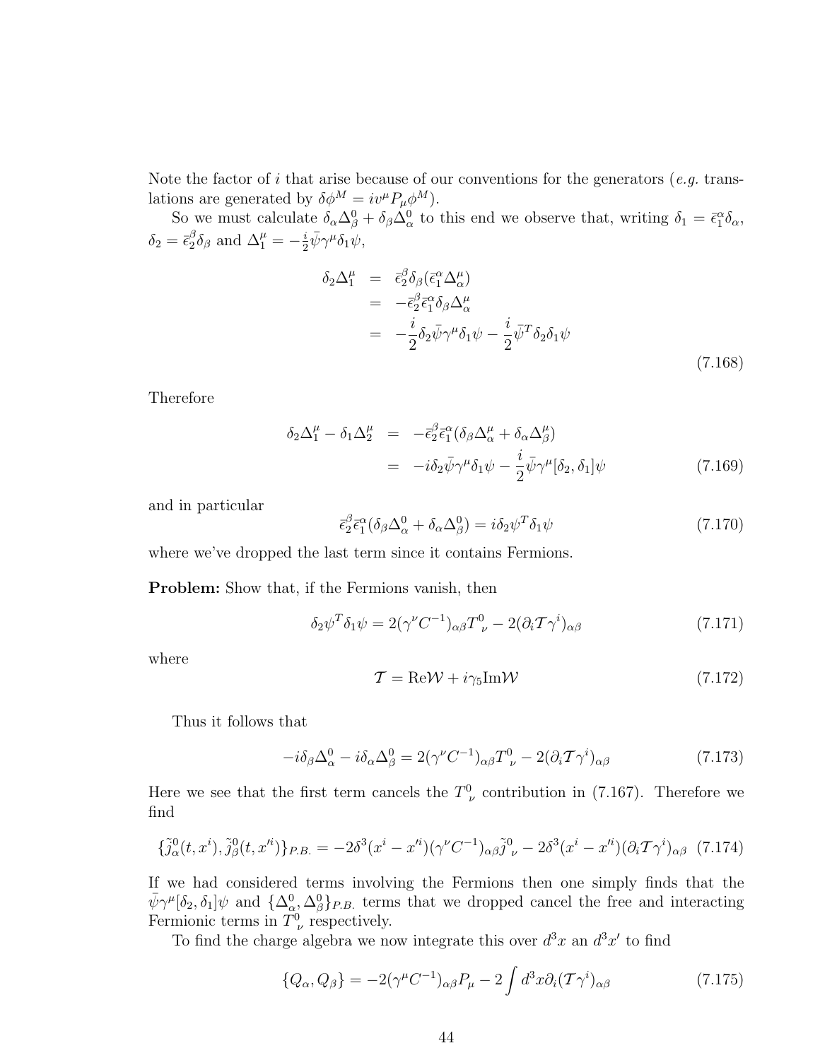Note the factor of $i$ that arise because of our conventions for the generators (*e.g.* translations are generated by $\delta\phi^M = iv^\mu P_\mu \phi^M$).

So we must calculate $\delta_\alpha \Delta^0_\beta + \delta_\beta \Delta^0_\alpha$ to this end we observe that, writing $\delta_1 = \bar{\epsilon}^\alpha_1 \delta_\alpha$, $\delta_2 = \bar{\epsilon}^\beta_2 \delta_\beta$ and $\Delta^\mu_1 = -\frac{i}{2}\bar{\psi}\gamma^\mu \delta_1 \psi$,

$$
\begin{aligned}
\delta_2 \Delta^\mu_1 &= \bar{\epsilon}^\beta_2 \delta_\beta (\bar{\epsilon}^\alpha_1 \Delta^\mu_\alpha) \\
&= -\bar{\epsilon}^\beta_2 \bar{\epsilon}^\alpha_1 \delta_\beta \Delta^\mu_\alpha \\
&= -\frac{i}{2}\delta_2 \bar{\psi}\gamma^\mu \delta_1 \psi - \frac{i}{2}\bar{\psi}^T \delta_2 \delta_1 \psi
\end{aligned} \tag{7.168}
$$

Therefore

$$
\begin{aligned}
\delta_2 \Delta^\mu_1 - \delta_1 \Delta^\mu_2 &= -\bar{\epsilon}^\beta_2 \bar{\epsilon}^\alpha_1 (\delta_\beta \Delta^\mu_\alpha + \delta_\alpha \Delta^\mu_\beta) \\
&= -i\delta_2 \bar{\psi}\gamma^\mu \delta_1 \psi - \frac{i}{2}\bar{\psi}\gamma^\mu [\delta_2, \delta_1]\psi
\end{aligned} \tag{7.169}
$$

and in particular

$$
\bar{\epsilon}^\beta_2 \bar{\epsilon}^\alpha_1 (\delta_\beta \Delta^0_\alpha + \delta_\alpha \Delta^0_\beta) = i\delta_2 \psi^T \delta_1 \psi \tag{7.170}
$$

where we've dropped the last term since it contains Fermions.

**Problem:** Show that, if the Fermions vanish, then

$$
\delta_2 \psi^T \delta_1 \psi = 2(\gamma^\nu C^{-1})_{\alpha\beta} T^0_{\ \nu} - 2(\partial_i \mathcal{T}\gamma^i)_{\alpha\beta} \tag{7.171}
$$

where

$$
\mathcal{T} = \mathrm{Re}\mathcal{W} + i\gamma_5 \mathrm{Im}\mathcal{W} \tag{7.172}
$$

Thus it follows that

$$
-i\delta_\beta \Delta^0_\alpha - i\delta_\alpha \Delta^0_\beta = 2(\gamma^\nu C^{-1})_{\alpha\beta} T^0_{\ \nu} - 2(\partial_i \mathcal{T}\gamma^i)_{\alpha\beta} \tag{7.173}
$$

Here we see that the first term cancels the $T^0_{\ \nu}$ contribution in (7.167). Therefore we find

$$
\{\tilde{j}^0_\alpha(t, x^i), \tilde{j}^0_\beta(t, x'^i)\}_{P.B.} = -2\delta^3(x^i - x'^i)(\gamma^\nu C^{-1})_{\alpha\beta}\tilde{j}^0_{\ \nu} - 2\delta^3(x^i - x'^i)(\partial_i \mathcal{T}\gamma^i)_{\alpha\beta} \tag{7.174}
$$

If we had considered terms involving the Fermions then one simply finds that the $\bar{\psi}\gamma^\mu[\delta_2, \delta_1]\psi$ and $\{\Delta^0_\alpha, \Delta^0_\beta\}_{P.B.}$ terms that we dropped cancel the free and interacting Fermionic terms in $T^0_{\ \nu}$ respectively.

To find the charge algebra we now integrate this over $d^3x$ an $d^3x'$ to find

$$
\{Q_\alpha, Q_\beta\} = -2(\gamma^\mu C^{-1})_{\alpha\beta} P_\mu - 2\int d^3x \partial_i (\mathcal{T}\gamma^i)_{\alpha\beta} \tag{7.175}
$$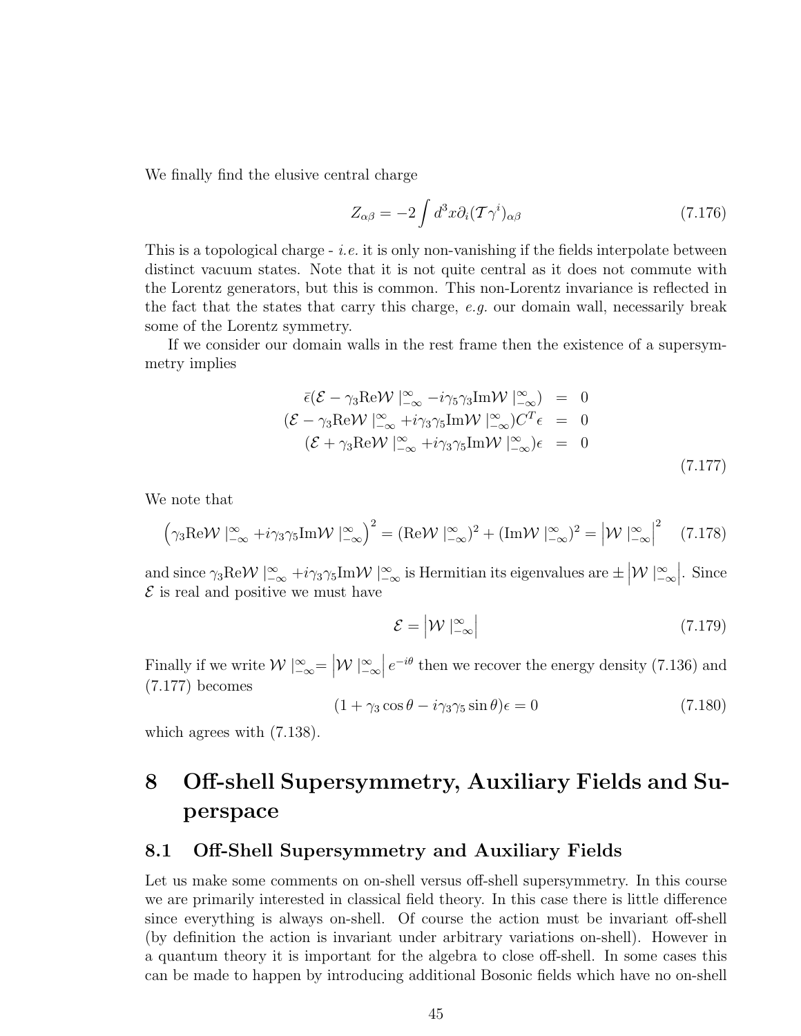We finally find the elusive central charge

$$Z_{\alpha\beta} = -2\int d^3x \partial_i (\mathcal{T}\gamma^i)_{\alpha\beta} \tag{7.176}$$

This is a topological charge - *i.e.* it is only non-vanishing if the fields interpolate between distinct vacuum states. Note that it is not quite central as it does not commute with the Lorentz generators, but this is common. This non-Lorentz invariance is reflected in the fact that the states that carry this charge, *e.g.* our domain wall, necessarily break some of the Lorentz symmetry.

If we consider our domain walls in the rest frame then the existence of a supersymmetry implies

$$\begin{aligned}
\bar{\epsilon}(\mathcal{E} - \gamma_3 \mathrm{Re}\mathcal{W}\mid_{-\infty}^{\infty} - i\gamma_5\gamma_3 \mathrm{Im}\mathcal{W}\mid_{-\infty}^{\infty}) &= 0 \\
(\mathcal{E} - \gamma_3 \mathrm{Re}\mathcal{W}\mid_{-\infty}^{\infty} + i\gamma_3\gamma_5 \mathrm{Im}\mathcal{W}\mid_{-\infty}^{\infty})C^T\epsilon &= 0 \\
(\mathcal{E} + \gamma_3 \mathrm{Re}\mathcal{W}\mid_{-\infty}^{\infty} + i\gamma_3\gamma_5 \mathrm{Im}\mathcal{W}\mid_{-\infty}^{\infty})\epsilon &= 0
\end{aligned} \tag{7.177}$$

We note that

$$\left(\gamma_3 \mathrm{Re}\mathcal{W}\mid_{-\infty}^{\infty} + i\gamma_3\gamma_5 \mathrm{Im}\mathcal{W}\mid_{-\infty}^{\infty}\right)^2 = (\mathrm{Re}\mathcal{W}\mid_{-\infty}^{\infty})^2 + (\mathrm{Im}\mathcal{W}\mid_{-\infty}^{\infty})^2 = \left|\mathcal{W}\mid_{-\infty}^{\infty}\right|^2 \tag{7.178}$$

and since $\gamma_3 \mathrm{Re}\mathcal{W}\mid_{-\infty}^{\infty} + i\gamma_3\gamma_5 \mathrm{Im}\mathcal{W}\mid_{-\infty}^{\infty}$ is Hermitian its eigenvalues are $\pm\left|\mathcal{W}\mid_{-\infty}^{\infty}\right|$. Since $\mathcal{E}$ is real and positive we must have

$$\mathcal{E} = \left|\mathcal{W}\mid_{-\infty}^{\infty}\right| \tag{7.179}$$

Finally if we write $\mathcal{W}\mid_{-\infty}^{\infty} = \left|\mathcal{W}\mid_{-\infty}^{\infty}\right| e^{-i\theta}$ then we recover the energy density (7.136) and (7.177) becomes

$$(1 + \gamma_3 \cos\theta - i\gamma_3\gamma_5 \sin\theta)\epsilon = 0 \tag{7.180}$$

which agrees with (7.138).

# 8 Off-shell Supersymmetry, Auxiliary Fields and Superspace

## 8.1 Off-Shell Supersymmetry and Auxiliary Fields

Let us make some comments on on-shell versus off-shell supersymmetry. In this course we are primarily interested in classical field theory. In this case there is little difference since everything is always on-shell. Of course the action must be invariant off-shell (by definition the action is invariant under arbitrary variations on-shell). However in a quantum theory it is important for the algebra to close off-shell. In some cases this can be made to happen by introducing additional Bosonic fields which have no on-shell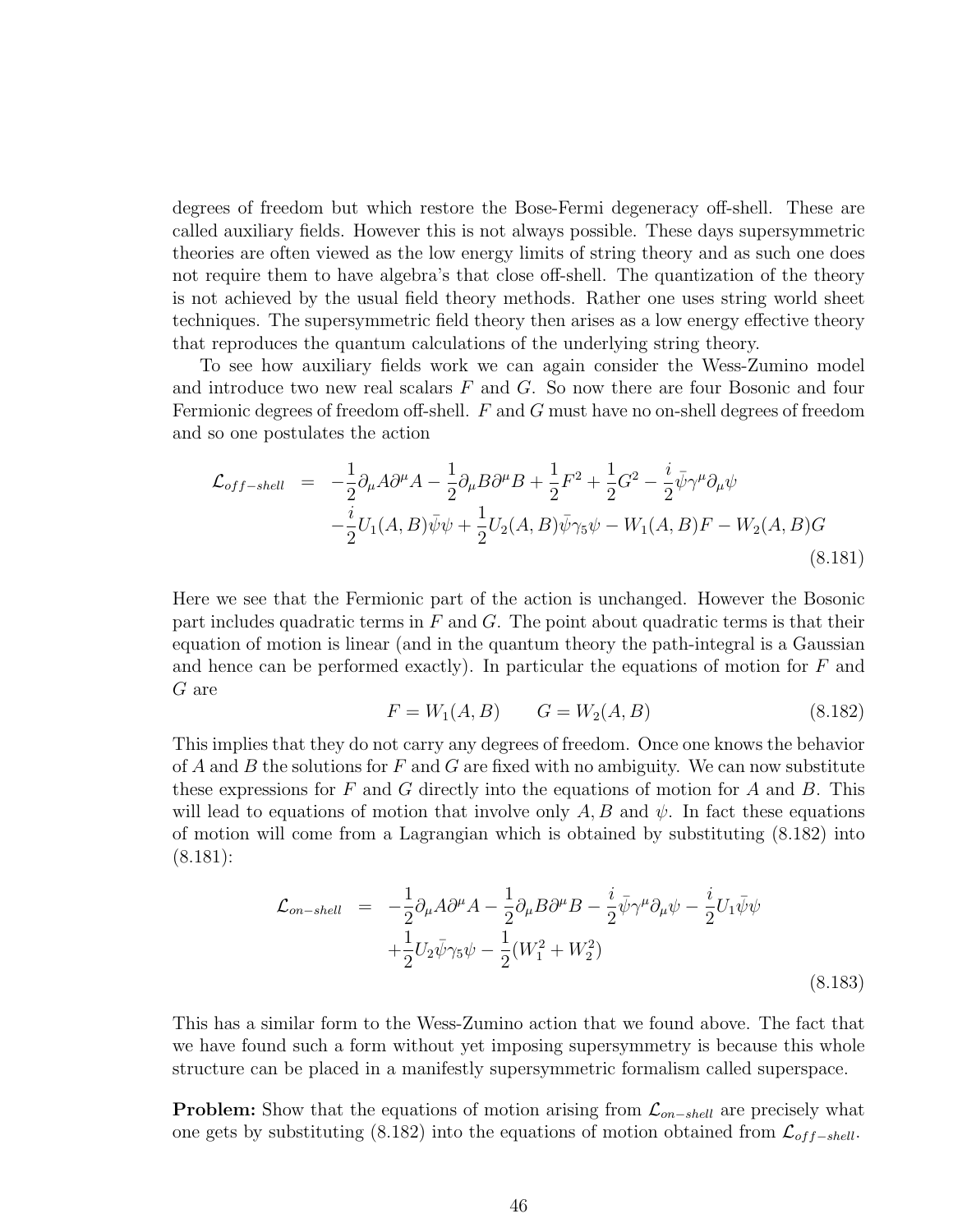degrees of freedom but which restore the Bose-Fermi degeneracy off-shell. These are called auxiliary fields. However this is not always possible. These days supersymmetric theories are often viewed as the low energy limits of string theory and as such one does not require them to have algebra's that close off-shell. The quantization of the theory is not achieved by the usual field theory methods. Rather one uses string world sheet techniques. The supersymmetric field theory then arises as a low energy effective theory that reproduces the quantum calculations of the underlying string theory.

To see how auxiliary fields work we can again consider the Wess-Zumino model and introduce two new real scalars $F$ and $G$. So now there are four Bosonic and four Fermionic degrees of freedom off-shell. $F$ and $G$ must have no on-shell degrees of freedom and so one postulates the action

$$
\begin{aligned}
\mathcal{L}_{off-shell} \;\; = \;\; & -\frac{1}{2}\partial_\mu A \partial^\mu A - \frac{1}{2}\partial_\mu B \partial^\mu B + \frac{1}{2}F^2 + \frac{1}{2}G^2 - \frac{i}{2}\bar{\psi}\gamma^\mu\partial_\mu\psi \\
& -\frac{i}{2}U_1(A,B)\bar{\psi}\psi + \frac{1}{2}U_2(A,B)\bar{\psi}\gamma_5\psi - W_1(A,B)F - W_2(A,B)G
\end{aligned}
\tag{8.181}
$$

Here we see that the Fermionic part of the action is unchanged. However the Bosonic part includes quadratic terms in $F$ and $G$. The point about quadratic terms is that their equation of motion is linear (and in the quantum theory the path-integral is a Gaussian and hence can be performed exactly). In particular the equations of motion for $F$ and $G$ are

$$
F = W_1(A,B) \qquad G = W_2(A,B) \tag{8.182}
$$

This implies that they do not carry any degrees of freedom. Once one knows the behavior of $A$ and $B$ the solutions for $F$ and $G$ are fixed with no ambiguity. We can now substitute these expressions for $F$ and $G$ directly into the equations of motion for $A$ and $B$. This will lead to equations of motion that involve only $A, B$ and $\psi$. In fact these equations of motion will come from a Lagrangian which is obtained by substituting (8.182) into (8.181):

$$
\begin{aligned}
\mathcal{L}_{on-shell} \;\; = \;\; & -\frac{1}{2}\partial_\mu A \partial^\mu A - \frac{1}{2}\partial_\mu B \partial^\mu B - \frac{i}{2}\bar{\psi}\gamma^\mu\partial_\mu\psi - \frac{i}{2}U_1\bar{\psi}\psi \\
& +\frac{1}{2}U_2\bar{\psi}\gamma_5\psi - \frac{1}{2}(W_1^2 + W_2^2)
\end{aligned}
\tag{8.183}
$$

This has a similar form to the Wess-Zumino action that we found above. The fact that we have found such a form without yet imposing supersymmetry is because this whole structure can be placed in a manifestly supersymmetric formalism called superspace.

**Problem:** Show that the equations of motion arising from $\mathcal{L}_{on-shell}$ are precisely what one gets by substituting (8.182) into the equations of motion obtained from $\mathcal{L}_{off-shell}$.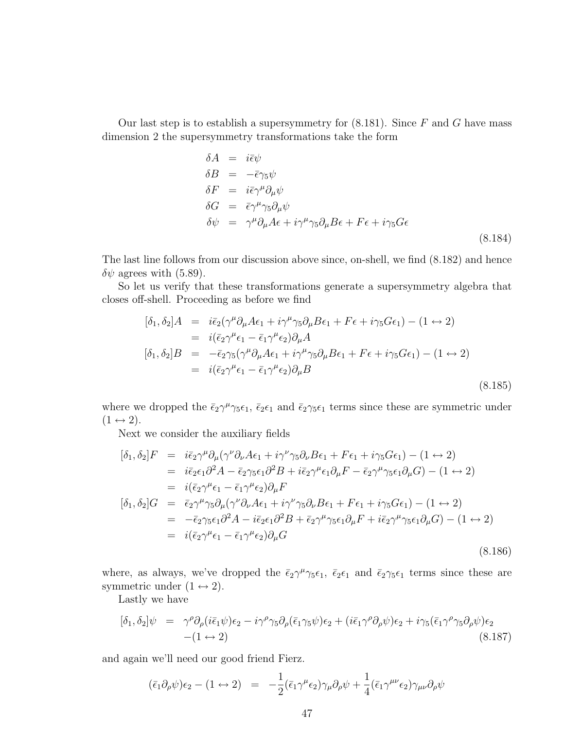Our last step is to establish a supersymmetry for (8.181). Since $F$ and $G$ have mass dimension 2 the supersymmetry transformations take the form

$$
\begin{aligned}
\delta A &= i\bar{\epsilon}\psi \\
\delta B &= -\bar{\epsilon}\gamma_5\psi \\
\delta F &= i\bar{\epsilon}\gamma^\mu\partial_\mu\psi \\
\delta G &= \bar{\epsilon}\gamma^\mu\gamma_5\partial_\mu\psi \\
\delta\psi &= \gamma^\mu\partial_\mu A\epsilon + i\gamma^\mu\gamma_5\partial_\mu B\epsilon + F\epsilon + i\gamma_5 G\epsilon
\end{aligned}
\tag{8.184}
$$

The last line follows from our discussion above since, on-shell, we find (8.182) and hence $\delta\psi$ agrees with (5.89).

So let us verify that these transformations generate a supersymmetry algebra that closes off-shell. Proceeding as before we find

$$
\begin{aligned}
[\delta_1,\delta_2]A &= i\bar{\epsilon}_2(\gamma^\mu\partial_\mu A\epsilon_1 + i\gamma^\mu\gamma_5\partial_\mu B\epsilon_1 + F\epsilon + i\gamma_5 G\epsilon_1) - (1\leftrightarrow 2) \\
&= i(\bar{\epsilon}_2\gamma^\mu\epsilon_1 - \bar{\epsilon}_1\gamma^\mu\epsilon_2)\partial_\mu A \\
[\delta_1,\delta_2]B &= -\bar{\epsilon}_2\gamma_5(\gamma^\mu\partial_\mu A\epsilon_1 + i\gamma^\mu\gamma_5\partial_\mu B\epsilon_1 + F\epsilon + i\gamma_5 G\epsilon_1) - (1\leftrightarrow 2) \\
&= i(\bar{\epsilon}_2\gamma^\mu\epsilon_1 - \bar{\epsilon}_1\gamma^\mu\epsilon_2)\partial_\mu B
\end{aligned}
\tag{8.185}
$$

where we dropped the $\bar{\epsilon}_2\gamma^\mu\gamma_5\epsilon_1$, $\bar{\epsilon}_2\epsilon_1$ and $\bar{\epsilon}_2\gamma_5\epsilon_1$ terms since these are symmetric under $(1\leftrightarrow 2)$.

Next we consider the auxiliary fields

$$
\begin{aligned}
[\delta_1,\delta_2]F &= i\bar{\epsilon}_2\gamma^\mu\partial_\mu(\gamma^\nu\partial_\nu A\epsilon_1 + i\gamma^\nu\gamma_5\partial_\nu B\epsilon_1 + F\epsilon_1 + i\gamma_5 G\epsilon_1) - (1\leftrightarrow 2) \\
&= i\bar{\epsilon}_2\epsilon_1\partial^2 A - \bar{\epsilon}_2\gamma_5\epsilon_1\partial^2 B + i\bar{\epsilon}_2\gamma^\mu\epsilon_1\partial_\mu F - \bar{\epsilon}_2\gamma^\mu\gamma_5\epsilon_1\partial_\mu G) - (1\leftrightarrow 2) \\
&= i(\bar{\epsilon}_2\gamma^\mu\epsilon_1 - \bar{\epsilon}_1\gamma^\mu\epsilon_2)\partial_\mu F \\
[\delta_1,\delta_2]G &= \bar{\epsilon}_2\gamma^\mu\gamma_5\partial_\mu(\gamma^\nu\partial_\nu A\epsilon_1 + i\gamma^\nu\gamma_5\partial_\nu B\epsilon_1 + F\epsilon_1 + i\gamma_5 G\epsilon_1) - (1\leftrightarrow 2) \\
&= -\bar{\epsilon}_2\gamma_5\epsilon_1\partial^2 A - i\bar{\epsilon}_2\epsilon_1\partial^2 B + \bar{\epsilon}_2\gamma^\mu\gamma_5\epsilon_1\partial_\mu F + i\bar{\epsilon}_2\gamma^\mu\gamma_5\epsilon_1\partial_\mu G) - (1\leftrightarrow 2) \\
&= i(\bar{\epsilon}_2\gamma^\mu\epsilon_1 - \bar{\epsilon}_1\gamma^\mu\epsilon_2)\partial_\mu G
\end{aligned}
\tag{8.186}
$$

where, as always, we've dropped the $\bar{\epsilon}_2\gamma^\mu\gamma_5\epsilon_1$, $\bar{\epsilon}_2\epsilon_1$ and $\bar{\epsilon}_2\gamma_5\epsilon_1$ terms since these are symmetric under $(1\leftrightarrow 2)$.

Lastly we have

$$
\begin{aligned}
[\delta_1,\delta_2]\psi &= \gamma^\rho\partial_\rho(i\bar{\epsilon}_1\psi)\epsilon_2 - i\gamma^\rho\gamma_5\partial_\rho(\bar{\epsilon}_1\gamma_5\psi)\epsilon_2 + (i\bar{\epsilon}_1\gamma^\rho\partial_\rho\psi)\epsilon_2 + i\gamma_5(\bar{\epsilon}_1\gamma^\rho\gamma_5\partial_\rho\psi)\epsilon_2 \\
&\quad -(1\leftrightarrow 2)
\end{aligned}
\tag{8.187}
$$

and again we'll need our good friend Fierz.

$$
(\bar{\epsilon}_1\partial_\rho\psi)\epsilon_2 - (1\leftrightarrow 2) = -\frac{1}{2}(\bar{\epsilon}_1\gamma^\mu\epsilon_2)\gamma_\mu\partial_\rho\psi + \frac{1}{4}(\bar{\epsilon}_1\gamma^{\mu\nu}\epsilon_2)\gamma_{\mu\nu}\partial_\rho\psi
$$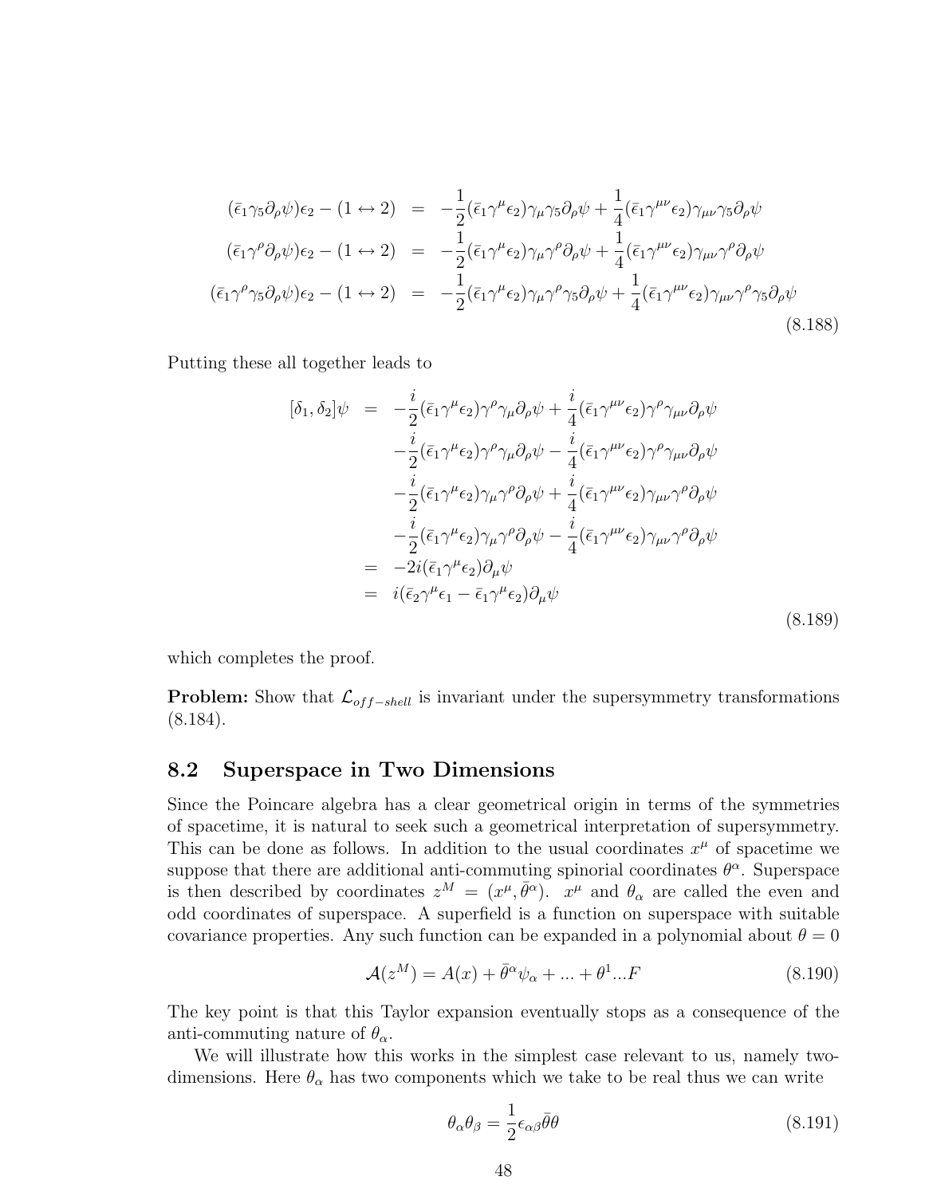$$
\begin{aligned}
(\bar{\epsilon}_1\gamma_5\partial_\rho\psi)\epsilon_2 - (1\leftrightarrow 2) &= -\frac{1}{2}(\bar{\epsilon}_1\gamma^\mu\epsilon_2)\gamma_\mu\gamma_5\partial_\rho\psi + \frac{1}{4}(\bar{\epsilon}_1\gamma^{\mu\nu}\epsilon_2)\gamma_{\mu\nu}\gamma_5\partial_\rho\psi \\
(\bar{\epsilon}_1\gamma^\rho\partial_\rho\psi)\epsilon_2 - (1\leftrightarrow 2) &= -\frac{1}{2}(\bar{\epsilon}_1\gamma^\mu\epsilon_2)\gamma_\mu\gamma^\rho\partial_\rho\psi + \frac{1}{4}(\bar{\epsilon}_1\gamma^{\mu\nu}\epsilon_2)\gamma_{\mu\nu}\gamma^\rho\partial_\rho\psi \\
(\bar{\epsilon}_1\gamma^\rho\gamma_5\partial_\rho\psi)\epsilon_2 - (1\leftrightarrow 2) &= -\frac{1}{2}(\bar{\epsilon}_1\gamma^\mu\epsilon_2)\gamma_\mu\gamma^\rho\gamma_5\partial_\rho\psi + \frac{1}{4}(\bar{\epsilon}_1\gamma^{\mu\nu}\epsilon_2)\gamma_{\mu\nu}\gamma^\rho\gamma_5\partial_\rho\psi
\end{aligned}
\tag{8.188}
$$

Putting these all together leads to

$$
\begin{aligned}
[\delta_1,\delta_2]\psi &= -\frac{i}{2}(\bar{\epsilon}_1\gamma^\mu\epsilon_2)\gamma^\rho\gamma_\mu\partial_\rho\psi + \frac{i}{4}(\bar{\epsilon}_1\gamma^{\mu\nu}\epsilon_2)\gamma^\rho\gamma_{\mu\nu}\partial_\rho\psi \\
&\quad -\frac{i}{2}(\bar{\epsilon}_1\gamma^\mu\epsilon_2)\gamma^\rho\gamma_\mu\partial_\rho\psi - \frac{i}{4}(\bar{\epsilon}_1\gamma^{\mu\nu}\epsilon_2)\gamma^\rho\gamma_{\mu\nu}\partial_\rho\psi \\
&\quad -\frac{i}{2}(\bar{\epsilon}_1\gamma^\mu\epsilon_2)\gamma_\mu\gamma^\rho\partial_\rho\psi + \frac{i}{4}(\bar{\epsilon}_1\gamma^{\mu\nu}\epsilon_2)\gamma_{\mu\nu}\gamma^\rho\partial_\rho\psi \\
&\quad -\frac{i}{2}(\bar{\epsilon}_1\gamma^\mu\epsilon_2)\gamma_\mu\gamma^\rho\partial_\rho\psi - \frac{i}{4}(\bar{\epsilon}_1\gamma^{\mu\nu}\epsilon_2)\gamma_{\mu\nu}\gamma^\rho\partial_\rho\psi \\
&= -2i(\bar{\epsilon}_1\gamma^\mu\epsilon_2)\partial_\mu\psi \\
&= i(\bar{\epsilon}_2\gamma^\mu\epsilon_1 - \bar{\epsilon}_1\gamma^\mu\epsilon_2)\partial_\mu\psi
\end{aligned}
\tag{8.189}
$$

which completes the proof.

**Problem:** Show that $\mathcal{L}_{off-shell}$ is invariant under the supersymmetry transformations (8.184).

## 8.2 Superspace in Two Dimensions

Since the Poincare algebra has a clear geometrical origin in terms of the symmetries of spacetime, it is natural to seek such a geometrical interpretation of supersymmetry. This can be done as follows. In addition to the usual coordinates $x^\mu$ of spacetime we suppose that there are additional anti-commuting spinorial coordinates $\theta^\alpha$. Superspace is then described by coordinates $z^M = (x^\mu, \bar{\theta}^\alpha)$. $x^\mu$ and $\theta_\alpha$ are called the even and odd coordinates of superspace. A superfield is a function on superspace with suitable covariance properties. Any such function can be expanded in a polynomial about $\theta = 0$

$$
\mathcal{A}(z^M) = A(x) + \bar{\theta}^\alpha\psi_\alpha + ... + \theta^1...F \tag{8.190}
$$

The key point is that this Taylor expansion eventually stops as a consequence of the anti-commuting nature of $\theta_\alpha$.

We will illustrate how this works in the simplest case relevant to us, namely two-dimensions. Here $\theta_\alpha$ has two components which we take to be real thus we can write

$$
\theta_\alpha\theta_\beta = \frac{1}{2}\epsilon_{\alpha\beta}\bar{\theta}\theta \tag{8.191}
$$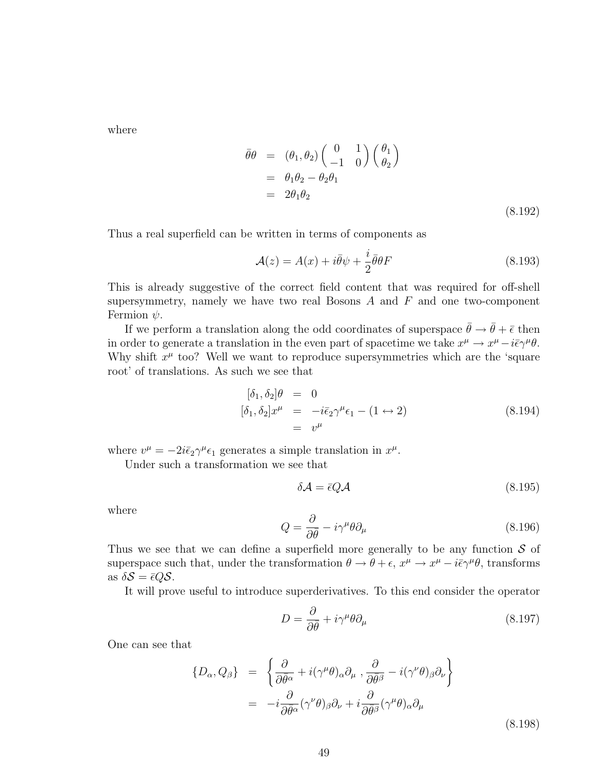where

$$
\begin{aligned}
\bar{\theta}\theta &= (\theta_1, \theta_2) \begin{pmatrix} 0 & 1 \\ -1 & 0 \end{pmatrix} \begin{pmatrix} \theta_1 \\ \theta_2 \end{pmatrix} \\
&= \theta_1\theta_2 - \theta_2\theta_1 \\
&= 2\theta_1\theta_2
\end{aligned}
\tag{8.192}
$$

Thus a real superfield can be written in terms of components as

$$
\mathcal{A}(z) = A(x) + i\bar{\theta}\psi + \frac{i}{2}\bar{\theta}\theta F \tag{8.193}
$$

This is already suggestive of the correct field content that was required for off-shell supersymmetry, namely we have two real Bosons $A$ and $F$ and one two-component Fermion $\psi$.

If we perform a translation along the odd coordinates of superspace $\bar{\theta} \to \bar{\theta} + \bar{\epsilon}$ then in order to generate a translation in the even part of spacetime we take $x^\mu \to x^\mu - i\bar{\epsilon}\gamma^\mu\theta$. Why shift $x^\mu$ too? Well we want to reproduce supersymmetries which are the 'square root' of translations. As such we see that

$$
\begin{aligned}
[\delta_1, \delta_2]\theta &= 0 \\
[\delta_1, \delta_2]x^\mu &= -i\bar{\epsilon}_2\gamma^\mu\epsilon_1 - (1 \leftrightarrow 2) \\
&= v^\mu
\end{aligned}
\tag{8.194}
$$

where $v^\mu = -2i\bar{\epsilon}_2\gamma^\mu\epsilon_1$ generates a simple translation in $x^\mu$.

Under such a transformation we see that

$$
\delta\mathcal{A} = \bar{\epsilon}Q\mathcal{A} \tag{8.195}
$$

where

$$
Q = \frac{\partial}{\partial\bar{\theta}} - i\gamma^\mu\theta\partial_\mu \tag{8.196}
$$

Thus we see that we can define a superfield more generally to be any function $\mathcal{S}$ of superspace such that, under the transformation $\theta \to \theta + \epsilon$, $x^\mu \to x^\mu - i\bar{\epsilon}\gamma^\mu\theta$, transforms as $\delta\mathcal{S} = \bar{\epsilon}Q\mathcal{S}$.

It will prove useful to introduce superderivatives. To this end consider the operator

$$
D = \frac{\partial}{\partial\bar{\theta}} + i\gamma^\mu\theta\partial_\mu \tag{8.197}
$$

One can see that

$$
\begin{aligned}
\{D_\alpha, Q_\beta\} &= \left\{ \frac{\partial}{\partial\bar{\theta}^\alpha} + i(\gamma^\mu\theta)_\alpha\partial_\mu \, , \frac{\partial}{\partial\bar{\theta}^\beta} - i(\gamma^\nu\theta)_\beta\partial_\nu \right\} \\
&= -i\frac{\partial}{\partial\bar{\theta}^\alpha}(\gamma^\nu\theta)_\beta\partial_\nu + i\frac{\partial}{\partial\bar{\theta}^\beta}(\gamma^\mu\theta)_\alpha\partial_\mu
\end{aligned}
\tag{8.198}
$$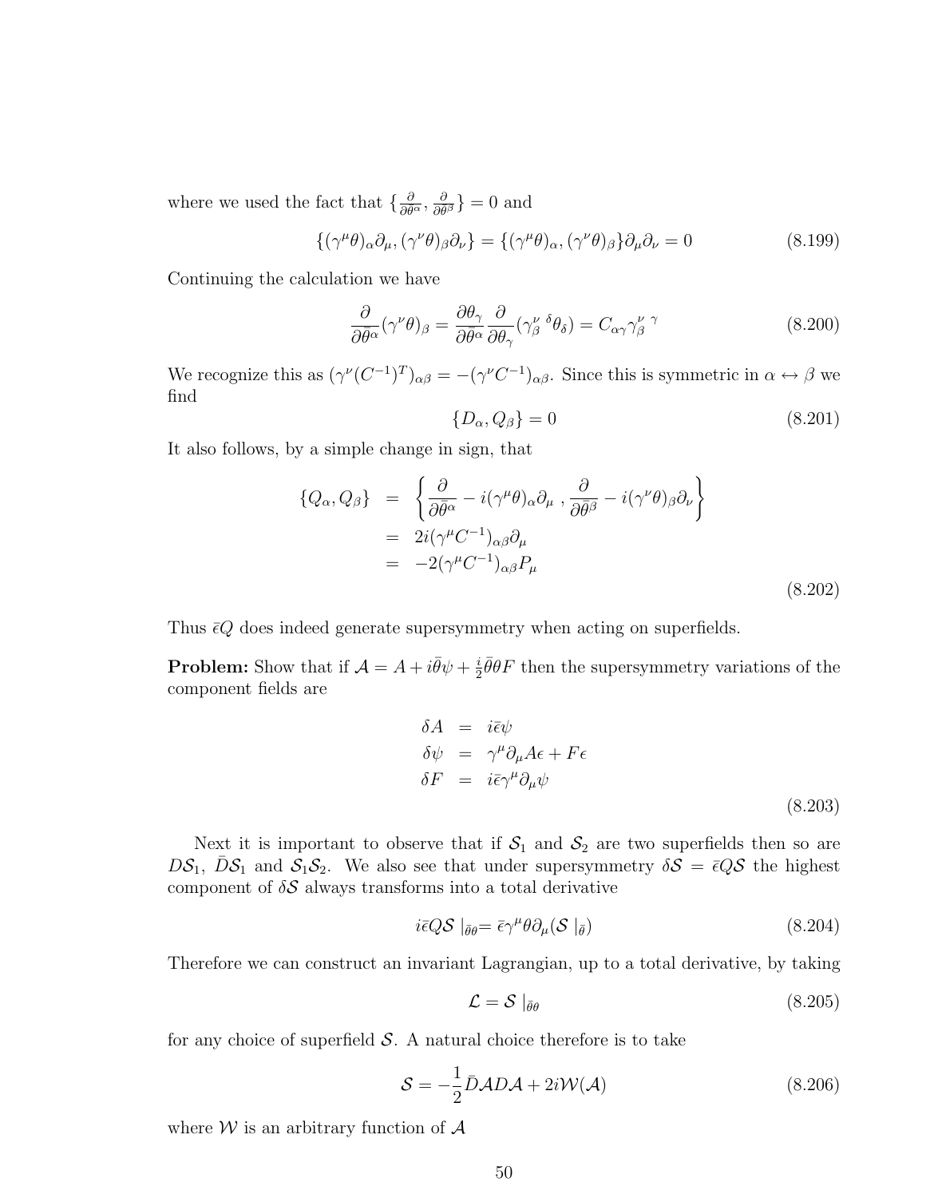where we used the fact that $\{\frac{\partial}{\partial \bar\theta^\alpha}, \frac{\partial}{\partial \bar\theta^\beta}\} = 0$ and

$$\{(\gamma^\mu\theta)_\alpha\partial_\mu, (\gamma^\nu\theta)_\beta\partial_\nu\} = \{(\gamma^\mu\theta)_\alpha, (\gamma^\nu\theta)_\beta\}\partial_\mu\partial_\nu = 0 \tag{8.199}$$

Continuing the calculation we have

$$\frac{\partial}{\partial\bar\theta^\alpha}(\gamma^\nu\theta)_\beta = \frac{\partial\theta_\gamma}{\partial\bar\theta^\alpha}\frac{\partial}{\partial\theta_\gamma}(\gamma^\nu_\beta{}^\delta\theta_\delta) = C_{\alpha\gamma}\gamma^\nu_\beta{}^\gamma \tag{8.200}$$

We recognize this as $(\gamma^\nu(C^{-1})^T)_{\alpha\beta} = -(\gamma^\nu C^{-1})_{\alpha\beta}$. Since this is symmetric in $\alpha \leftrightarrow \beta$ we find

$$\{D_\alpha, Q_\beta\} = 0 \tag{8.201}$$

It also follows, by a simple change in sign, that

$$\begin{aligned}
\{Q_\alpha, Q_\beta\} &= \left\{\frac{\partial}{\partial\bar\theta^\alpha} - i(\gamma^\mu\theta)_\alpha\partial_\mu \, , \frac{\partial}{\partial\bar\theta^\beta} - i(\gamma^\nu\theta)_\beta\partial_\nu\right\} \\
&= 2i(\gamma^\mu C^{-1})_{\alpha\beta}\partial_\mu \\
&= -2(\gamma^\mu C^{-1})_{\alpha\beta}P_\mu
\end{aligned} \tag{8.202}$$

Thus $\bar\epsilon Q$ does indeed generate supersymmetry when acting on superfields.

**Problem:** Show that if $\mathcal{A} = A + i\bar\theta\psi + \frac{i}{2}\bar\theta\theta F$ then the supersymmetry variations of the component fields are

$$\begin{aligned}
\delta A &= i\bar\epsilon\psi \\
\delta\psi &= \gamma^\mu\partial_\mu A\epsilon + F\epsilon \\
\delta F &= i\bar\epsilon\gamma^\mu\partial_\mu\psi
\end{aligned} \tag{8.203}$$

Next it is important to observe that if $\mathcal{S}_1$ and $\mathcal{S}_2$ are two superfields then so are $D\mathcal{S}_1$, $\bar D\mathcal{S}_1$ and $\mathcal{S}_1\mathcal{S}_2$. We also see that under supersymmetry $\delta\mathcal{S} = \bar\epsilon Q\mathcal{S}$ the highest component of $\delta\mathcal{S}$ always transforms into a total derivative

$$i\bar\epsilon Q\mathcal{S}\mid_{\bar\theta\theta} = \bar\epsilon\gamma^\mu\theta\partial_\mu(\mathcal{S}\mid_{\bar\theta}) \tag{8.204}$$

Therefore we can construct an invariant Lagrangian, up to a total derivative, by taking

$$\mathcal{L} = \mathcal{S}\mid_{\bar\theta\theta} \tag{8.205}$$

for any choice of superfield $\mathcal{S}$. A natural choice therefore is to take

$$\mathcal{S} = -\frac{1}{2}\bar D\mathcal{A}D\mathcal{A} + 2i\mathcal{W}(\mathcal{A}) \tag{8.206}$$

where $\mathcal{W}$ is an arbitrary function of $\mathcal{A}$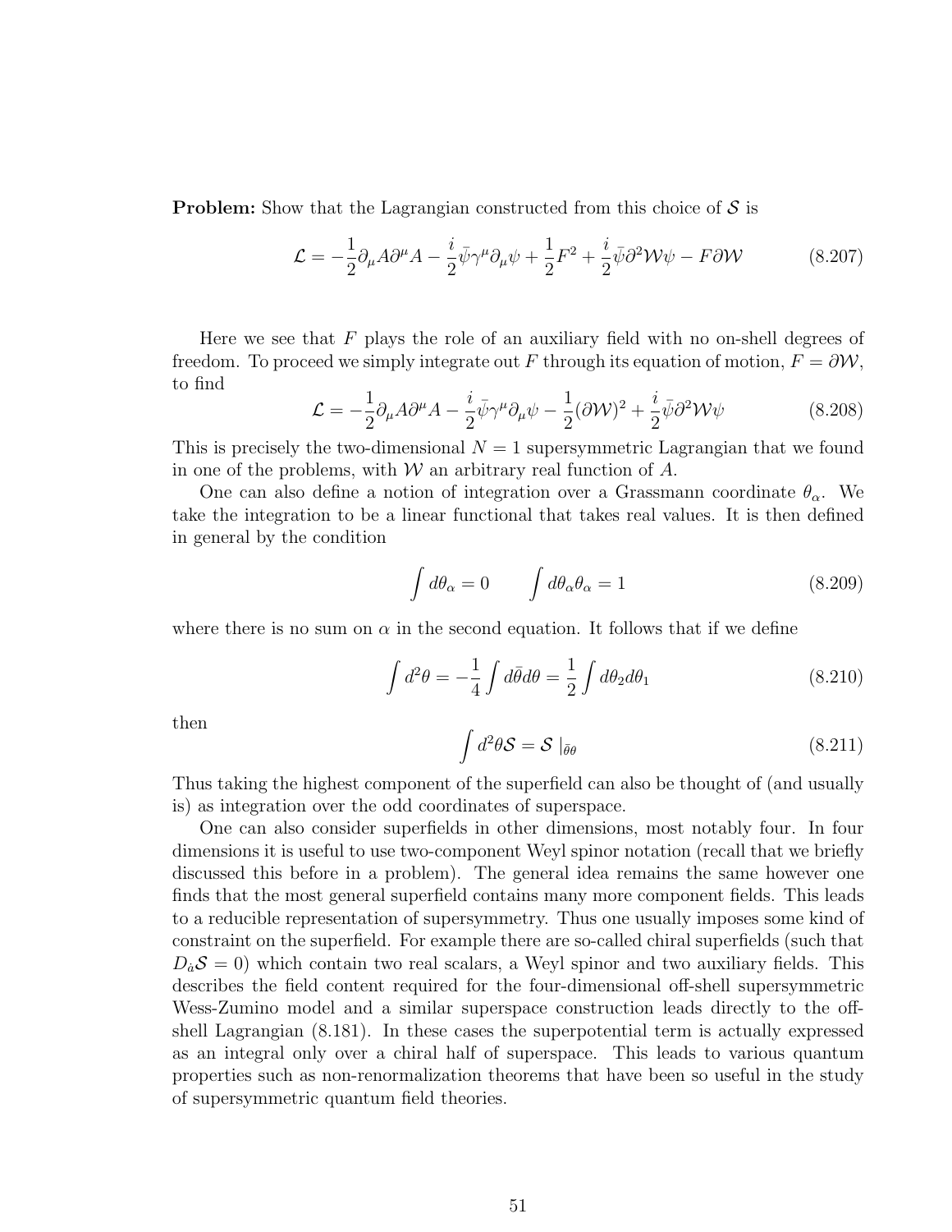**Problem:** Show that the Lagrangian constructed from this choice of $\mathcal{S}$ is

$$\mathcal{L} = -\frac{1}{2}\partial_\mu A \partial^\mu A - \frac{i}{2}\bar{\psi}\gamma^\mu\partial_\mu\psi + \frac{1}{2}F^2 + \frac{i}{2}\bar{\psi}\partial^2\mathcal{W}\psi - F\partial\mathcal{W} \tag{8.207}$$

Here we see that $F$ plays the role of an auxiliary field with no on-shell degrees of freedom. To proceed we simply integrate out $F$ through its equation of motion, $F = \partial\mathcal{W}$, to find

$$\mathcal{L} = -\frac{1}{2}\partial_\mu A \partial^\mu A - \frac{i}{2}\bar{\psi}\gamma^\mu\partial_\mu\psi - \frac{1}{2}(\partial\mathcal{W})^2 + \frac{i}{2}\bar{\psi}\partial^2\mathcal{W}\psi \tag{8.208}$$

This is precisely the two-dimensional $N = 1$ supersymmetric Lagrangian that we found in one of the problems, with $\mathcal{W}$ an arbitrary real function of $A$.

One can also define a notion of integration over a Grassmann coordinate $\theta_\alpha$. We take the integration to be a linear functional that takes real values. It is then defined in general by the condition

$$\int d\theta_\alpha = 0 \qquad \int d\theta_\alpha \theta_\alpha = 1 \tag{8.209}$$

where there is no sum on $\alpha$ in the second equation. It follows that if we define

$$\int d^2\theta = -\frac{1}{4}\int d\bar{\theta}d\theta = \frac{1}{2}\int d\theta_2 d\theta_1 \tag{8.210}$$

then

$$\int d^2\theta \mathcal{S} = \mathcal{S}\mid_{\bar{\theta}\theta} \tag{8.211}$$

Thus taking the highest component of the superfield can also be thought of (and usually is) as integration over the odd coordinates of superspace.

One can also consider superfields in other dimensions, most notably four. In four dimensions it is useful to use two-component Weyl spinor notation (recall that we briefly discussed this before in a problem). The general idea remains the same however one finds that the most general superfield contains many more component fields. This leads to a reducible representation of supersymmetry. Thus one usually imposes some kind of constraint on the superfield. For example there are so-called chiral superfields (such that $D_{\dot{\alpha}}\mathcal{S} = 0$) which contain two real scalars, a Weyl spinor and two auxiliary fields. This describes the field content required for the four-dimensional off-shell supersymmetric Wess-Zumino model and a similar superspace construction leads directly to the off-shell Lagrangian (8.181). In these cases the superpotential term is actually expressed as an integral only over a chiral half of superspace. This leads to various quantum properties such as non-renormalization theorems that have been so useful in the study of supersymmetric quantum field theories.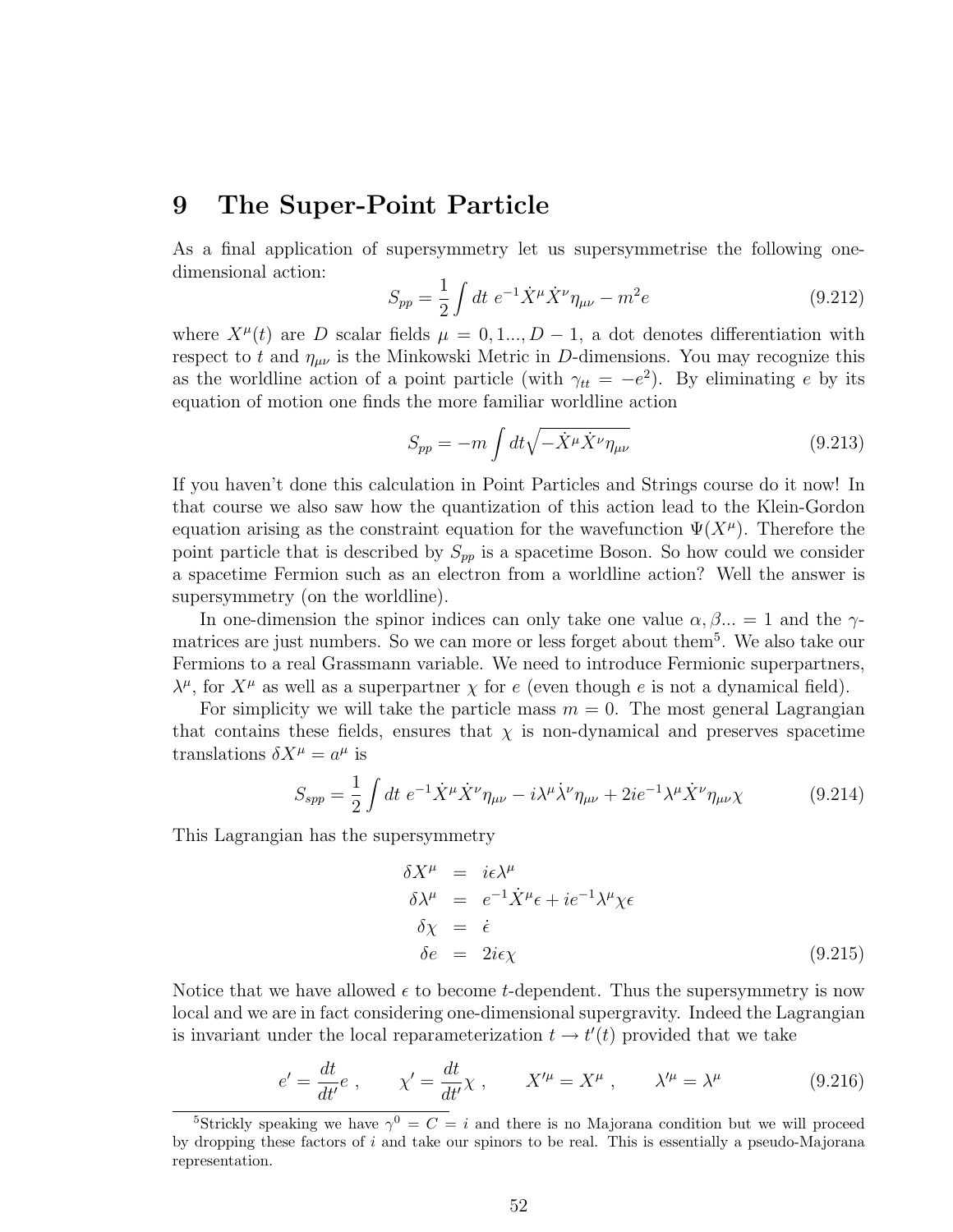# 9 The Super-Point Particle

As a final application of supersymmetry let us supersymmetrise the following one-dimensional action:

$$S_{pp} = \frac{1}{2}\int dt\ e^{-1}\dot{X}^\mu \dot{X}^\nu \eta_{\mu\nu} - m^2 e \tag{9.212}$$

where $X^\mu(t)$ are $D$ scalar fields $\mu = 0, 1..., D-1$, a dot denotes differentiation with respect to $t$ and $\eta_{\mu\nu}$ is the Minkowski Metric in $D$-dimensions. You may recognize this as the worldline action of a point particle (with $\gamma_{tt} = -e^2$). By eliminating $e$ by its equation of motion one finds the more familiar worldline action

$$S_{pp} = -m\int dt \sqrt{-\dot{X}^\mu \dot{X}^\nu \eta_{\mu\nu}} \tag{9.213}$$

If you haven't done this calculation in Point Particles and Strings course do it now! In that course we also saw how the quantization of this action lead to the Klein-Gordon equation arising as the constraint equation for the wavefunction $\Psi(X^\mu)$. Therefore the point particle that is described by $S_{pp}$ is a spacetime Boson. So how could we consider a spacetime Fermion such as an electron from a worldline action? Well the answer is supersymmetry (on the worldline).

In one-dimension the spinor indices can only take one value $\alpha, \beta ... = 1$ and the $\gamma$-matrices are just numbers. So we can more or less forget about them[5]. We also take our Fermions to a real Grassmann variable. We need to introduce Fermionic superpartners, $\lambda^\mu$, for $X^\mu$ as well as a superpartner $\chi$ for $e$ (even though $e$ is not a dynamical field).

For simplicity we will take the particle mass $m = 0$. The most general Lagrangian that contains these fields, ensures that $\chi$ is non-dynamical and preserves spacetime translations $\delta X^\mu = a^\mu$ is

$$S_{spp} = \frac{1}{2}\int dt\ e^{-1}\dot{X}^\mu \dot{X}^\nu \eta_{\mu\nu} - i\lambda^\mu \dot{\lambda}^\nu \eta_{\mu\nu} + 2ie^{-1}\lambda^\mu \dot{X}^\nu \eta_{\mu\nu}\chi \tag{9.214}$$

This Lagrangian has the supersymmetry

$$\begin{aligned}
\delta X^\mu &= i\epsilon\lambda^\mu \\
\delta\lambda^\mu &= e^{-1}\dot{X}^\mu\epsilon + ie^{-1}\lambda^\mu\chi\epsilon \\
\delta\chi &= \dot{\epsilon} \\
\delta e &= 2i\epsilon\chi
\end{aligned} \tag{9.215}$$

Notice that we have allowed $\epsilon$ to become $t$-dependent. Thus the supersymmetry is now local and we are in fact considering one-dimensional supergravity. Indeed the Lagrangian is invariant under the local reparameterization $t \to t'(t)$ provided that we take

$$e' = \frac{dt}{dt'}e\ , \qquad \chi' = \frac{dt}{dt'}\chi\ , \qquad X'^\mu = X^\mu\ , \qquad \lambda'^\mu = \lambda^\mu \tag{9.216}$$

[5] Strickly speaking we have $\gamma^0 = C = i$ and there is no Majorana condition but we will proceed by dropping these factors of $i$ and take our spinors to be real. This is essentially a pseudo-Majorana representation.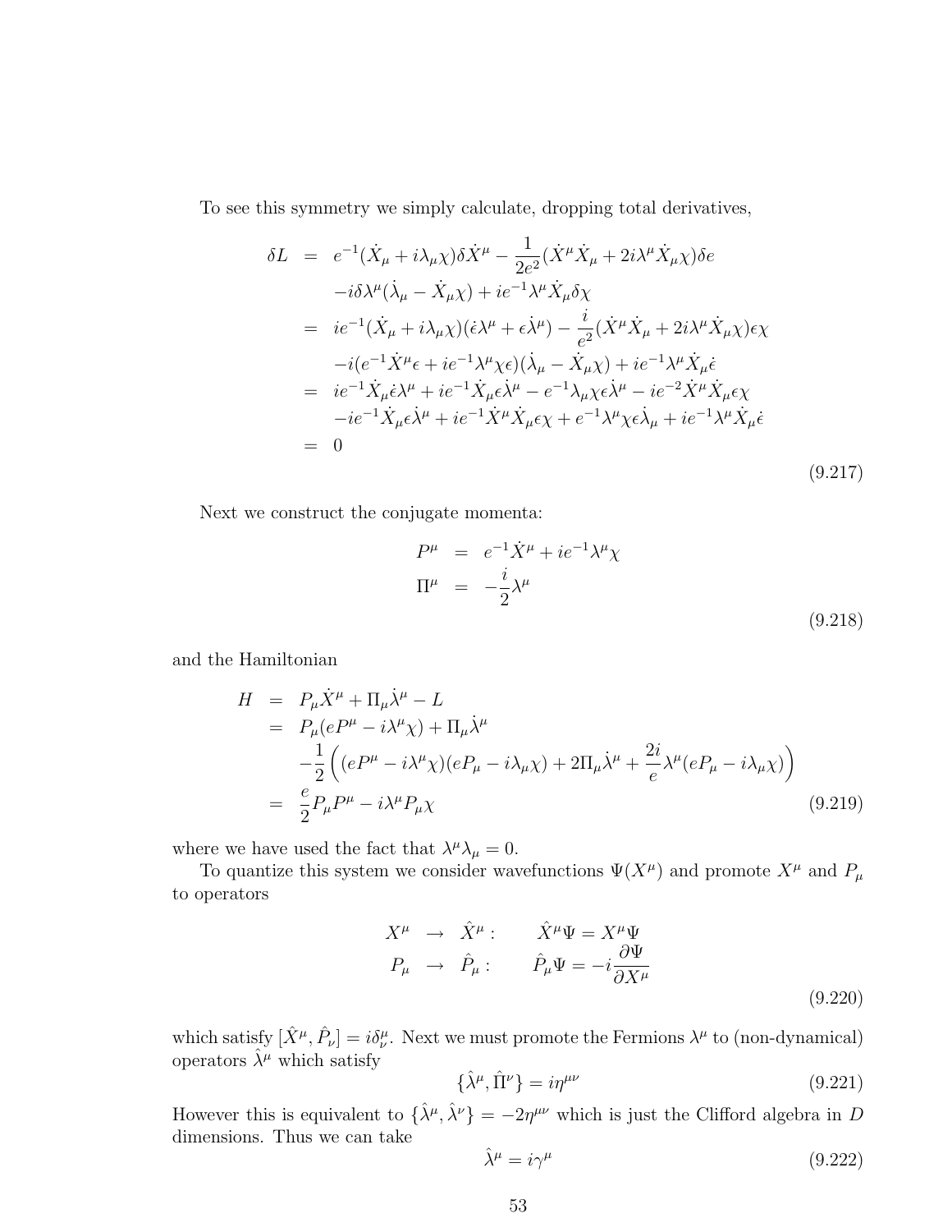To see this symmetry we simply calculate, dropping total derivatives,

$$
\begin{aligned}
\delta L &= e^{-1}(\dot{X}_\mu + i\lambda_\mu \chi)\delta \dot{X}^\mu - \frac{1}{2e^2}(\dot{X}^\mu \dot{X}_\mu + 2i\lambda^\mu \dot{X}_\mu \chi)\delta e \\
&\quad -i\delta\lambda^\mu(\dot{\lambda}_\mu - \dot{X}_\mu \chi) + ie^{-1}\lambda^\mu \dot{X}_\mu \delta\chi \\
&= ie^{-1}(\dot{X}_\mu + i\lambda_\mu \chi)(\dot{\epsilon}\lambda^\mu + \epsilon\dot{\lambda}^\mu) - \frac{i}{e^2}(\dot{X}^\mu \dot{X}_\mu + 2i\lambda^\mu \dot{X}_\mu \chi)\epsilon\chi \\
&\quad -i(e^{-1}\dot{X}^\mu \epsilon + ie^{-1}\lambda^\mu \chi\epsilon)(\dot{\lambda}_\mu - \dot{X}_\mu \chi) + ie^{-1}\lambda^\mu \dot{X}_\mu \dot{\epsilon} \\
&= ie^{-1}\dot{X}_\mu \dot{\epsilon}\lambda^\mu + ie^{-1}\dot{X}_\mu \epsilon\dot{\lambda}^\mu - e^{-1}\lambda_\mu \chi\epsilon\dot{\lambda}^\mu - ie^{-2}\dot{X}^\mu \dot{X}_\mu \epsilon\chi \\
&\quad -ie^{-1}\dot{X}_\mu \epsilon\dot{\lambda}^\mu + ie^{-1}\dot{X}^\mu \dot{X}_\mu \epsilon\chi + e^{-1}\lambda^\mu \chi\epsilon\dot{\lambda}_\mu + ie^{-1}\lambda^\mu \dot{X}_\mu \dot{\epsilon} \\
&= 0
\end{aligned}
\tag{9.217}
$$

Next we construct the conjugate momenta:

$$
\begin{aligned}
P^\mu &= e^{-1}\dot{X}^\mu + ie^{-1}\lambda^\mu \chi \\
\Pi^\mu &= -\frac{i}{2}\lambda^\mu
\end{aligned}
\tag{9.218}
$$

and the Hamiltonian

$$
\begin{aligned}
H &= P_\mu \dot{X}^\mu + \Pi_\mu \dot{\lambda}^\mu - L \\
&= P_\mu(eP^\mu - i\lambda^\mu \chi) + \Pi_\mu \dot{\lambda}^\mu \\
&\quad -\frac{1}{2}\left((eP^\mu - i\lambda^\mu \chi)(eP_\mu - i\lambda_\mu \chi) + 2\Pi_\mu \dot{\lambda}^\mu + \frac{2i}{e}\lambda^\mu(eP_\mu - i\lambda_\mu \chi)\right) \\
&= \frac{e}{2}P_\mu P^\mu - i\lambda^\mu P_\mu \chi
\end{aligned}
\tag{9.219}
$$

where we have used the fact that $\lambda^\mu \lambda_\mu = 0$.

To quantize this system we consider wavefunctions $\Psi(X^\mu)$ and promote $X^\mu$ and $P_\mu$ to operators

$$
\begin{aligned}
X^\mu &\rightarrow \hat{X}^\mu : \qquad \hat{X}^\mu \Psi = X^\mu \Psi \\
P_\mu &\rightarrow \hat{P}_\mu : \qquad \hat{P}_\mu \Psi = -i\frac{\partial \Psi}{\partial X^\mu}
\end{aligned}
\tag{9.220}
$$

which satisfy $[\hat{X}^\mu, \hat{P}_\nu] = i\delta^\mu_\nu$. Next we must promote the Fermions $\lambda^\mu$ to (non-dynamical) operators $\hat{\lambda}^\mu$ which satisfy

$$
\{\hat{\lambda}^\mu, \hat{\Pi}^\nu\} = i\eta^{\mu\nu} \tag{9.221}
$$

However this is equivalent to $\{\hat{\lambda}^\mu, \hat{\lambda}^\nu\} = -2\eta^{\mu\nu}$ which is just the Clifford algebra in $D$ dimensions. Thus we can take

$$
\hat{\lambda}^\mu = i\gamma^\mu \tag{9.222}
$$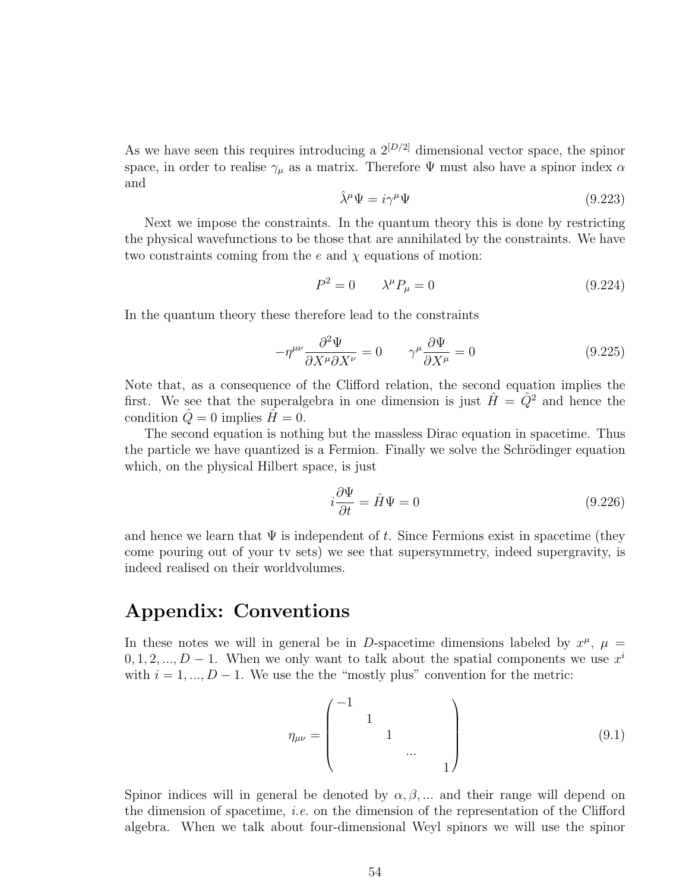As we have seen this requires introducing a $2^{[D/2]}$ dimensional vector space, the spinor space, in order to realise $\gamma_\mu$ as a matrix. Therefore $\Psi$ must also have a spinor index $\alpha$ and

$$\hat{\lambda}^\mu \Psi = i\gamma^\mu \Psi \tag{9.223}$$

Next we impose the constraints. In the quantum theory this is done by restricting the physical wavefunctions to be those that are annihilated by the constraints. We have two constraints coming from the $e$ and $\chi$ equations of motion:

$$P^2 = 0 \qquad \lambda^\mu P_\mu = 0 \tag{9.224}$$

In the quantum theory these therefore lead to the constraints

$$-\eta^{\mu\nu}\frac{\partial^2 \Psi}{\partial X^\mu \partial X^\nu} = 0 \qquad \gamma^\mu \frac{\partial \Psi}{\partial X^\mu} = 0 \tag{9.225}$$

Note that, as a consequence of the Clifford relation, the second equation implies the first. We see that the superalgebra in one dimension is just $\hat{H} = \hat{Q}^2$ and hence the condition $\hat{Q} = 0$ implies $\hat{H} = 0$.

The second equation is nothing but the massless Dirac equation in spacetime. Thus the particle we have quantized is a Fermion. Finally we solve the Schrödinger equation which, on the physical Hilbert space, is just

$$i\frac{\partial \Psi}{\partial t} = \hat{H}\Psi = 0 \tag{9.226}$$

and hence we learn that $\Psi$ is independent of $t$. Since Fermions exist in spacetime (they come pouring out of your tv sets) we see that supersymmetry, indeed supergravity, is indeed realised on their worldvolumes.

# Appendix: Conventions

In these notes we will in general be in $D$-spacetime dimensions labeled by $x^\mu$, $\mu = 0, 1, 2, ..., D-1$. When we only want to talk about the spatial components we use $x^i$ with $i = 1, ..., D-1$. We use the the "mostly plus" convention for the metric:

$$\eta_{\mu\nu} = \begin{pmatrix} -1 & & & & \\ & 1 & & & \\ & & 1 & & \\ & & & \ddots & \\ & & & & 1 \end{pmatrix} \tag{9.1}$$

Spinor indices will in general be denoted by $\alpha, \beta, ...$ and their range will depend on the dimension of spacetime, *i.e.* on the dimension of the representation of the Clifford algebra. When we talk about four-dimensional Weyl spinors we will use the spinor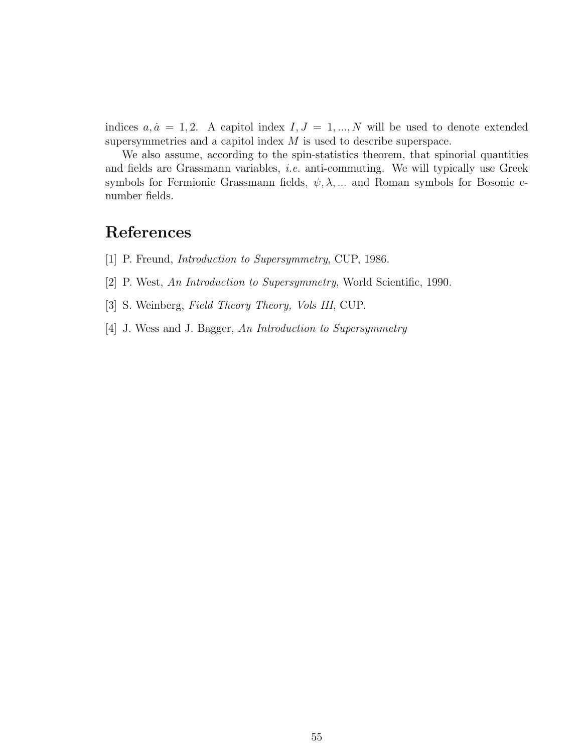indices $a, \dot{a} = 1, 2$. A capitol index $I, J = 1, ..., N$ will be used to denote extended supersymmetries and a capitol index $M$ is used to describe superspace.

We also assume, according to the spin-statistics theorem, that spinorial quantities and fields are Grassmann variables, *i.e.* anti-commuting. We will typically use Greek symbols for Fermionic Grassmann fields, $\psi, \lambda, ...$ and Roman symbols for Bosonic c-number fields.

# References

[1] P. Freund, *Introduction to Supersymmetry*, CUP, 1986.

[2] P. West, *An Introduction to Supersymmetry*, World Scientific, 1990.

[3] S. Weinberg, *Field Theory Theory, Vols III*, CUP.

[4] J. Wess and J. Bagger, *An Introduction to Supersymmetry*